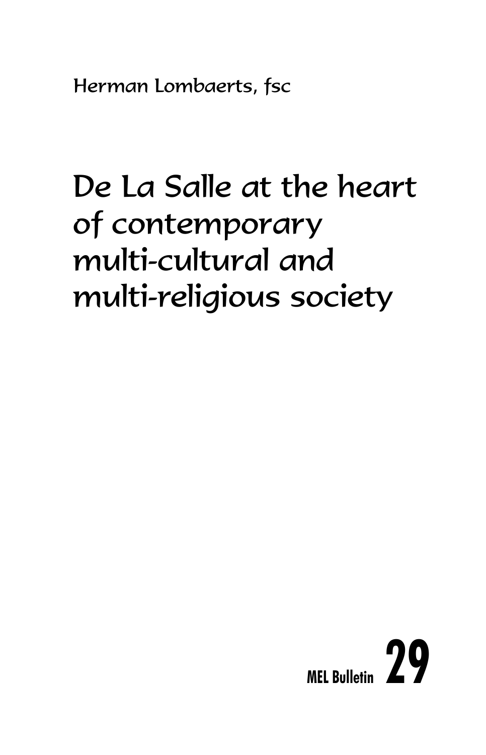Herman Lombaerts, fsc

# De La Salle at the heart of contemporary multi-cultural and multi-religious society

MEL Bulletin **29**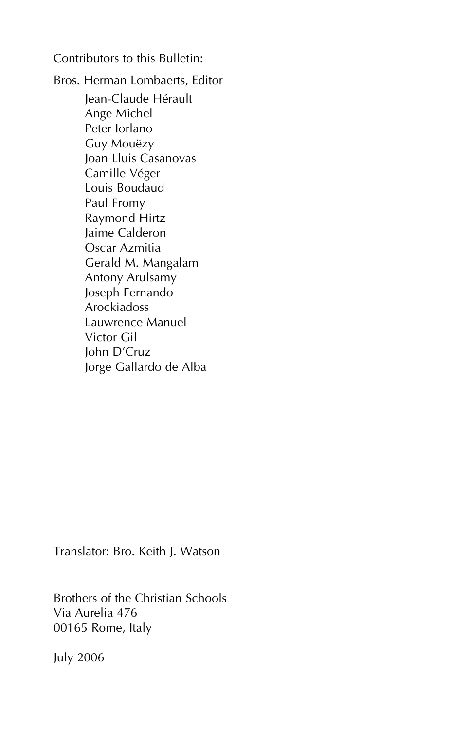Contributors to this Bulletin:

Bros. Herman Lombaerts, Editor

- Jean-Claude Hérault
- Ange Michel
- Peter Iorlano
- Guy Mouëzy
- Joan Lluis Casanovas
- Camille Véger
- Louis Boudaud
- Paul Fromy
- Raymond Hirtz
- Jaime Calderon
- Oscar Azmitia
- Gerald M. Mangalam
- Antony Arulsamy
- Joseph Fernando
- Arockiadoss
- Lauwrence Manuel
- Victor Gil
- John D'Cruz
- Jorge Gallardo de Alba

Translator: Bro. Keith J. Watson

Brothers of the Christian Schools
Via Aurelia 476
00165 Rome, Italy

July 2006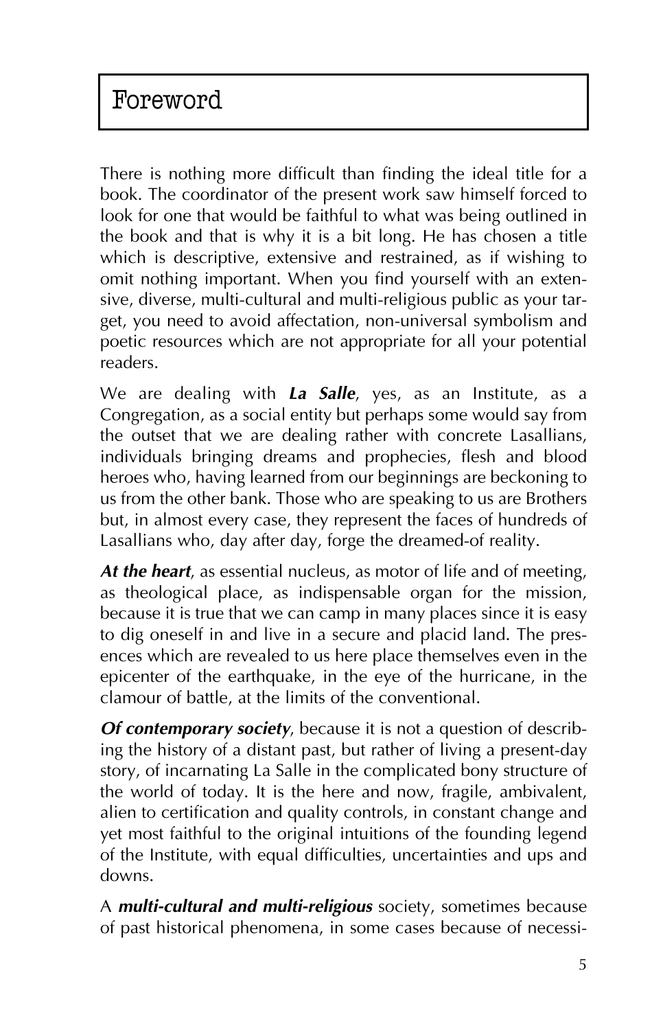# Foreword

There is nothing more difficult than finding the ideal title for a book. The coordinator of the present work saw himself forced to look for one that would be faithful to what was being outlined in the book and that is why it is a bit long. He has chosen a title which is descriptive, extensive and restrained, as if wishing to omit nothing important. When you find yourself with an extensive, diverse, multi-cultural and multi-religious public as your target, you need to avoid affectation, non-universal symbolism and poetic resources which are not appropriate for all your potential readers.

We are dealing with ***La Salle***, yes, as an Institute, as a Congregation, as a social entity but perhaps some would say from the outset that we are dealing rather with concrete Lasallians, individuals bringing dreams and prophecies, flesh and blood heroes who, having learned from our beginnings are beckoning to us from the other bank. Those who are speaking to us are Brothers but, in almost every case, they represent the faces of hundreds of Lasallians who, day after day, forge the dreamed-of reality.

***At the heart***, as essential nucleus, as motor of life and of meeting, as theological place, as indispensable organ for the mission, because it is true that we can camp in many places since it is easy to dig oneself in and live in a secure and placid land. The presences which are revealed to us here place themselves even in the epicenter of the earthquake, in the eye of the hurricane, in the clamour of battle, at the limits of the conventional.

***Of contemporary society***, because it is not a question of describing the history of a distant past, but rather of living a present-day story, of incarnating La Salle in the complicated bony structure of the world of today. It is the here and now, fragile, ambivalent, alien to certification and quality controls, in constant change and yet most faithful to the original intuitions of the founding legend of the Institute, with equal difficulties, uncertainties and ups and downs.

A ***multi-cultural and multi-religious*** society, sometimes because of past historical phenomena, in some cases because of necessi-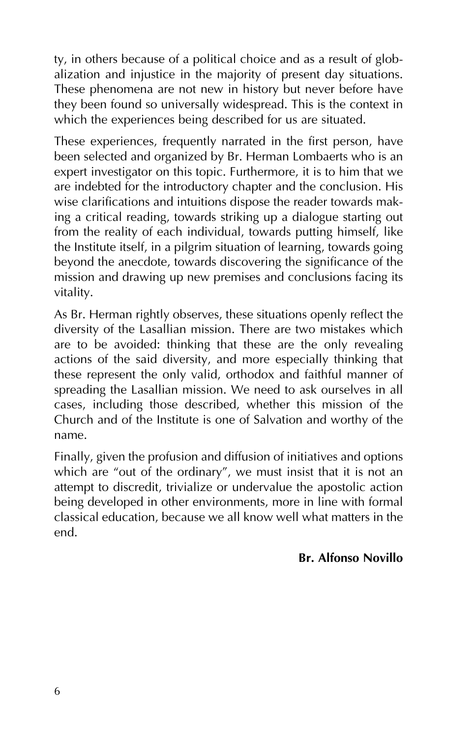ty, in others because of a political choice and as a result of globalization and injustice in the majority of present day situations. These phenomena are not new in history but never before have they been found so universally widespread. This is the context in which the experiences being described for us are situated.

These experiences, frequently narrated in the first person, have been selected and organized by Br. Herman Lombaerts who is an expert investigator on this topic. Furthermore, it is to him that we are indebted for the introductory chapter and the conclusion. His wise clarifications and intuitions dispose the reader towards making a critical reading, towards striking up a dialogue starting out from the reality of each individual, towards putting himself, like the Institute itself, in a pilgrim situation of learning, towards going beyond the anecdote, towards discovering the significance of the mission and drawing up new premises and conclusions facing its vitality.

As Br. Herman rightly observes, these situations openly reflect the diversity of the Lasallian mission. There are two mistakes which are to be avoided: thinking that these are the only revealing actions of the said diversity, and more especially thinking that these represent the only valid, orthodox and faithful manner of spreading the Lasallian mission. We need to ask ourselves in all cases, including those described, whether this mission of the Church and of the Institute is one of Salvation and worthy of the name.

Finally, given the profusion and diffusion of initiatives and options which are "out of the ordinary", we must insist that it is not an attempt to discredit, trivialize or undervalue the apostolic action being developed in other environments, more in line with formal classical education, because we all know well what matters in the end.

**Br. Alfonso Novillo**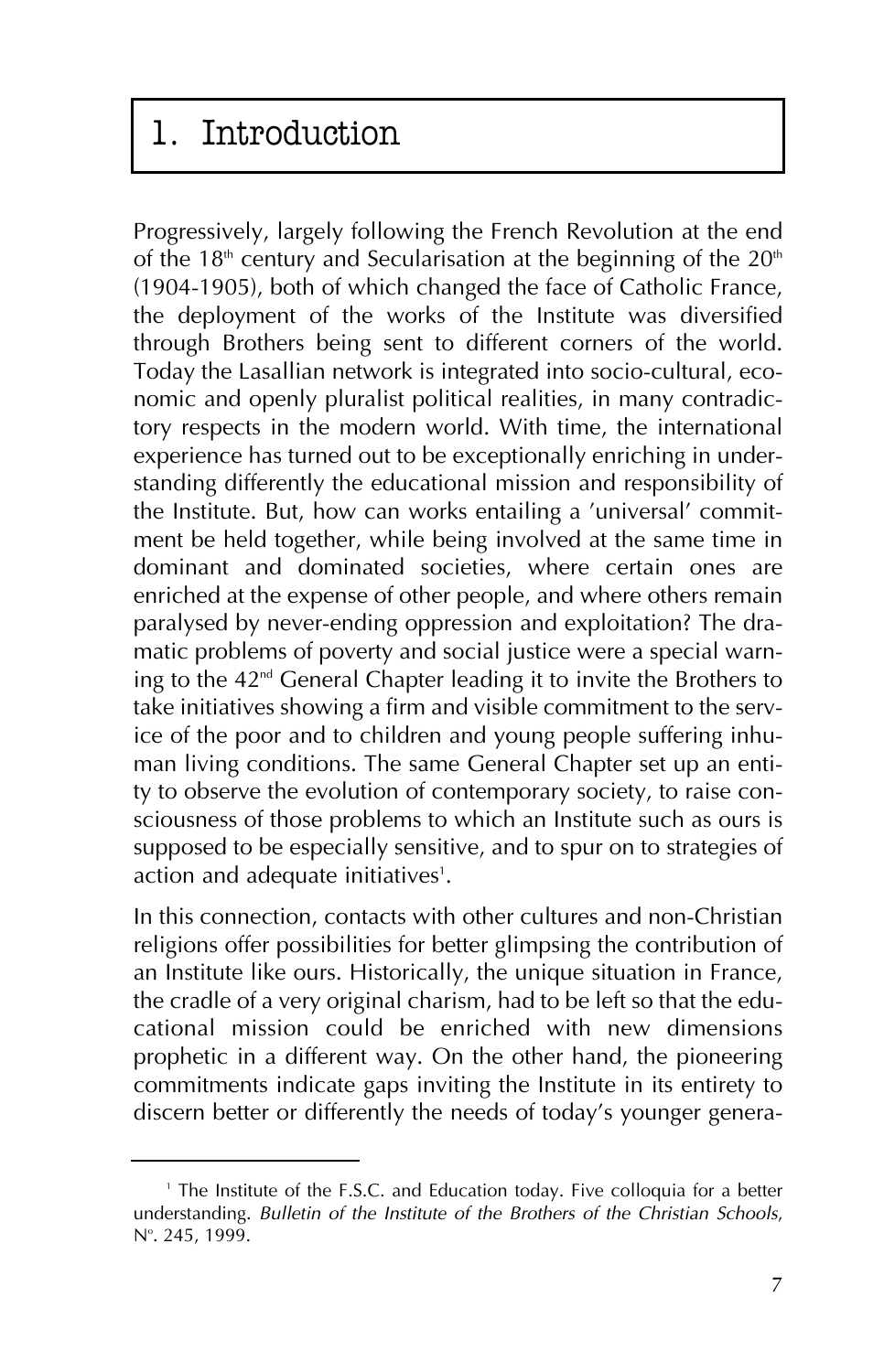# 1. Introduction

Progressively, largely following the French Revolution at the end of the 18th century and Secularisation at the beginning of the 20th (1904-1905), both of which changed the face of Catholic France, the deployment of the works of the Institute was diversified through Brothers being sent to different corners of the world. Today the Lasallian network is integrated into socio-cultural, economic and openly pluralist political realities, in many contradictory respects in the modern world. With time, the international experience has turned out to be exceptionally enriching in understanding differently the educational mission and responsibility of the Institute. But, how can works entailing a 'universal' commitment be held together, while being involved at the same time in dominant and dominated societies, where certain ones are enriched at the expense of other people, and where others remain paralysed by never-ending oppression and exploitation? The dramatic problems of poverty and social justice were a special warning to the 42nd General Chapter leading it to invite the Brothers to take initiatives showing a firm and visible commitment to the service of the poor and to children and young people suffering inhuman living conditions. The same General Chapter set up an entity to observe the evolution of contemporary society, to raise consciousness of those problems to which an Institute such as ours is supposed to be especially sensitive, and to spur on to strategies of action and adequate initiatives[1].

In this connection, contacts with other cultures and non-Christian religions offer possibilities for better glimpsing the contribution of an Institute like ours. Historically, the unique situation in France, the cradle of a very original charism, had to be left so that the educational mission could be enriched with new dimensions prophetic in a different way. On the other hand, the pioneering commitments indicate gaps inviting the Institute in its entirety to discern better or differently the needs of today's younger genera-

---

[1] The Institute of the F.S.C. and Education today. Five colloquia for a better understanding. *Bulletin of the Institute of the Brothers of the Christian Schools*, N°. 245, 1999.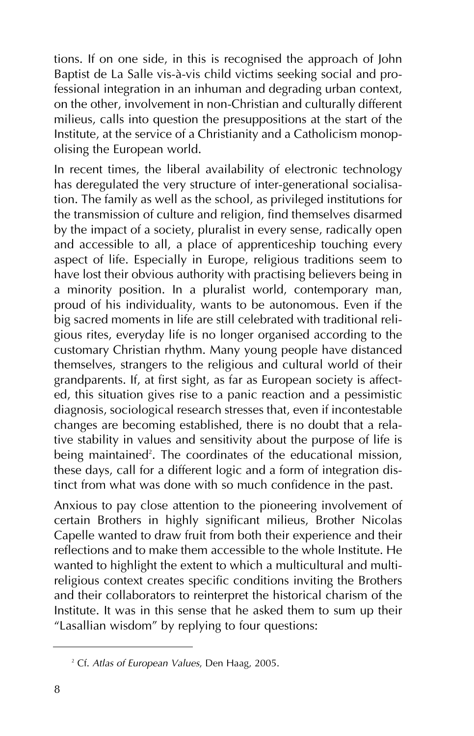tions. If on one side, in this is recognised the approach of John Baptist de La Salle vis-à-vis child victims seeking social and professional integration in an inhuman and degrading urban context, on the other, involvement in non-Christian and culturally different milieus, calls into question the presuppositions at the start of the Institute, at the service of a Christianity and a Catholicism monopolising the European world.

In recent times, the liberal availability of electronic technology has deregulated the very structure of inter-generational socialisation. The family as well as the school, as privileged institutions for the transmission of culture and religion, find themselves disarmed by the impact of a society, pluralist in every sense, radically open and accessible to all, a place of apprenticeship touching every aspect of life. Especially in Europe, religious traditions seem to have lost their obvious authority with practising believers being in a minority position. In a pluralist world, contemporary man, proud of his individuality, wants to be autonomous. Even if the big sacred moments in life are still celebrated with traditional religious rites, everyday life is no longer organised according to the customary Christian rhythm. Many young people have distanced themselves, strangers to the religious and cultural world of their grandparents. If, at first sight, as far as European society is affected, this situation gives rise to a panic reaction and a pessimistic diagnosis, sociological research stresses that, even if incontestable changes are becoming established, there is no doubt that a relative stability in values and sensitivity about the purpose of life is being maintained[2]. The coordinates of the educational mission, these days, call for a different logic and a form of integration distinct from what was done with so much confidence in the past.

Anxious to pay close attention to the pioneering involvement of certain Brothers in highly significant milieus, Brother Nicolas Capelle wanted to draw fruit from both their experience and their reflections and to make them accessible to the whole Institute. He wanted to highlight the extent to which a multicultural and multireligious context creates specific conditions inviting the Brothers and their collaborators to reinterpret the historical charism of the Institute. It was in this sense that he asked them to sum up their "Lasallian wisdom" by replying to four questions:

---

[2] Cf. *Atlas of European Values*, Den Haag, 2005.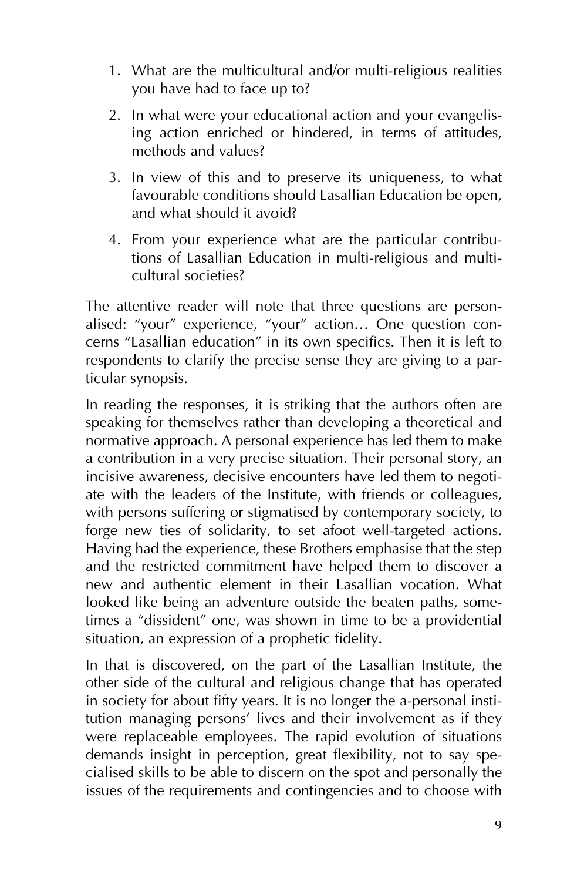1. What are the multicultural and/or multi-religious realities you have had to face up to?
2. In what were your educational action and your evangelising action enriched or hindered, in terms of attitudes, methods and values?
3. In view of this and to preserve its uniqueness, to what favourable conditions should Lasallian Education be open, and what should it avoid?
4. From your experience what are the particular contributions of Lasallian Education in multi-religious and multicultural societies?

The attentive reader will note that three questions are personalised: "your" experience, "your" action… One question concerns "Lasallian education" in its own specifics. Then it is left to respondents to clarify the precise sense they are giving to a particular synopsis.

In reading the responses, it is striking that the authors often are speaking for themselves rather than developing a theoretical and normative approach. A personal experience has led them to make a contribution in a very precise situation. Their personal story, an incisive awareness, decisive encounters have led them to negotiate with the leaders of the Institute, with friends or colleagues, with persons suffering or stigmatised by contemporary society, to forge new ties of solidarity, to set afoot well-targeted actions. Having had the experience, these Brothers emphasise that the step and the restricted commitment have helped them to discover a new and authentic element in their Lasallian vocation. What looked like being an adventure outside the beaten paths, sometimes a "dissident" one, was shown in time to be a providential situation, an expression of a prophetic fidelity.

In that is discovered, on the part of the Lasallian Institute, the other side of the cultural and religious change that has operated in society for about fifty years. It is no longer the a-personal institution managing persons' lives and their involvement as if they were replaceable employees. The rapid evolution of situations demands insight in perception, great flexibility, not to say specialised skills to be able to discern on the spot and personally the issues of the requirements and contingencies and to choose with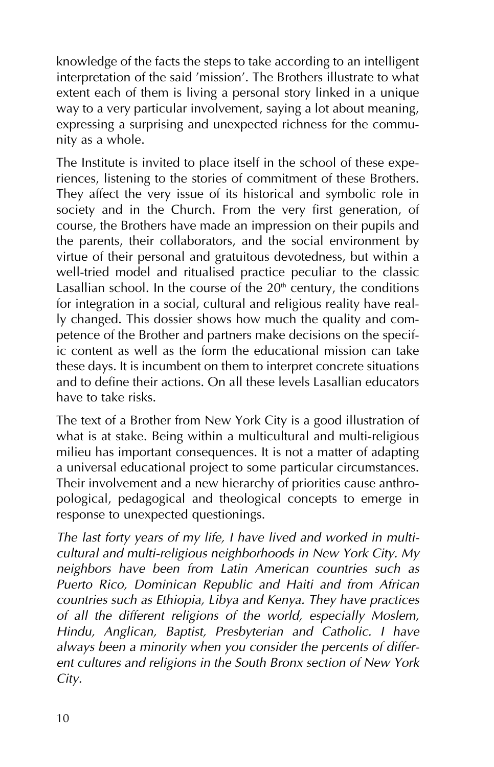knowledge of the facts the steps to take according to an intelligent interpretation of the said 'mission'. The Brothers illustrate to what extent each of them is living a personal story linked in a unique way to a very particular involvement, saying a lot about meaning, expressing a surprising and unexpected richness for the community as a whole.

The Institute is invited to place itself in the school of these experiences, listening to the stories of commitment of these Brothers. They affect the very issue of its historical and symbolic role in society and in the Church. From the very first generation, of course, the Brothers have made an impression on their pupils and the parents, their collaborators, and the social environment by virtue of their personal and gratuitous devotedness, but within a well-tried model and ritualised practice peculiar to the classic Lasallian school. In the course of the 20th century, the conditions for integration in a social, cultural and religious reality have really changed. This dossier shows how much the quality and competence of the Brother and partners make decisions on the specific content as well as the form the educational mission can take these days. It is incumbent on them to interpret concrete situations and to define their actions. On all these levels Lasallian educators have to take risks.

The text of a Brother from New York City is a good illustration of what is at stake. Being within a multicultural and multi-religious milieu has important consequences. It is not a matter of adapting a universal educational project to some particular circumstances. Their involvement and a new hierarchy of priorities cause anthropological, pedagogical and theological concepts to emerge in response to unexpected questionings.

*The last forty years of my life, I have lived and worked in multicultural and multi-religious neighborhoods in New York City. My neighbors have been from Latin American countries such as Puerto Rico, Dominican Republic and Haiti and from African countries such as Ethiopia, Libya and Kenya. They have practices of all the different religions of the world, especially Moslem, Hindu, Anglican, Baptist, Presbyterian and Catholic. I have always been a minority when you consider the percents of different cultures and religions in the South Bronx section of New York City.*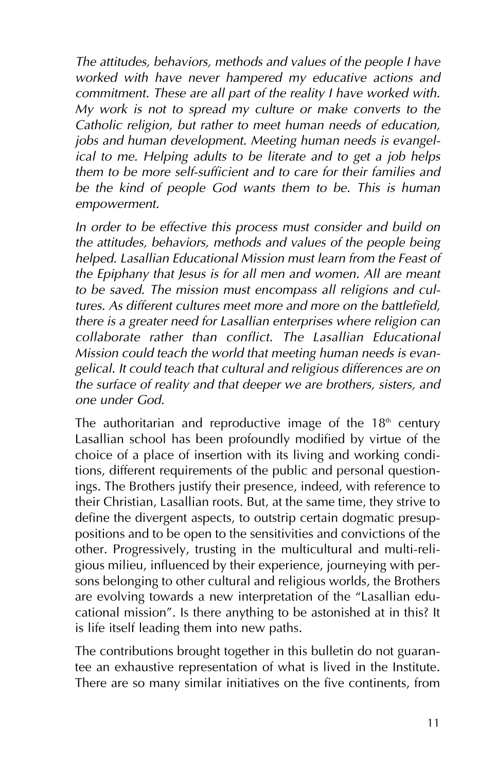*The attitudes, behaviors, methods and values of the people I have worked with have never hampered my educative actions and commitment. These are all part of the reality I have worked with. My work is not to spread my culture or make converts to the Catholic religion, but rather to meet human needs of education, jobs and human development. Meeting human needs is evangelical to me. Helping adults to be literate and to get a job helps them to be more self-sufficient and to care for their families and be the kind of people God wants them to be. This is human empowerment.*

*In order to be effective this process must consider and build on the attitudes, behaviors, methods and values of the people being helped. Lasallian Educational Mission must learn from the Feast of the Epiphany that Jesus is for all men and women. All are meant to be saved. The mission must encompass all religions and cultures. As different cultures meet more and more on the battlefield, there is a greater need for Lasallian enterprises where religion can collaborate rather than conflict. The Lasallian Educational Mission could teach the world that meeting human needs is evangelical. It could teach that cultural and religious differences are on the surface of reality and that deeper we are brothers, sisters, and one under God.*

The authoritarian and reproductive image of the 18th century Lasallian school has been profoundly modified by virtue of the choice of a place of insertion with its living and working conditions, different requirements of the public and personal questionings. The Brothers justify their presence, indeed, with reference to their Christian, Lasallian roots. But, at the same time, they strive to define the divergent aspects, to outstrip certain dogmatic presuppositions and to be open to the sensitivities and convictions of the other. Progressively, trusting in the multicultural and multi-religious milieu, influenced by their experience, journeying with persons belonging to other cultural and religious worlds, the Brothers are evolving towards a new interpretation of the "Lasallian educational mission". Is there anything to be astonished at in this? It is life itself leading them into new paths.

The contributions brought together in this bulletin do not guarantee an exhaustive representation of what is lived in the Institute. There are so many similar initiatives on the five continents, from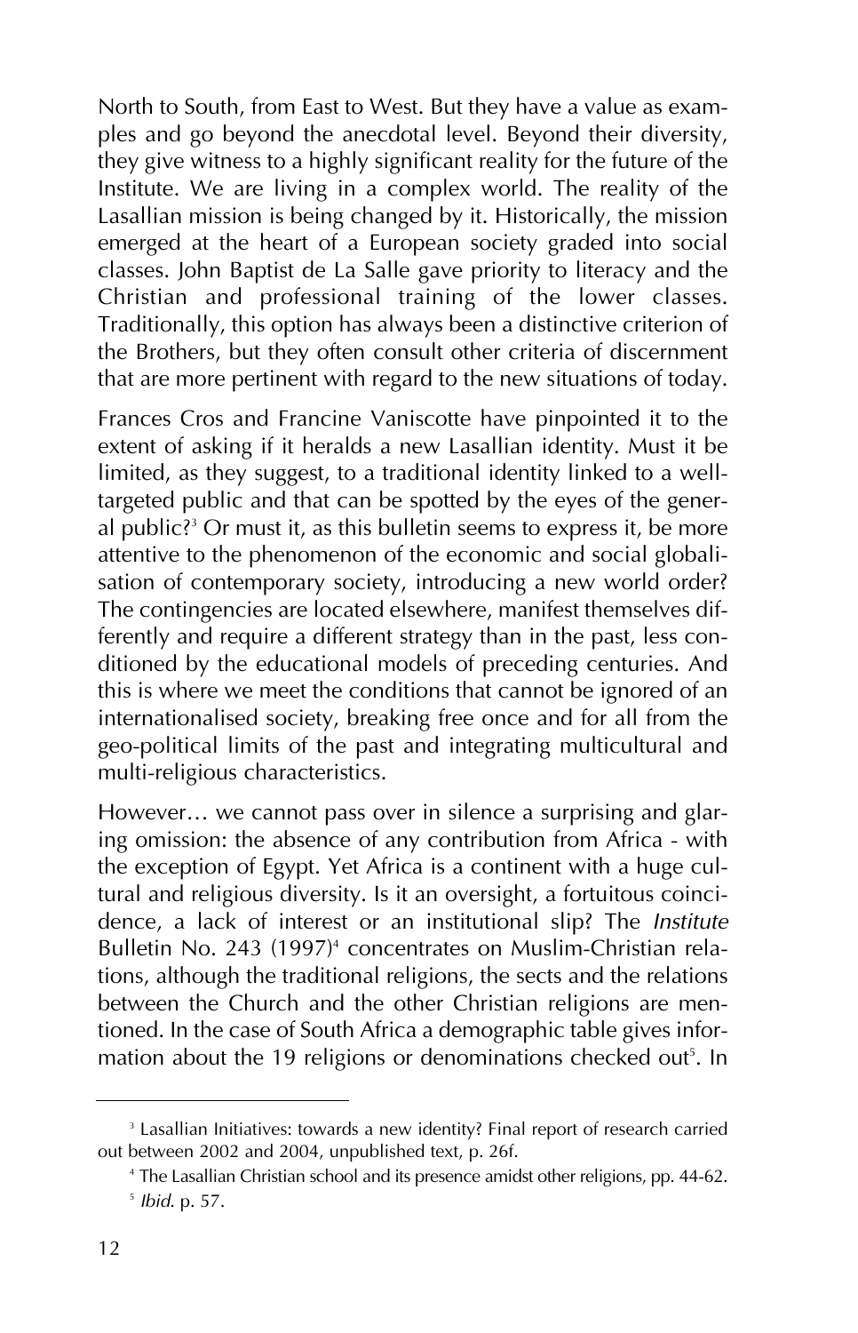North to South, from East to West. But they have a value as examples and go beyond the anecdotal level. Beyond their diversity, they give witness to a highly significant reality for the future of the Institute. We are living in a complex world. The reality of the Lasallian mission is being changed by it. Historically, the mission emerged at the heart of a European society graded into social classes. John Baptist de La Salle gave priority to literacy and the Christian and professional training of the lower classes. Traditionally, this option has always been a distinctive criterion of the Brothers, but they often consult other criteria of discernment that are more pertinent with regard to the new situations of today.

Frances Cros and Francine Vaniscotte have pinpointed it to the extent of asking if it heralds a new Lasallian identity. Must it be limited, as they suggest, to a traditional identity linked to a well-targeted public and that can be spotted by the eyes of the general public?[3] Or must it, as this bulletin seems to express it, be more attentive to the phenomenon of the economic and social globalisation of contemporary society, introducing a new world order? The contingencies are located elsewhere, manifest themselves differently and require a different strategy than in the past, less conditioned by the educational models of preceding centuries. And this is where we meet the conditions that cannot be ignored of an internationalised society, breaking free once and for all from the geo-political limits of the past and integrating multicultural and multi-religious characteristics.

However… we cannot pass over in silence a surprising and glaring omission: the absence of any contribution from Africa - with the exception of Egypt. Yet Africa is a continent with a huge cultural and religious diversity. Is it an oversight, a fortuitous coincidence, a lack of interest or an institutional slip? The *Institute* Bulletin No. 243 (1997)[4] concentrates on Muslim-Christian relations, although the traditional religions, the sects and the relations between the Church and the other Christian religions are mentioned. In the case of South Africa a demographic table gives information about the 19 religions or denominations checked out[5]. In

---

[3] Lasallian Initiatives: towards a new identity? Final report of research carried out between 2002 and 2004, unpublished text, p. 26f.

[4] The Lasallian Christian school and its presence amidst other religions, pp. 44-62.

[5] *Ibid.* p. 57.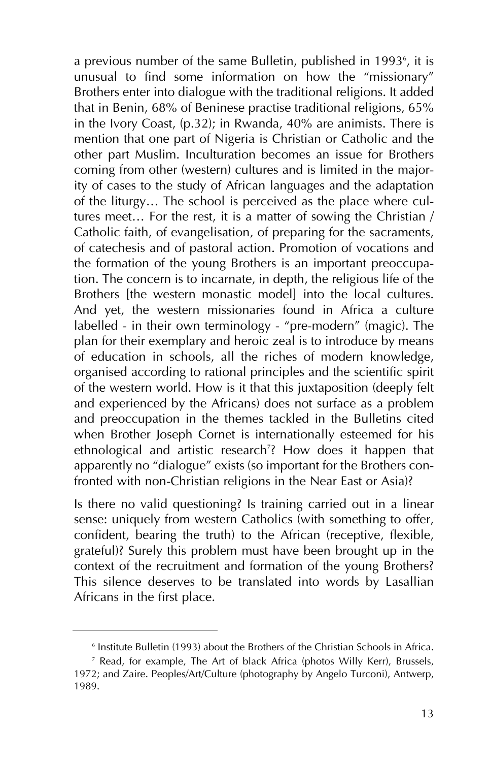a previous number of the same Bulletin, published in 1993[6], it is unusual to find some information on how the "missionary" Brothers enter into dialogue with the traditional religions. It added that in Benin, 68% of Beninese practise traditional religions, 65% in the Ivory Coast, (p.32); in Rwanda, 40% are animists. There is mention that one part of Nigeria is Christian or Catholic and the other part Muslim. Inculturation becomes an issue for Brothers coming from other (western) cultures and is limited in the majority of cases to the study of African languages and the adaptation of the liturgy… The school is perceived as the place where cultures meet… For the rest, it is a matter of sowing the Christian / Catholic faith, of evangelisation, of preparing for the sacraments, of catechesis and of pastoral action. Promotion of vocations and the formation of the young Brothers is an important preoccupation. The concern is to incarnate, in depth, the religious life of the Brothers [the western monastic model] into the local cultures. And yet, the western missionaries found in Africa a culture labelled - in their own terminology - "pre-modern" (magic). The plan for their exemplary and heroic zeal is to introduce by means of education in schools, all the riches of modern knowledge, organised according to rational principles and the scientific spirit of the western world. How is it that this juxtaposition (deeply felt and experienced by the Africans) does not surface as a problem and preoccupation in the themes tackled in the Bulletins cited when Brother Joseph Cornet is internationally esteemed for his ethnological and artistic research[7]? How does it happen that apparently no "dialogue" exists (so important for the Brothers confronted with non-Christian religions in the Near East or Asia)?

Is there no valid questioning? Is training carried out in a linear sense: uniquely from western Catholics (with something to offer, confident, bearing the truth) to the African (receptive, flexible, grateful)? Surely this problem must have been brought up in the context of the recruitment and formation of the young Brothers? This silence deserves to be translated into words by Lasallian Africans in the first place.

---

[6] Institute Bulletin (1993) about the Brothers of the Christian Schools in Africa.

[7] Read, for example, The Art of black Africa (photos Willy Kerr), Brussels, 1972; and Zaire. Peoples/Art/Culture (photography by Angelo Turconi), Antwerp, 1989.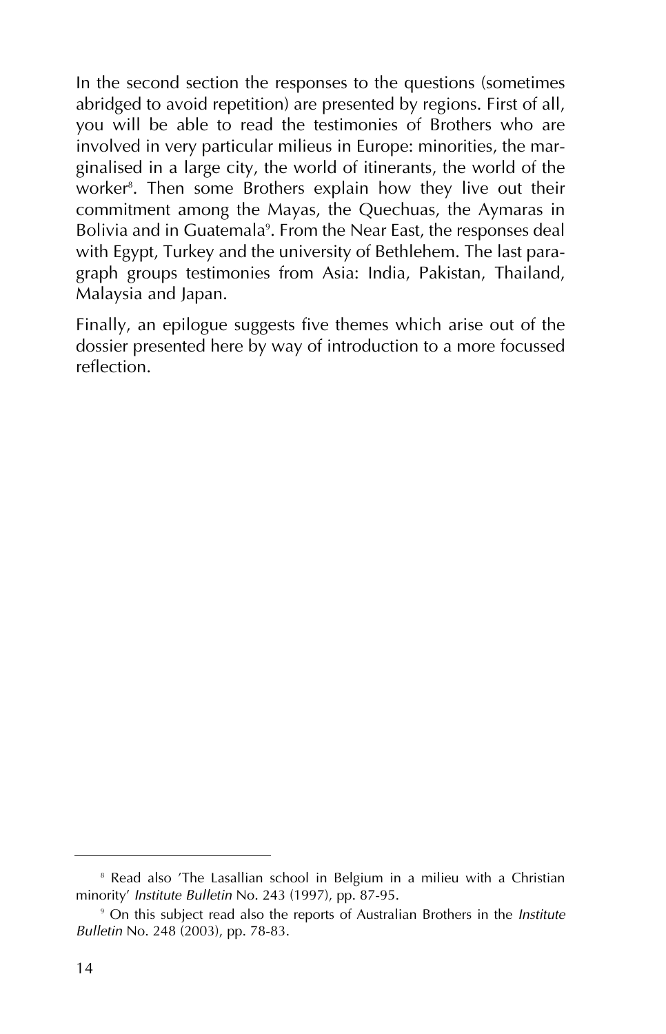In the second section the responses to the questions (sometimes abridged to avoid repetition) are presented by regions. First of all, you will be able to read the testimonies of Brothers who are involved in very particular milieus in Europe: minorities, the marginalised in a large city, the world of itinerants, the world of the worker[8]. Then some Brothers explain how they live out their commitment among the Mayas, the Quechuas, the Aymaras in Bolivia and in Guatemala[9]. From the Near East, the responses deal with Egypt, Turkey and the university of Bethlehem. The last paragraph groups testimonies from Asia: India, Pakistan, Thailand, Malaysia and Japan.

Finally, an epilogue suggests five themes which arise out of the dossier presented here by way of introduction to a more focussed reflection.

---

[8] Read also 'The Lasallian school in Belgium in a milieu with a Christian minority' *Institute Bulletin* No. 243 (1997), pp. 87-95.

[9] On this subject read also the reports of Australian Brothers in the *Institute Bulletin* No. 248 (2003), pp. 78-83.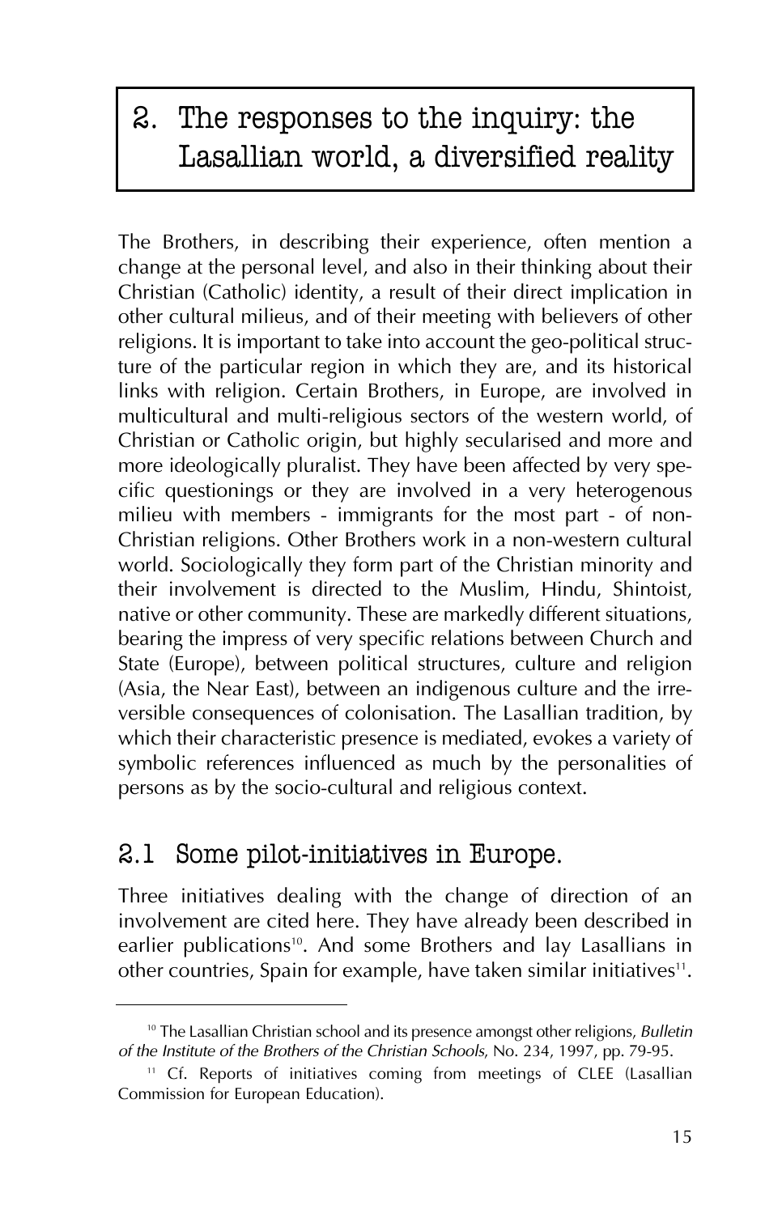# 2. The responses to the inquiry: the Lasallian world, a diversified reality

The Brothers, in describing their experience, often mention a change at the personal level, and also in their thinking about their Christian (Catholic) identity, a result of their direct implication in other cultural milieus, and of their meeting with believers of other religions. It is important to take into account the geo-political structure of the particular region in which they are, and its historical links with religion. Certain Brothers, in Europe, are involved in multicultural and multi-religious sectors of the western world, of Christian or Catholic origin, but highly secularised and more and more ideologically pluralist. They have been affected by very specific questionings or they are involved in a very heterogenous milieu with members - immigrants for the most part - of non-Christian religions. Other Brothers work in a non-western cultural world. Sociologically they form part of the Christian minority and their involvement is directed to the Muslim, Hindu, Shintoist, native or other community. These are markedly different situations, bearing the impress of very specific relations between Church and State (Europe), between political structures, culture and religion (Asia, the Near East), between an indigenous culture and the irreversible consequences of colonisation. The Lasallian tradition, by which their characteristic presence is mediated, evokes a variety of symbolic references influenced as much by the personalities of persons as by the socio-cultural and religious context.

## 2.1 Some pilot-initiatives in Europe.

Three initiatives dealing with the change of direction of an involvement are cited here. They have already been described in earlier publications[10]. And some Brothers and lay Lasallians in other countries, Spain for example, have taken similar initiatives[11].

---

[10] The Lasallian Christian school and its presence amongst other religions, *Bulletin of the Institute of the Brothers of the Christian Schools*, No. 234, 1997, pp. 79-95.

[11] Cf. Reports of initiatives coming from meetings of CLEE (Lasallian Commission for European Education).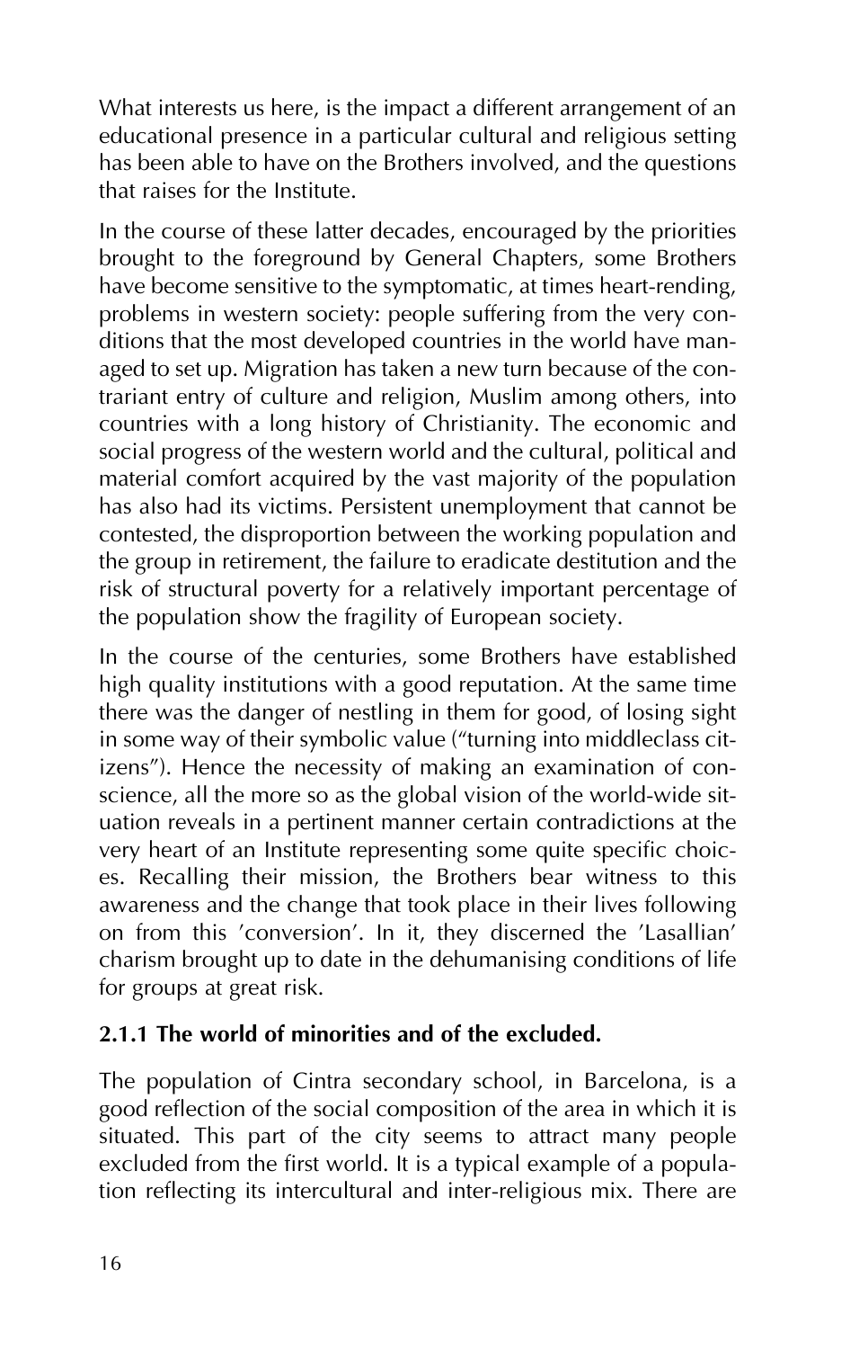What interests us here, is the impact a different arrangement of an educational presence in a particular cultural and religious setting has been able to have on the Brothers involved, and the questions that raises for the Institute.

In the course of these latter decades, encouraged by the priorities brought to the foreground by General Chapters, some Brothers have become sensitive to the symptomatic, at times heart-rending, problems in western society: people suffering from the very conditions that the most developed countries in the world have managed to set up. Migration has taken a new turn because of the contrariant entry of culture and religion, Muslim among others, into countries with a long history of Christianity. The economic and social progress of the western world and the cultural, political and material comfort acquired by the vast majority of the population has also had its victims. Persistent unemployment that cannot be contested, the disproportion between the working population and the group in retirement, the failure to eradicate destitution and the risk of structural poverty for a relatively important percentage of the population show the fragility of European society.

In the course of the centuries, some Brothers have established high quality institutions with a good reputation. At the same time there was the danger of nestling in them for good, of losing sight in some way of their symbolic value ("turning into middleclass citizens"). Hence the necessity of making an examination of conscience, all the more so as the global vision of the world-wide situation reveals in a pertinent manner certain contradictions at the very heart of an Institute representing some quite specific choices. Recalling their mission, the Brothers bear witness to this awareness and the change that took place in their lives following on from this 'conversion'. In it, they discerned the 'Lasallian' charism brought up to date in the dehumanising conditions of life for groups at great risk.

### 2.1.1 The world of minorities and of the excluded.

The population of Cintra secondary school, in Barcelona, is a good reflection of the social composition of the area in which it is situated. This part of the city seems to attract many people excluded from the first world. It is a typical example of a population reflecting its intercultural and inter-religious mix. There are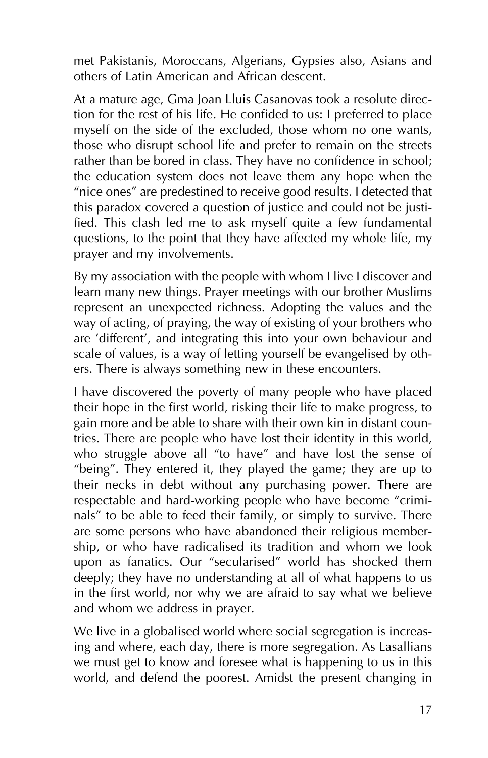met Pakistanis, Moroccans, Algerians, Gypsies also, Asians and others of Latin American and African descent.

At a mature age, Gma Joan Lluis Casanovas took a resolute direction for the rest of his life. He confided to us: I preferred to place myself on the side of the excluded, those whom no one wants, those who disrupt school life and prefer to remain on the streets rather than be bored in class. They have no confidence in school; the education system does not leave them any hope when the "nice ones" are predestined to receive good results. I detected that this paradox covered a question of justice and could not be justified. This clash led me to ask myself quite a few fundamental questions, to the point that they have affected my whole life, my prayer and my involvements.

By my association with the people with whom I live I discover and learn many new things. Prayer meetings with our brother Muslims represent an unexpected richness. Adopting the values and the way of acting, of praying, the way of existing of your brothers who are 'different', and integrating this into your own behaviour and scale of values, is a way of letting yourself be evangelised by others. There is always something new in these encounters.

I have discovered the poverty of many people who have placed their hope in the first world, risking their life to make progress, to gain more and be able to share with their own kin in distant countries. There are people who have lost their identity in this world, who struggle above all "to have" and have lost the sense of "being". They entered it, they played the game; they are up to their necks in debt without any purchasing power. There are respectable and hard-working people who have become "criminals" to be able to feed their family, or simply to survive. There are some persons who have abandoned their religious membership, or who have radicalised its tradition and whom we look upon as fanatics. Our "secularised" world has shocked them deeply; they have no understanding at all of what happens to us in the first world, nor why we are afraid to say what we believe and whom we address in prayer.

We live in a globalised world where social segregation is increasing and where, each day, there is more segregation. As Lasallians we must get to know and foresee what is happening to us in this world, and defend the poorest. Amidst the present changing in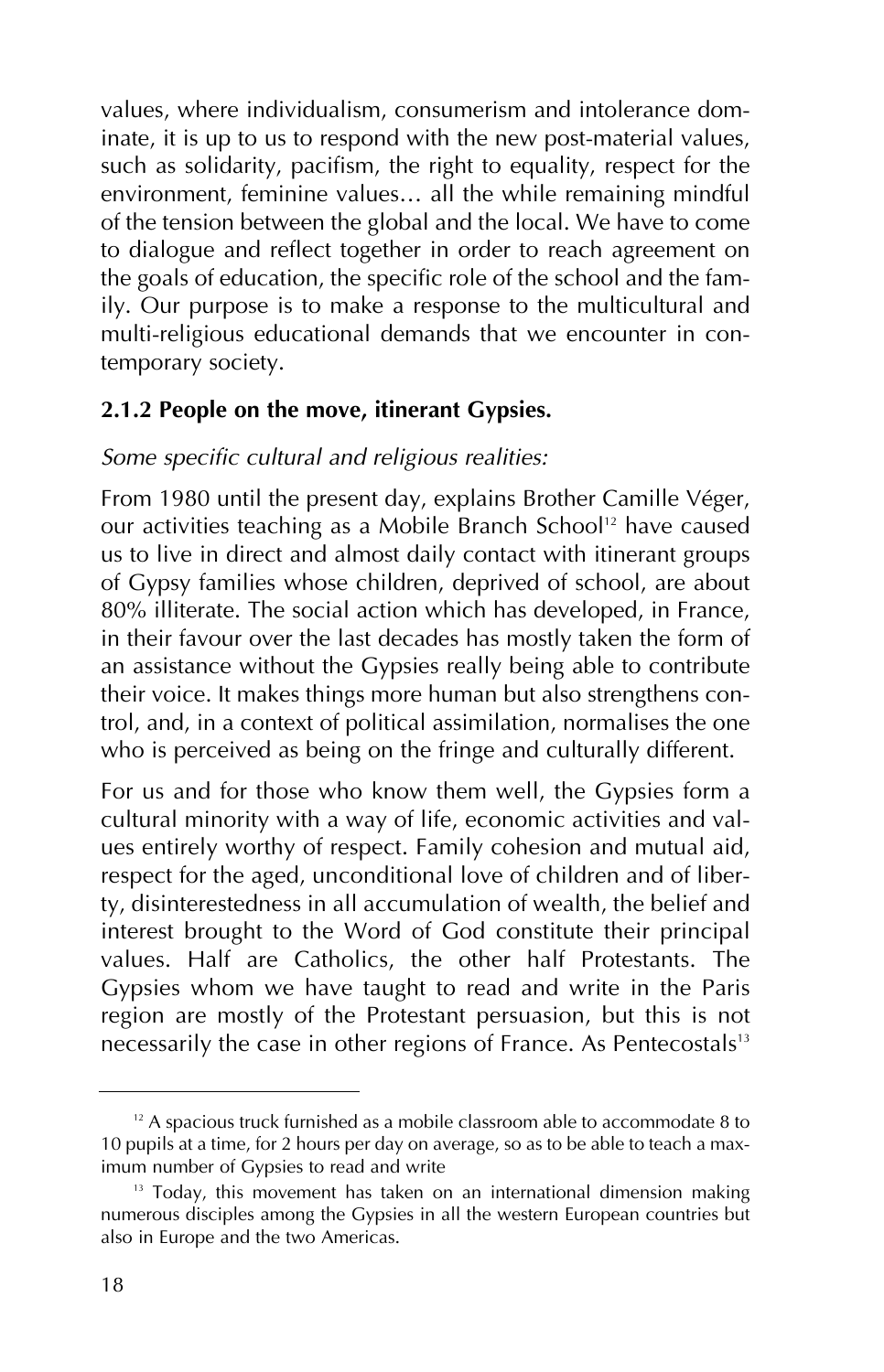values, where individualism, consumerism and intolerance dominate, it is up to us to respond with the new post-material values, such as solidarity, pacifism, the right to equality, respect for the environment, feminine values… all the while remaining mindful of the tension between the global and the local. We have to come to dialogue and reflect together in order to reach agreement on the goals of education, the specific role of the school and the family. Our purpose is to make a response to the multicultural and multi-religious educational demands that we encounter in contemporary society.

### 2.1.2 People on the move, itinerant Gypsies.

*Some specific cultural and religious realities:*

From 1980 until the present day, explains Brother Camille Véger, our activities teaching as a Mobile Branch School[12] have caused us to live in direct and almost daily contact with itinerant groups of Gypsy families whose children, deprived of school, are about 80% illiterate. The social action which has developed, in France, in their favour over the last decades has mostly taken the form of an assistance without the Gypsies really being able to contribute their voice. It makes things more human but also strengthens control, and, in a context of political assimilation, normalises the one who is perceived as being on the fringe and culturally different.

For us and for those who know them well, the Gypsies form a cultural minority with a way of life, economic activities and values entirely worthy of respect. Family cohesion and mutual aid, respect for the aged, unconditional love of children and of liberty, disinterestedness in all accumulation of wealth, the belief and interest brought to the Word of God constitute their principal values. Half are Catholics, the other half Protestants. The Gypsies whom we have taught to read and write in the Paris region are mostly of the Protestant persuasion, but this is not necessarily the case in other regions of France. As Pentecostals[13]

---

[12] A spacious truck furnished as a mobile classroom able to accommodate 8 to 10 pupils at a time, for 2 hours per day on average, so as to be able to teach a maximum number of Gypsies to read and write

[13] Today, this movement has taken on an international dimension making numerous disciples among the Gypsies in all the western European countries but also in Europe and the two Americas.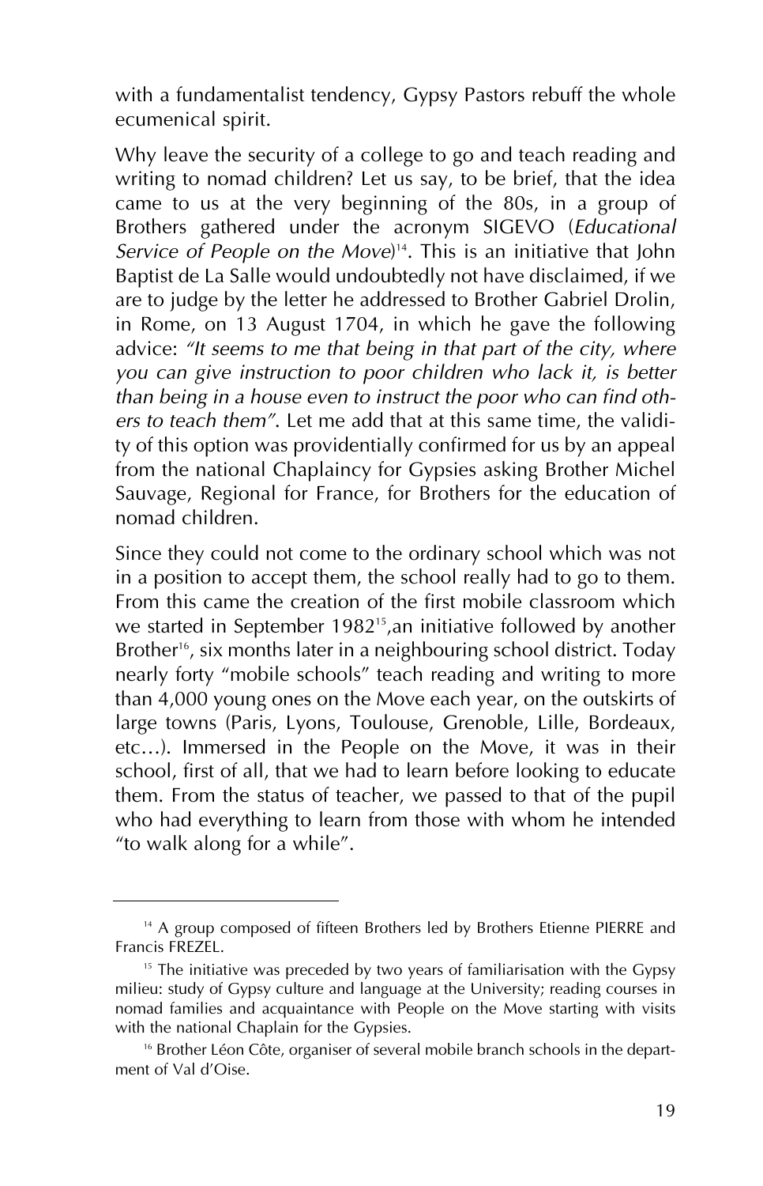with a fundamentalist tendency, Gypsy Pastors rebuff the whole ecumenical spirit.

Why leave the security of a college to go and teach reading and writing to nomad children? Let us say, to be brief, that the idea came to us at the very beginning of the 80s, in a group of Brothers gathered under the acronym SIGEVO (*Educational Service of People on the Move*)[14]. This is an initiative that John Baptist de La Salle would undoubtedly not have disclaimed, if we are to judge by the letter he addressed to Brother Gabriel Drolin, in Rome, on 13 August 1704, in which he gave the following advice: *"It seems to me that being in that part of the city, where you can give instruction to poor children who lack it, is better than being in a house even to instruct the poor who can find others to teach them"*. Let me add that at this same time, the validity of this option was providentially confirmed for us by an appeal from the national Chaplaincy for Gypsies asking Brother Michel Sauvage, Regional for France, for Brothers for the education of nomad children.

Since they could not come to the ordinary school which was not in a position to accept them, the school really had to go to them. From this came the creation of the first mobile classroom which we started in September 1982[15],an initiative followed by another Brother[16], six months later in a neighbouring school district. Today nearly forty "mobile schools" teach reading and writing to more than 4,000 young ones on the Move each year, on the outskirts of large towns (Paris, Lyons, Toulouse, Grenoble, Lille, Bordeaux, etc…). Immersed in the People on the Move, it was in their school, first of all, that we had to learn before looking to educate them. From the status of teacher, we passed to that of the pupil who had everything to learn from those with whom he intended "to walk along for a while".

---

[14] A group composed of fifteen Brothers led by Brothers Etienne PIERRE and Francis FREZEL.

[15] The initiative was preceded by two years of familiarisation with the Gypsy milieu: study of Gypsy culture and language at the University; reading courses in nomad families and acquaintance with People on the Move starting with visits with the national Chaplain for the Gypsies.

[16] Brother Léon Côte, organiser of several mobile branch schools in the department of Val d'Oise.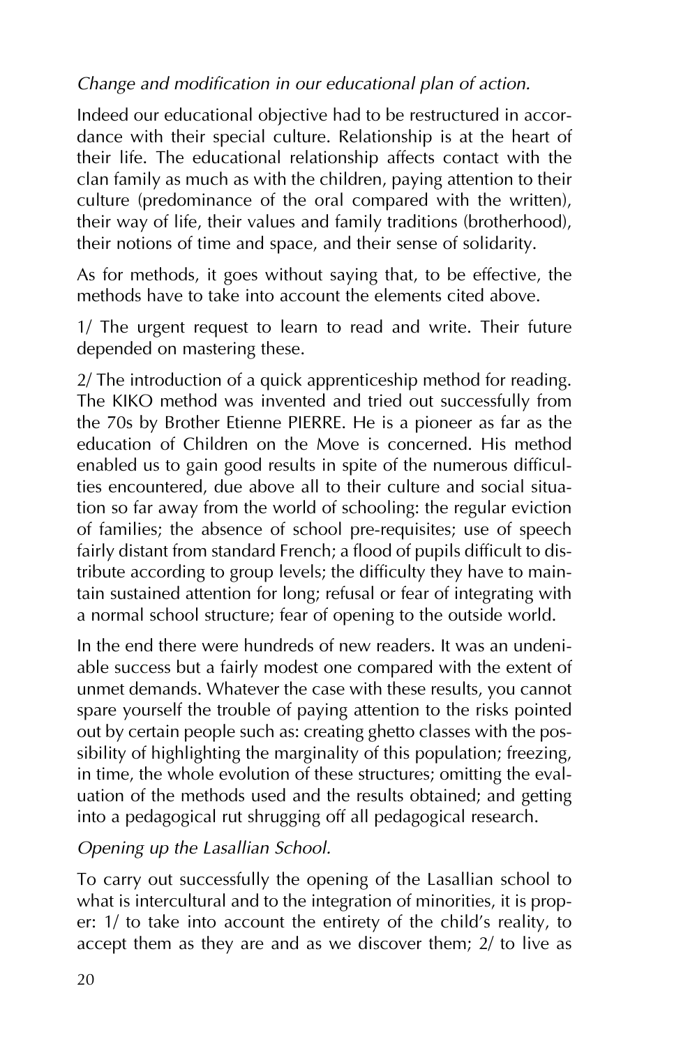*Change and modification in our educational plan of action.*

Indeed our educational objective had to be restructured in accordance with their special culture. Relationship is at the heart of their life. The educational relationship affects contact with the clan family as much as with the children, paying attention to their culture (predominance of the oral compared with the written), their way of life, their values and family traditions (brotherhood), their notions of time and space, and their sense of solidarity.

As for methods, it goes without saying that, to be effective, the methods have to take into account the elements cited above.

1/ The urgent request to learn to read and write. Their future depended on mastering these.

2/ The introduction of a quick apprenticeship method for reading. The KIKO method was invented and tried out successfully from the 70s by Brother Etienne PIERRE. He is a pioneer as far as the education of Children on the Move is concerned. His method enabled us to gain good results in spite of the numerous difficulties encountered, due above all to their culture and social situation so far away from the world of schooling: the regular eviction of families; the absence of school pre-requisites; use of speech fairly distant from standard French; a flood of pupils difficult to distribute according to group levels; the difficulty they have to maintain sustained attention for long; refusal or fear of integrating with a normal school structure; fear of opening to the outside world.

In the end there were hundreds of new readers. It was an undeniable success but a fairly modest one compared with the extent of unmet demands. Whatever the case with these results, you cannot spare yourself the trouble of paying attention to the risks pointed out by certain people such as: creating ghetto classes with the possibility of highlighting the marginality of this population; freezing, in time, the whole evolution of these structures; omitting the evaluation of the methods used and the results obtained; and getting into a pedagogical rut shrugging off all pedagogical research.

*Opening up the Lasallian School.*

To carry out successfully the opening of the Lasallian school to what is intercultural and to the integration of minorities, it is proper: 1/ to take into account the entirety of the child's reality, to accept them as they are and as we discover them; 2/ to live as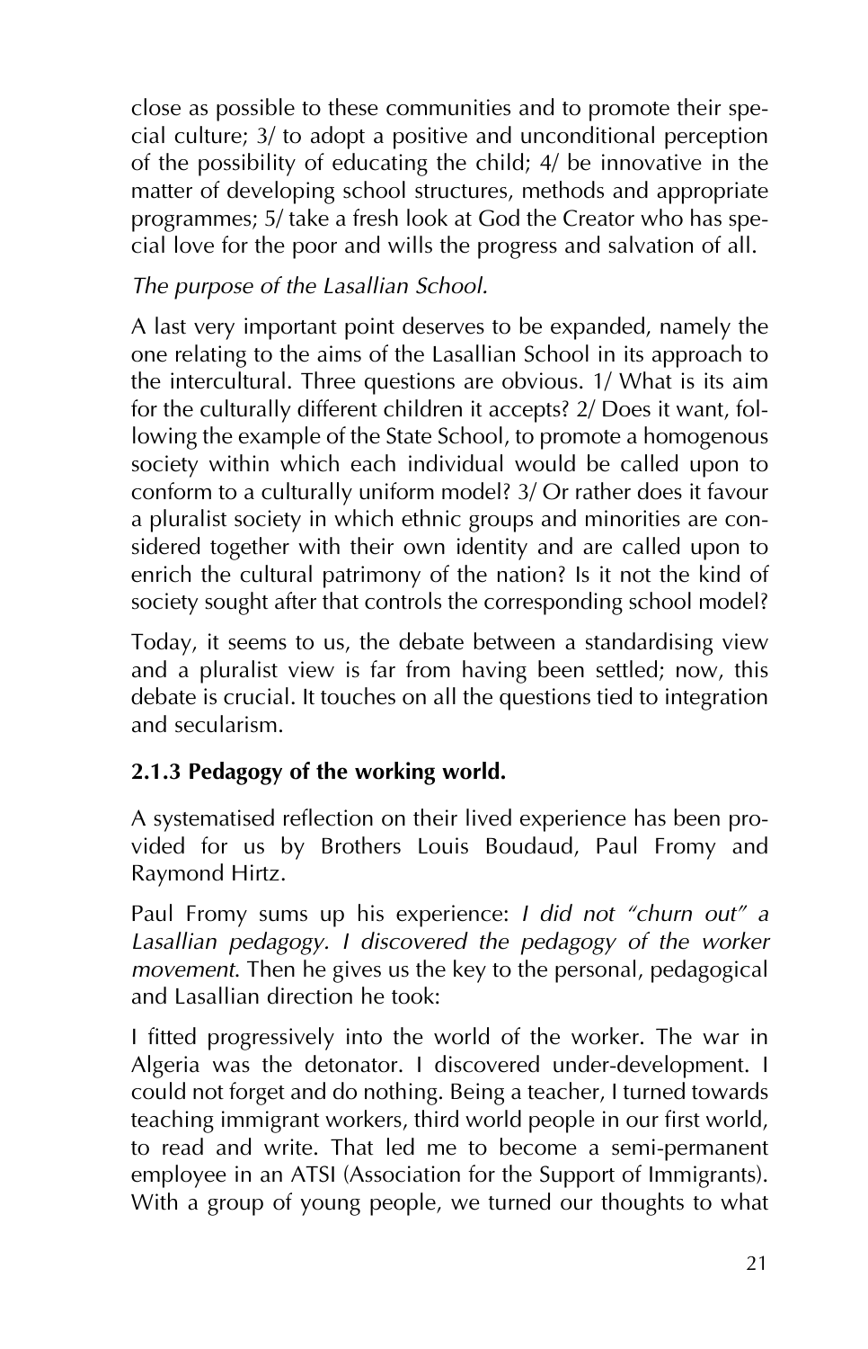close as possible to these communities and to promote their special culture; 3/ to adopt a positive and unconditional perception of the possibility of educating the child; 4/ be innovative in the matter of developing school structures, methods and appropriate programmes; 5/ take a fresh look at God the Creator who has special love for the poor and wills the progress and salvation of all.

*The purpose of the Lasallian School.*

A last very important point deserves to be expanded, namely the one relating to the aims of the Lasallian School in its approach to the intercultural. Three questions are obvious. 1/ What is its aim for the culturally different children it accepts? 2/ Does it want, following the example of the State School, to promote a homogenous society within which each individual would be called upon to conform to a culturally uniform model? 3/ Or rather does it favour a pluralist society in which ethnic groups and minorities are considered together with their own identity and are called upon to enrich the cultural patrimony of the nation? Is it not the kind of society sought after that controls the corresponding school model?

Today, it seems to us, the debate between a standardising view and a pluralist view is far from having been settled; now, this debate is crucial. It touches on all the questions tied to integration and secularism.

### 2.1.3 Pedagogy of the working world.

A systematised reflection on their lived experience has been provided for us by Brothers Louis Boudaud, Paul Fromy and Raymond Hirtz.

Paul Fromy sums up his experience: *I did not "churn out" a Lasallian pedagogy. I discovered the pedagogy of the worker movement.* Then he gives us the key to the personal, pedagogical and Lasallian direction he took:

I fitted progressively into the world of the worker. The war in Algeria was the detonator. I discovered under-development. I could not forget and do nothing. Being a teacher, I turned towards teaching immigrant workers, third world people in our first world, to read and write. That led me to become a semi-permanent employee in an ATSI (Association for the Support of Immigrants). With a group of young people, we turned our thoughts to what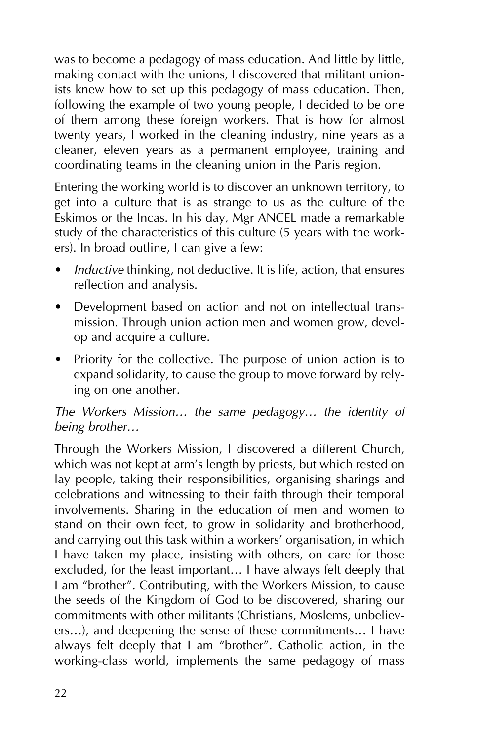was to become a pedagogy of mass education. And little by little, making contact with the unions, I discovered that militant unionists knew how to set up this pedagogy of mass education. Then, following the example of two young people, I decided to be one of them among these foreign workers. That is how for almost twenty years, I worked in the cleaning industry, nine years as a cleaner, eleven years as a permanent employee, training and coordinating teams in the cleaning union in the Paris region.

Entering the working world is to discover an unknown territory, to get into a culture that is as strange to us as the culture of the Eskimos or the Incas. In his day, Mgr ANCEL made a remarkable study of the characteristics of this culture (5 years with the workers). In broad outline, I can give a few:

- *Inductive* thinking, not deductive. It is life, action, that ensures reflection and analysis.
- Development based on action and not on intellectual transmission. Through union action men and women grow, develop and acquire a culture.
- Priority for the collective. The purpose of union action is to expand solidarity, to cause the group to move forward by relying on one another.

*The Workers Mission… the same pedagogy… the identity of being brother…*

Through the Workers Mission, I discovered a different Church, which was not kept at arm's length by priests, but which rested on lay people, taking their responsibilities, organising sharings and celebrations and witnessing to their faith through their temporal involvements. Sharing in the education of men and women to stand on their own feet, to grow in solidarity and brotherhood, and carrying out this task within a workers' organisation, in which I have taken my place, insisting with others, on care for those excluded, for the least important… I have always felt deeply that I am "brother". Contributing, with the Workers Mission, to cause the seeds of the Kingdom of God to be discovered, sharing our commitments with other militants (Christians, Moslems, unbelievers…), and deepening the sense of these commitments… I have always felt deeply that I am "brother". Catholic action, in the working-class world, implements the same pedagogy of mass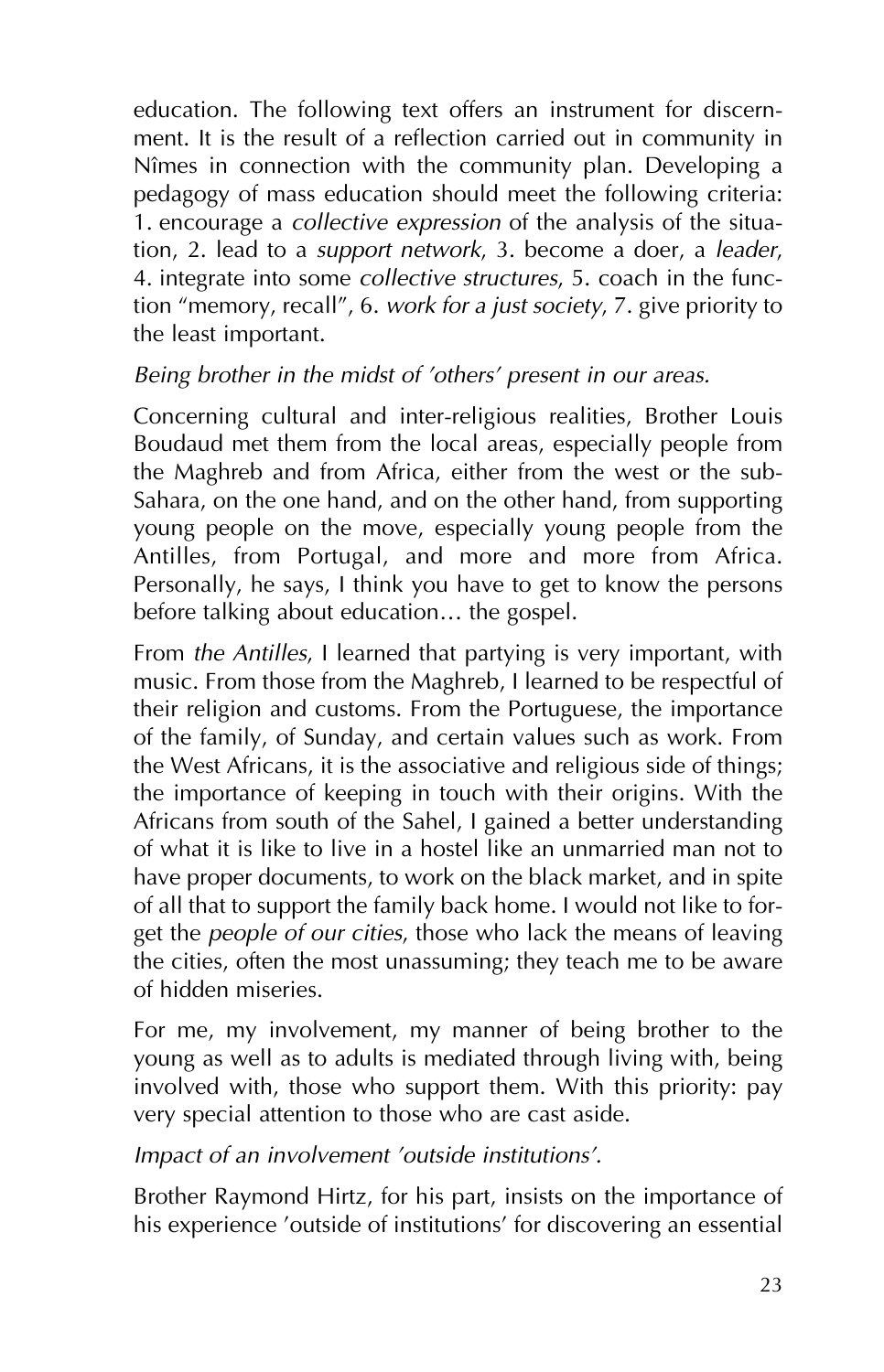education. The following text offers an instrument for discernment. It is the result of a reflection carried out in community in Nîmes in connection with the community plan. Developing a pedagogy of mass education should meet the following criteria: 1. encourage a *collective expression* of the analysis of the situation, 2. lead to a *support network*, 3. become a doer, a *leader*, 4. integrate into some *collective structures*, 5. coach in the function "memory, recall", 6. *work for a just society*, 7. give priority to the least important.

*Being brother in the midst of 'others' present in our areas.*

Concerning cultural and inter-religious realities, Brother Louis Boudaud met them from the local areas, especially people from the Maghreb and from Africa, either from the west or the sub-Sahara, on the one hand, and on the other hand, from supporting young people on the move, especially young people from the Antilles, from Portugal, and more and more from Africa. Personally, he says, I think you have to get to know the persons before talking about education… the gospel.

From *the Antilles*, I learned that partying is very important, with music. From those from the Maghreb, I learned to be respectful of their religion and customs. From the Portuguese, the importance of the family, of Sunday, and certain values such as work. From the West Africans, it is the associative and religious side of things; the importance of keeping in touch with their origins. With the Africans from south of the Sahel, I gained a better understanding of what it is like to live in a hostel like an unmarried man not to have proper documents, to work on the black market, and in spite of all that to support the family back home. I would not like to forget the *people of our cities*, those who lack the means of leaving the cities, often the most unassuming; they teach me to be aware of hidden miseries.

For me, my involvement, my manner of being brother to the young as well as to adults is mediated through living with, being involved with, those who support them. With this priority: pay very special attention to those who are cast aside.

*Impact of an involvement 'outside institutions'.*

Brother Raymond Hirtz, for his part, insists on the importance of his experience 'outside of institutions' for discovering an essential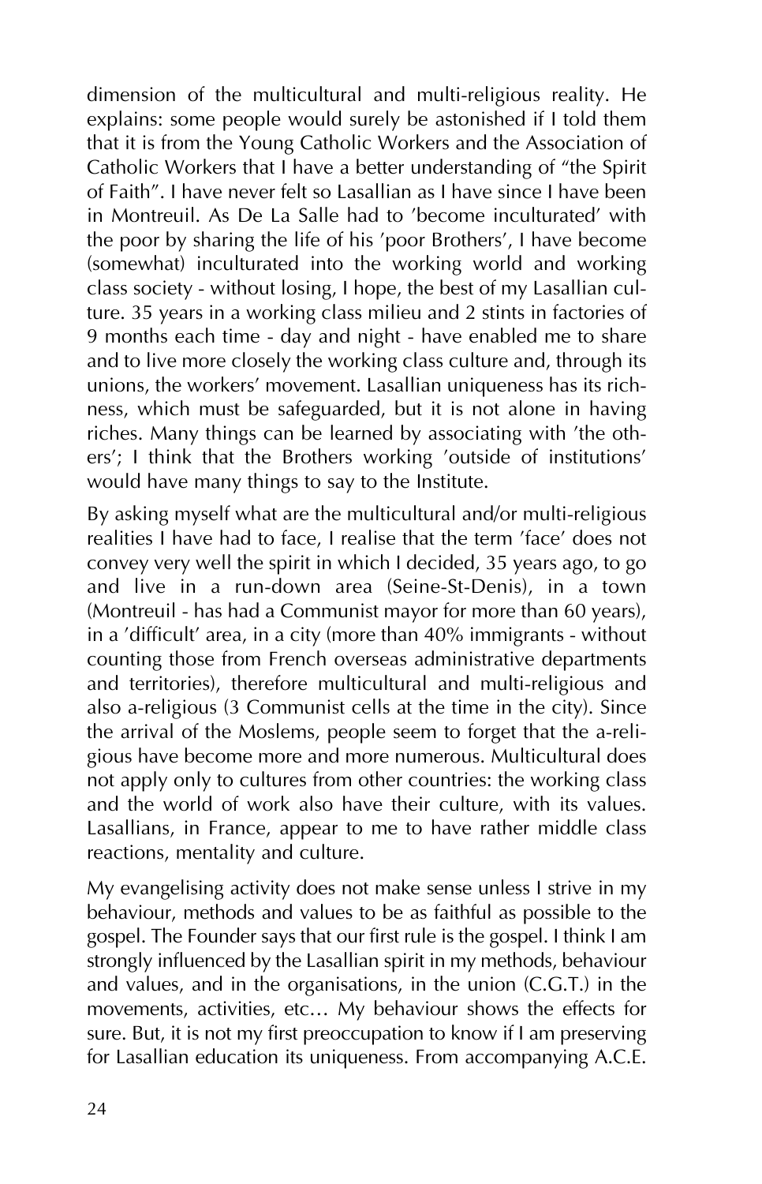dimension of the multicultural and multi-religious reality. He explains: some people would surely be astonished if I told them that it is from the Young Catholic Workers and the Association of Catholic Workers that I have a better understanding of "the Spirit of Faith". I have never felt so Lasallian as I have since I have been in Montreuil. As De La Salle had to 'become inculturated' with the poor by sharing the life of his 'poor Brothers', I have become (somewhat) inculturated into the working world and working class society - without losing, I hope, the best of my Lasallian culture. 35 years in a working class milieu and 2 stints in factories of 9 months each time - day and night - have enabled me to share and to live more closely the working class culture and, through its unions, the workers' movement. Lasallian uniqueness has its richness, which must be safeguarded, but it is not alone in having riches. Many things can be learned by associating with 'the others'; I think that the Brothers working 'outside of institutions' would have many things to say to the Institute.

By asking myself what are the multicultural and/or multi-religious realities I have had to face, I realise that the term 'face' does not convey very well the spirit in which I decided, 35 years ago, to go and live in a run-down area (Seine-St-Denis), in a town (Montreuil - has had a Communist mayor for more than 60 years), in a 'difficult' area, in a city (more than 40% immigrants - without counting those from French overseas administrative departments and territories), therefore multicultural and multi-religious and also a-religious (3 Communist cells at the time in the city). Since the arrival of the Moslems, people seem to forget that the a-religious have become more and more numerous. Multicultural does not apply only to cultures from other countries: the working class and the world of work also have their culture, with its values. Lasallians, in France, appear to me to have rather middle class reactions, mentality and culture.

My evangelising activity does not make sense unless I strive in my behaviour, methods and values to be as faithful as possible to the gospel. The Founder says that our first rule is the gospel. I think I am strongly influenced by the Lasallian spirit in my methods, behaviour and values, and in the organisations, in the union (C.G.T.) in the movements, activities, etc… My behaviour shows the effects for sure. But, it is not my first preoccupation to know if I am preserving for Lasallian education its uniqueness. From accompanying A.C.E.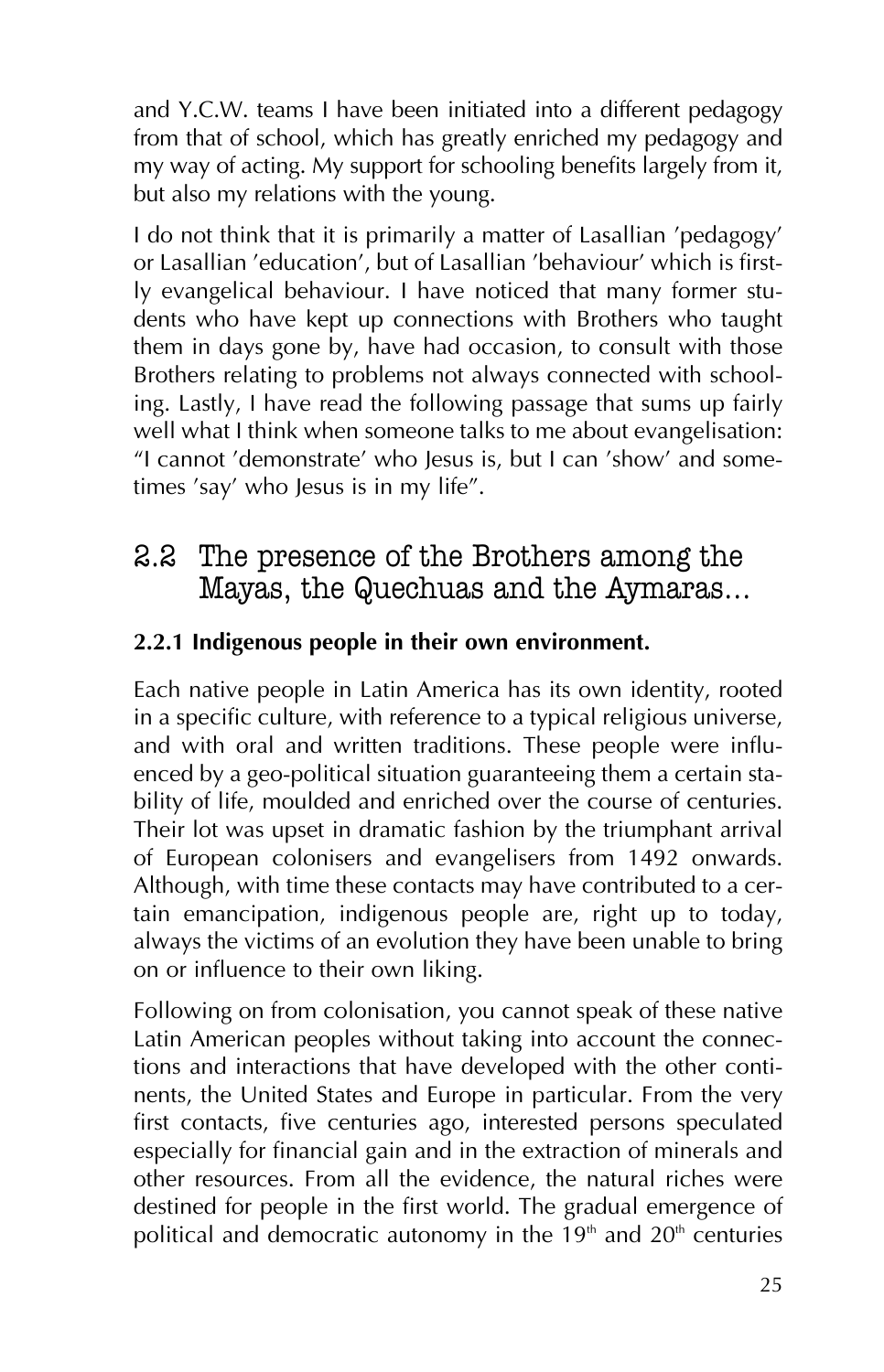and Y.C.W. teams I have been initiated into a different pedagogy from that of school, which has greatly enriched my pedagogy and my way of acting. My support for schooling benefits largely from it, but also my relations with the young.

I do not think that it is primarily a matter of Lasallian 'pedagogy' or Lasallian 'education', but of Lasallian 'behaviour' which is firstly evangelical behaviour. I have noticed that many former students who have kept up connections with Brothers who taught them in days gone by, have had occasion, to consult with those Brothers relating to problems not always connected with schooling. Lastly, I have read the following passage that sums up fairly well what I think when someone talks to me about evangelisation: "I cannot 'demonstrate' who Jesus is, but I can 'show' and sometimes 'say' who Jesus is in my life".

## 2.2 The presence of the Brothers among the Mayas, the Quechuas and the Aymaras...

### 2.2.1 Indigenous people in their own environment.

Each native people in Latin America has its own identity, rooted in a specific culture, with reference to a typical religious universe, and with oral and written traditions. These people were influenced by a geo-political situation guaranteeing them a certain stability of life, moulded and enriched over the course of centuries. Their lot was upset in dramatic fashion by the triumphant arrival of European colonisers and evangelisers from 1492 onwards. Although, with time these contacts may have contributed to a certain emancipation, indigenous people are, right up to today, always the victims of an evolution they have been unable to bring on or influence to their own liking.

Following on from colonisation, you cannot speak of these native Latin American peoples without taking into account the connections and interactions that have developed with the other continents, the United States and Europe in particular. From the very first contacts, five centuries ago, interested persons speculated especially for financial gain and in the extraction of minerals and other resources. From all the evidence, the natural riches were destined for people in the first world. The gradual emergence of political and democratic autonomy in the 19th and 20th centuries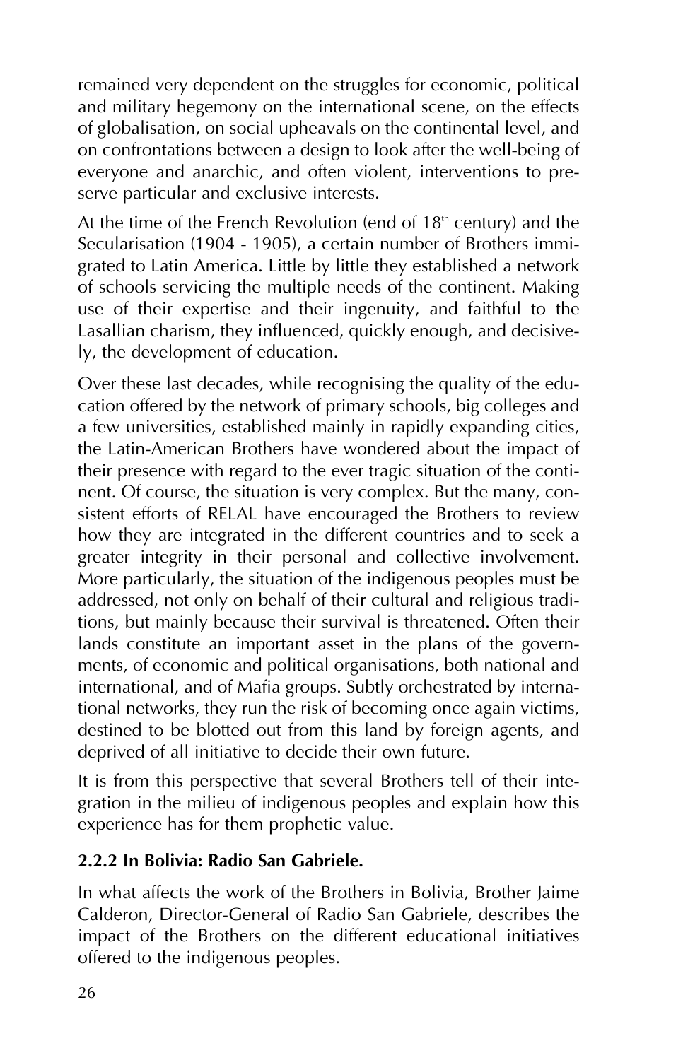remained very dependent on the struggles for economic, political and military hegemony on the international scene, on the effects of globalisation, on social upheavals on the continental level, and on confrontations between a design to look after the well-being of everyone and anarchic, and often violent, interventions to preserve particular and exclusive interests.

At the time of the French Revolution (end of 18th century) and the Secularisation (1904 - 1905), a certain number of Brothers immigrated to Latin America. Little by little they established a network of schools servicing the multiple needs of the continent. Making use of their expertise and their ingenuity, and faithful to the Lasallian charism, they influenced, quickly enough, and decisively, the development of education.

Over these last decades, while recognising the quality of the education offered by the network of primary schools, big colleges and a few universities, established mainly in rapidly expanding cities, the Latin-American Brothers have wondered about the impact of their presence with regard to the ever tragic situation of the continent. Of course, the situation is very complex. But the many, consistent efforts of RELAL have encouraged the Brothers to review how they are integrated in the different countries and to seek a greater integrity in their personal and collective involvement. More particularly, the situation of the indigenous peoples must be addressed, not only on behalf of their cultural and religious traditions, but mainly because their survival is threatened. Often their lands constitute an important asset in the plans of the governments, of economic and political organisations, both national and international, and of Mafia groups. Subtly orchestrated by international networks, they run the risk of becoming once again victims, destined to be blotted out from this land by foreign agents, and deprived of all initiative to decide their own future.

It is from this perspective that several Brothers tell of their integration in the milieu of indigenous peoples and explain how this experience has for them prophetic value.

### 2.2.2 In Bolivia: Radio San Gabriele.

In what affects the work of the Brothers in Bolivia, Brother Jaime Calderon, Director-General of Radio San Gabriele, describes the impact of the Brothers on the different educational initiatives offered to the indigenous peoples.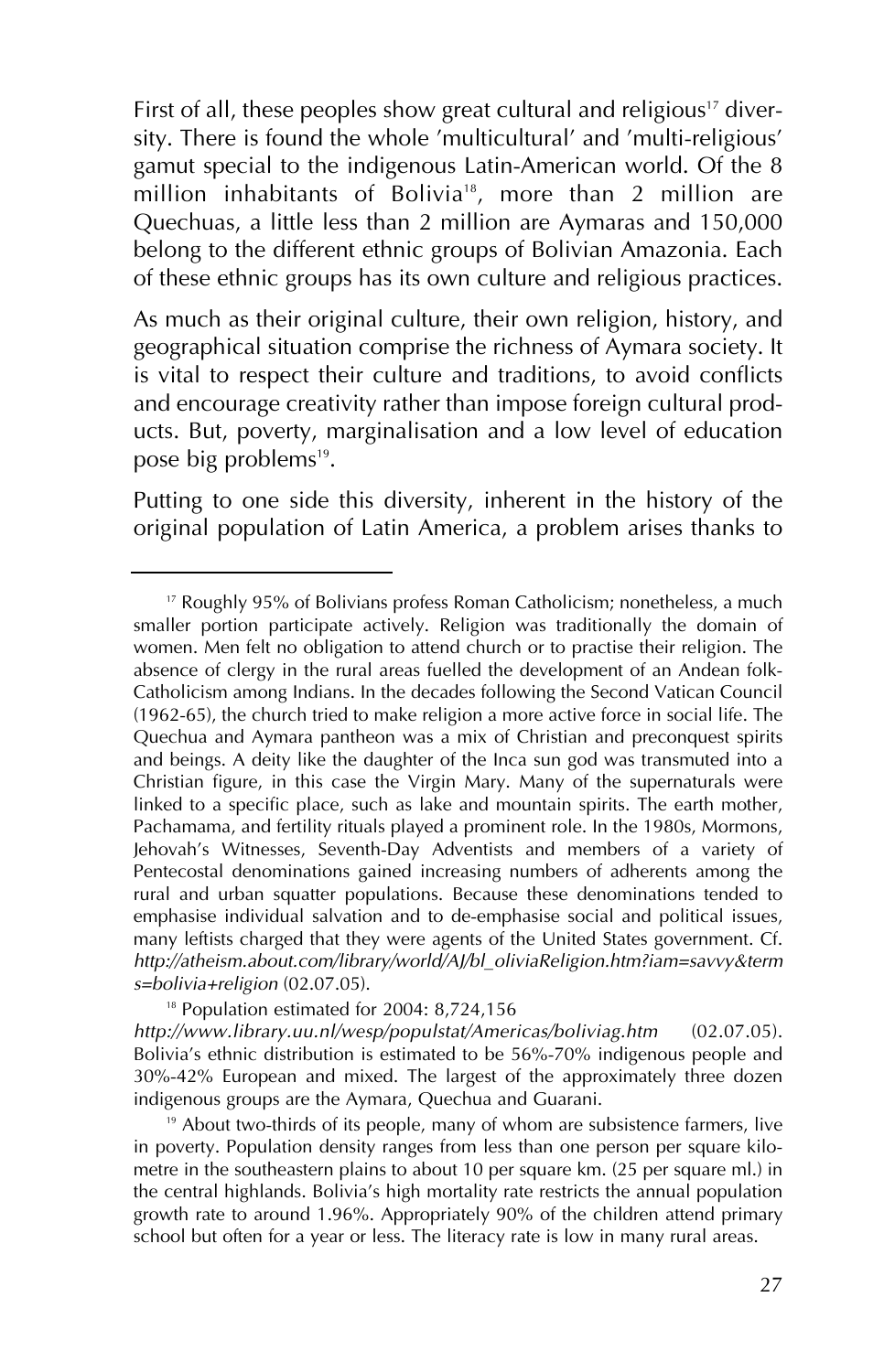First of all, these peoples show great cultural and religious[17] diversity. There is found the whole 'multicultural' and 'multi-religious' gamut special to the indigenous Latin-American world. Of the 8 million inhabitants of Bolivia[18], more than 2 million are Quechuas, a little less than 2 million are Aymaras and 150,000 belong to the different ethnic groups of Bolivian Amazonia. Each of these ethnic groups has its own culture and religious practices.

As much as their original culture, their own religion, history, and geographical situation comprise the richness of Aymara society. It is vital to respect their culture and traditions, to avoid conflicts and encourage creativity rather than impose foreign cultural products. But, poverty, marginalisation and a low level of education pose big problems[19].

Putting to one side this diversity, inherent in the history of the original population of Latin America, a problem arises thanks to

---

[17] Roughly 95% of Bolivians profess Roman Catholicism; nonetheless, a much smaller portion participate actively. Religion was traditionally the domain of women. Men felt no obligation to attend church or to practise their religion. The absence of clergy in the rural areas fuelled the development of an Andean folk-Catholicism among Indians. In the decades following the Second Vatican Council (1962-65), the church tried to make religion a more active force in social life. The Quechua and Aymara pantheon was a mix of Christian and preconquest spirits and beings. A deity like the daughter of the Inca sun god was transmuted into a Christian figure, in this case the Virgin Mary. Many of the supernaturals were linked to a specific place, such as lake and mountain spirits. The earth mother, Pachamama, and fertility rituals played a prominent role. In the 1980s, Mormons, Jehovah's Witnesses, Seventh-Day Adventists and members of a variety of Pentecostal denominations gained increasing numbers of adherents among the rural and urban squatter populations. Because these denominations tended to emphasise individual salvation and to de-emphasise social and political issues, many leftists charged that they were agents of the United States government. Cf. *http://atheism.about.com/library/world/AJ/bl_oliviaReligion.htm?iam=savvy&terms=bolivia+religion* (02.07.05).

[18] Population estimated for 2004: 8,724,156 *http://www.library.uu.nl/wesp/populstat/Americas/boliviag.htm* (02.07.05). Bolivia's ethnic distribution is estimated to be 56%-70% indigenous people and 30%-42% European and mixed. The largest of the approximately three dozen indigenous groups are the Aymara, Quechua and Guarani.

[19] About two-thirds of its people, many of whom are subsistence farmers, live in poverty. Population density ranges from less than one person per square kilometre in the southeastern plains to about 10 per square km. (25 per square ml.) in the central highlands. Bolivia's high mortality rate restricts the annual population growth rate to around 1.96%. Appropriately 90% of the children attend primary school but often for a year or less. The literacy rate is low in many rural areas.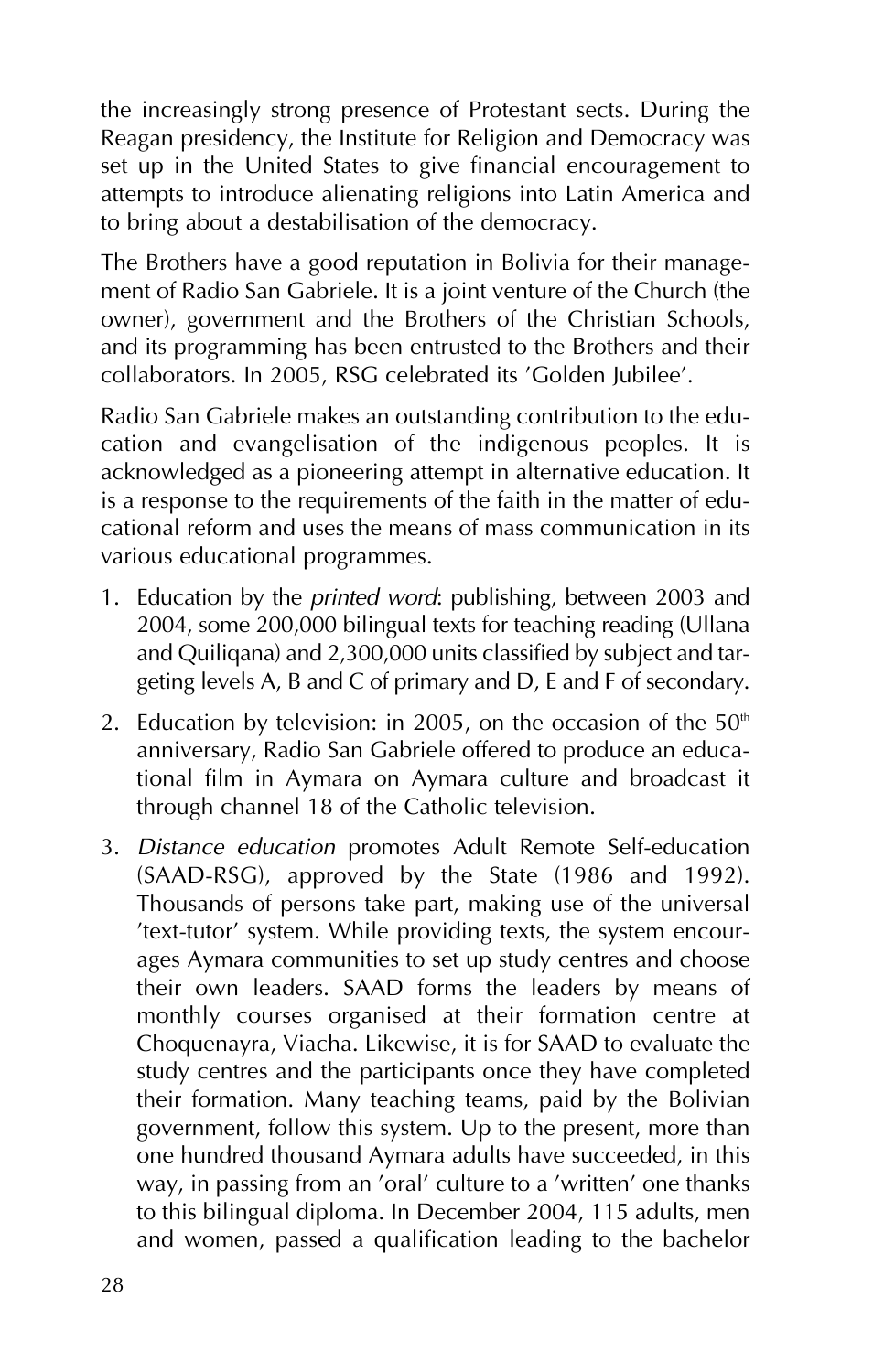the increasingly strong presence of Protestant sects. During the Reagan presidency, the Institute for Religion and Democracy was set up in the United States to give financial encouragement to attempts to introduce alienating religions into Latin America and to bring about a destabilisation of the democracy.

The Brothers have a good reputation in Bolivia for their management of Radio San Gabriele. It is a joint venture of the Church (the owner), government and the Brothers of the Christian Schools, and its programming has been entrusted to the Brothers and their collaborators. In 2005, RSG celebrated its 'Golden Jubilee'.

Radio San Gabriele makes an outstanding contribution to the education and evangelisation of the indigenous peoples. It is acknowledged as a pioneering attempt in alternative education. It is a response to the requirements of the faith in the matter of educational reform and uses the means of mass communication in its various educational programmes.

1. Education by the *printed word*: publishing, between 2003 and 2004, some 200,000 bilingual texts for teaching reading (Ullana and Quiliqana) and 2,300,000 units classified by subject and targeting levels A, B and C of primary and D, E and F of secondary.
2. Education by television: in 2005, on the occasion of the 50th anniversary, Radio San Gabriele offered to produce an educational film in Aymara on Aymara culture and broadcast it through channel 18 of the Catholic television.
3. *Distance education* promotes Adult Remote Self-education (SAAD-RSG), approved by the State (1986 and 1992). Thousands of persons take part, making use of the universal 'text-tutor' system. While providing texts, the system encourages Aymara communities to set up study centres and choose their own leaders. SAAD forms the leaders by means of monthly courses organised at their formation centre at Choquenayra, Viacha. Likewise, it is for SAAD to evaluate the study centres and the participants once they have completed their formation. Many teaching teams, paid by the Bolivian government, follow this system. Up to the present, more than one hundred thousand Aymara adults have succeeded, in this way, in passing from an 'oral' culture to a 'written' one thanks to this bilingual diploma. In December 2004, 115 adults, men and women, passed a qualification leading to the bachelor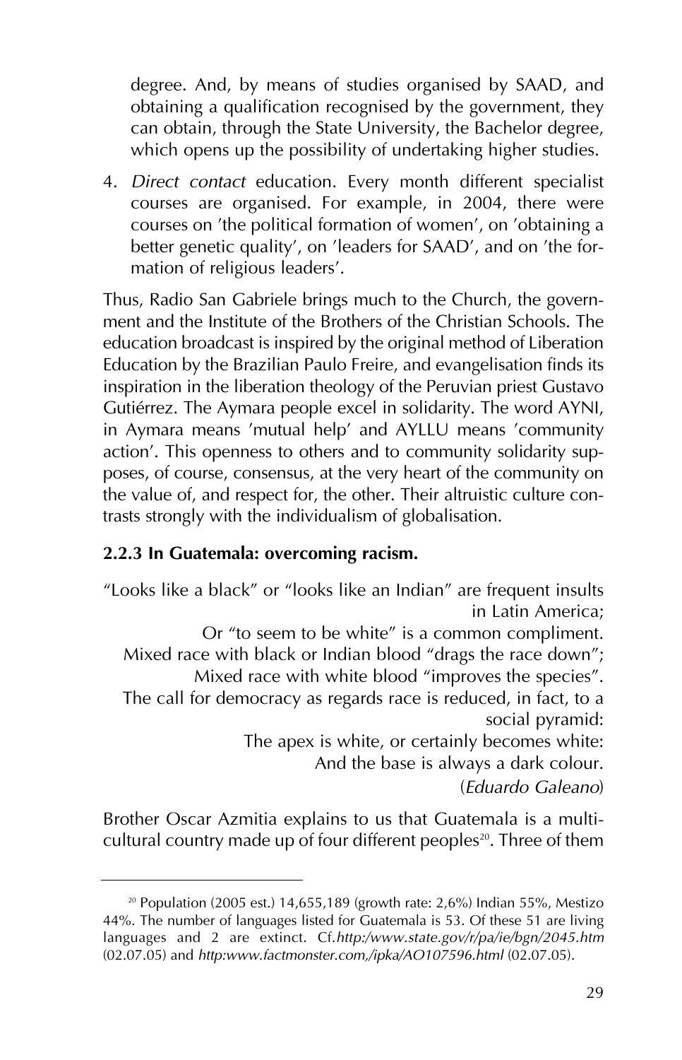degree. And, by means of studies organised by SAAD, and obtaining a qualification recognised by the government, they can obtain, through the State University, the Bachelor degree, which opens up the possibility of undertaking higher studies.

4. *Direct contact* education. Every month different specialist courses are organised. For example, in 2004, there were courses on 'the political formation of women', on 'obtaining a better genetic quality', on 'leaders for SAAD', and on 'the formation of religious leaders'.

Thus, Radio San Gabriele brings much to the Church, the government and the Institute of the Brothers of the Christian Schools. The education broadcast is inspired by the original method of Liberation Education by the Brazilian Paulo Freire, and evangelisation finds its inspiration in the liberation theology of the Peruvian priest Gustavo Gutiérrez. The Aymara people excel in solidarity. The word AYNI, in Aymara means 'mutual help' and AYLLU means 'community action'. This openness to others and to community solidarity supposes, of course, consensus, at the very heart of the community on the value of, and respect for, the other. Their altruistic culture contrasts strongly with the individualism of globalisation.

### 2.2.3 In Guatemala: overcoming racism.

> "Looks like a black" or "looks like an Indian" are frequent insults in Latin America;
> Or "to seem to be white" is a common compliment.
> Mixed race with black or Indian blood "drags the race down";
> Mixed race with white blood "improves the species".
> The call for democracy as regards race is reduced, in fact, to a social pyramid:
> The apex is white, or certainly becomes white:
> And the base is always a dark colour.
> (*Eduardo Galeano*)

Brother Oscar Azmitia explains to us that Guatemala is a multicultural country made up of four different peoples[20]. Three of them

---

[20] Population (2005 est.) 14,655,189 (growth rate: 2,6%) Indian 55%, Mestizo 44%. The number of languages listed for Guatemala is 53. Of these 51 are living languages and 2 are extinct. Cf.*http:/www.state.gov/r/pa/ie/bgn/2045.htm* (02.07.05) and *http:www.factmonster.com,/ipka/AO107596.html* (02.07.05).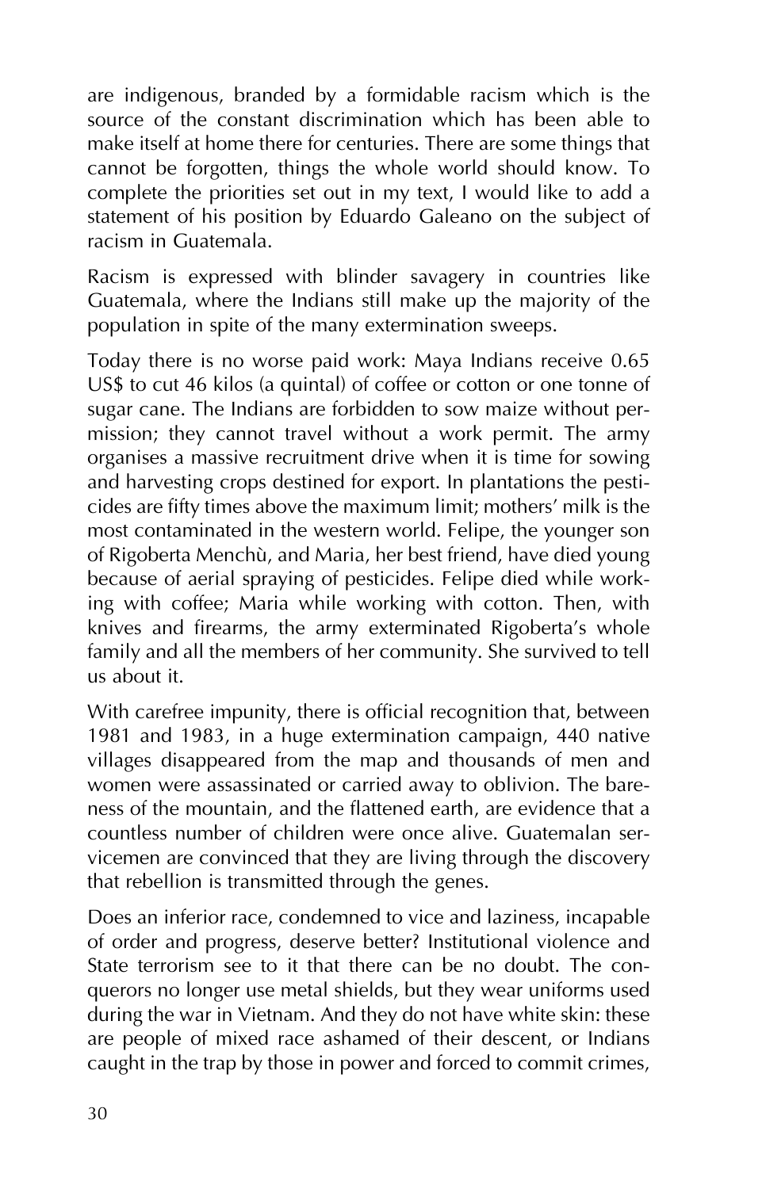are indigenous, branded by a formidable racism which is the source of the constant discrimination which has been able to make itself at home there for centuries. There are some things that cannot be forgotten, things the whole world should know. To complete the priorities set out in my text, I would like to add a statement of his position by Eduardo Galeano on the subject of racism in Guatemala.

Racism is expressed with blinder savagery in countries like Guatemala, where the Indians still make up the majority of the population in spite of the many extermination sweeps.

Today there is no worse paid work: Maya Indians receive 0.65 US$ to cut 46 kilos (a quintal) of coffee or cotton or one tonne of sugar cane. The Indians are forbidden to sow maize without permission; they cannot travel without a work permit. The army organises a massive recruitment drive when it is time for sowing and harvesting crops destined for export. In plantations the pesticides are fifty times above the maximum limit; mothers' milk is the most contaminated in the western world. Felipe, the younger son of Rigoberta Menchù, and Maria, her best friend, have died young because of aerial spraying of pesticides. Felipe died while working with coffee; Maria while working with cotton. Then, with knives and firearms, the army exterminated Rigoberta's whole family and all the members of her community. She survived to tell us about it.

With carefree impunity, there is official recognition that, between 1981 and 1983, in a huge extermination campaign, 440 native villages disappeared from the map and thousands of men and women were assassinated or carried away to oblivion. The bareness of the mountain, and the flattened earth, are evidence that a countless number of children were once alive. Guatemalan servicemen are convinced that they are living through the discovery that rebellion is transmitted through the genes.

Does an inferior race, condemned to vice and laziness, incapable of order and progress, deserve better? Institutional violence and State terrorism see to it that there can be no doubt. The conquerors no longer use metal shields, but they wear uniforms used during the war in Vietnam. And they do not have white skin: these are people of mixed race ashamed of their descent, or Indians caught in the trap by those in power and forced to commit crimes,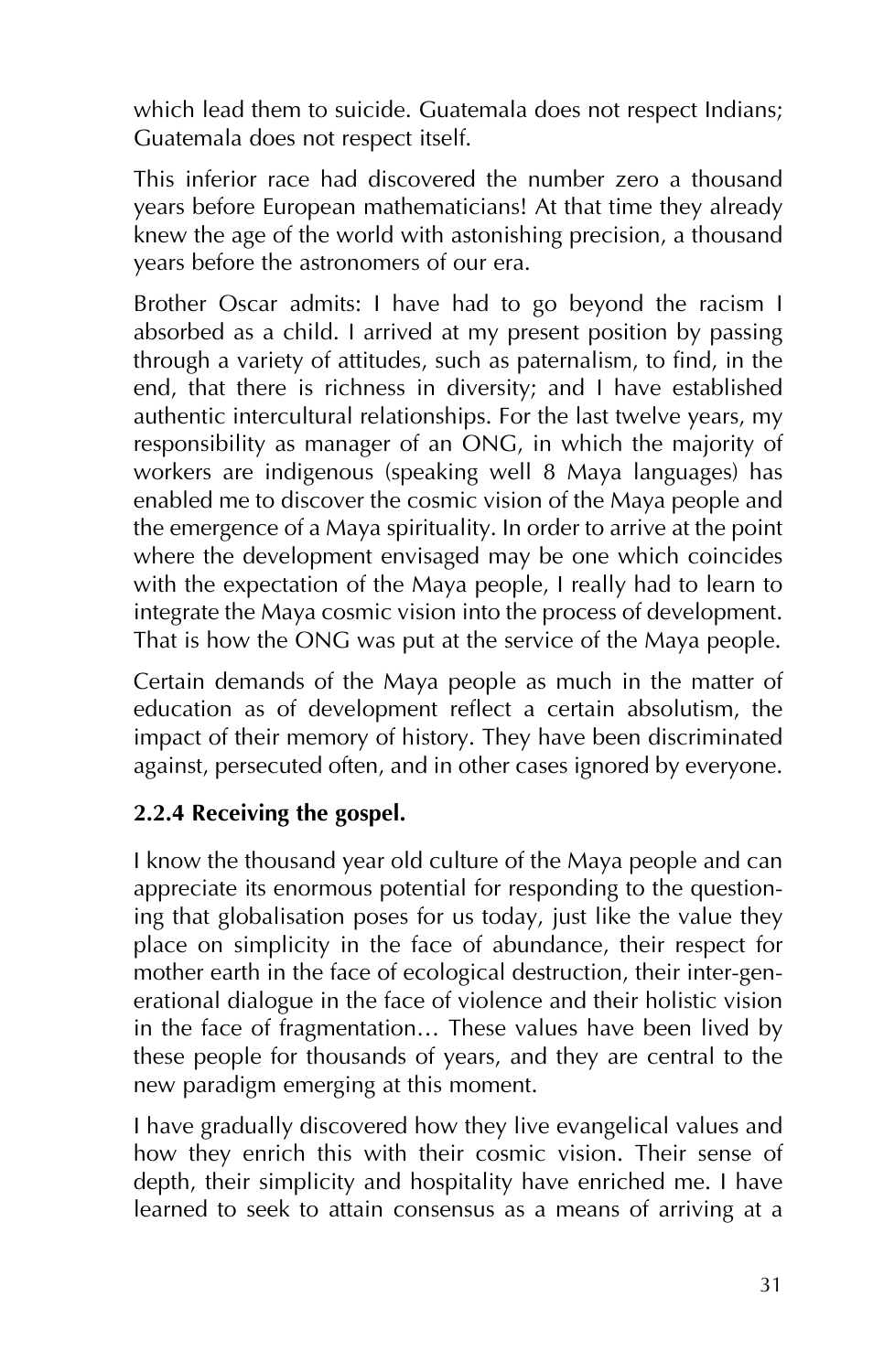which lead them to suicide. Guatemala does not respect Indians; Guatemala does not respect itself.

This inferior race had discovered the number zero a thousand years before European mathematicians! At that time they already knew the age of the world with astonishing precision, a thousand years before the astronomers of our era.

Brother Oscar admits: I have had to go beyond the racism I absorbed as a child. I arrived at my present position by passing through a variety of attitudes, such as paternalism, to find, in the end, that there is richness in diversity; and I have established authentic intercultural relationships. For the last twelve years, my responsibility as manager of an ONG, in which the majority of workers are indigenous (speaking well 8 Maya languages) has enabled me to discover the cosmic vision of the Maya people and the emergence of a Maya spirituality. In order to arrive at the point where the development envisaged may be one which coincides with the expectation of the Maya people, I really had to learn to integrate the Maya cosmic vision into the process of development. That is how the ONG was put at the service of the Maya people.

Certain demands of the Maya people as much in the matter of education as of development reflect a certain absolutism, the impact of their memory of history. They have been discriminated against, persecuted often, and in other cases ignored by everyone.

### 2.2.4 Receiving the gospel.

I know the thousand year old culture of the Maya people and can appreciate its enormous potential for responding to the questioning that globalisation poses for us today, just like the value they place on simplicity in the face of abundance, their respect for mother earth in the face of ecological destruction, their inter-generational dialogue in the face of violence and their holistic vision in the face of fragmentation… These values have been lived by these people for thousands of years, and they are central to the new paradigm emerging at this moment.

I have gradually discovered how they live evangelical values and how they enrich this with their cosmic vision. Their sense of depth, their simplicity and hospitality have enriched me. I have learned to seek to attain consensus as a means of arriving at a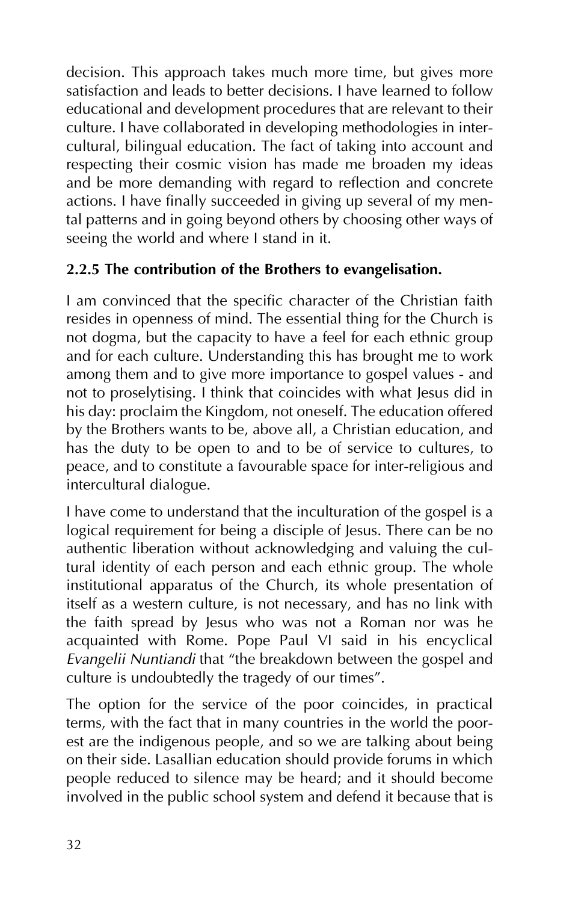decision. This approach takes much more time, but gives more satisfaction and leads to better decisions. I have learned to follow educational and development procedures that are relevant to their culture. I have collaborated in developing methodologies in intercultural, bilingual education. The fact of taking into account and respecting their cosmic vision has made me broaden my ideas and be more demanding with regard to reflection and concrete actions. I have finally succeeded in giving up several of my mental patterns and in going beyond others by choosing other ways of seeing the world and where I stand in it.

### 2.2.5 The contribution of the Brothers to evangelisation.

I am convinced that the specific character of the Christian faith resides in openness of mind. The essential thing for the Church is not dogma, but the capacity to have a feel for each ethnic group and for each culture. Understanding this has brought me to work among them and to give more importance to gospel values - and not to proselytising. I think that coincides with what Jesus did in his day: proclaim the Kingdom, not oneself. The education offered by the Brothers wants to be, above all, a Christian education, and has the duty to be open to and to be of service to cultures, to peace, and to constitute a favourable space for inter-religious and intercultural dialogue.

I have come to understand that the inculturation of the gospel is a logical requirement for being a disciple of Jesus. There can be no authentic liberation without acknowledging and valuing the cultural identity of each person and each ethnic group. The whole institutional apparatus of the Church, its whole presentation of itself as a western culture, is not necessary, and has no link with the faith spread by Jesus who was not a Roman nor was he acquainted with Rome. Pope Paul VI said in his encyclical *Evangelii Nuntiandi* that "the breakdown between the gospel and culture is undoubtedly the tragedy of our times".

The option for the service of the poor coincides, in practical terms, with the fact that in many countries in the world the poorest are the indigenous people, and so we are talking about being on their side. Lasallian education should provide forums in which people reduced to silence may be heard; and it should become involved in the public school system and defend it because that is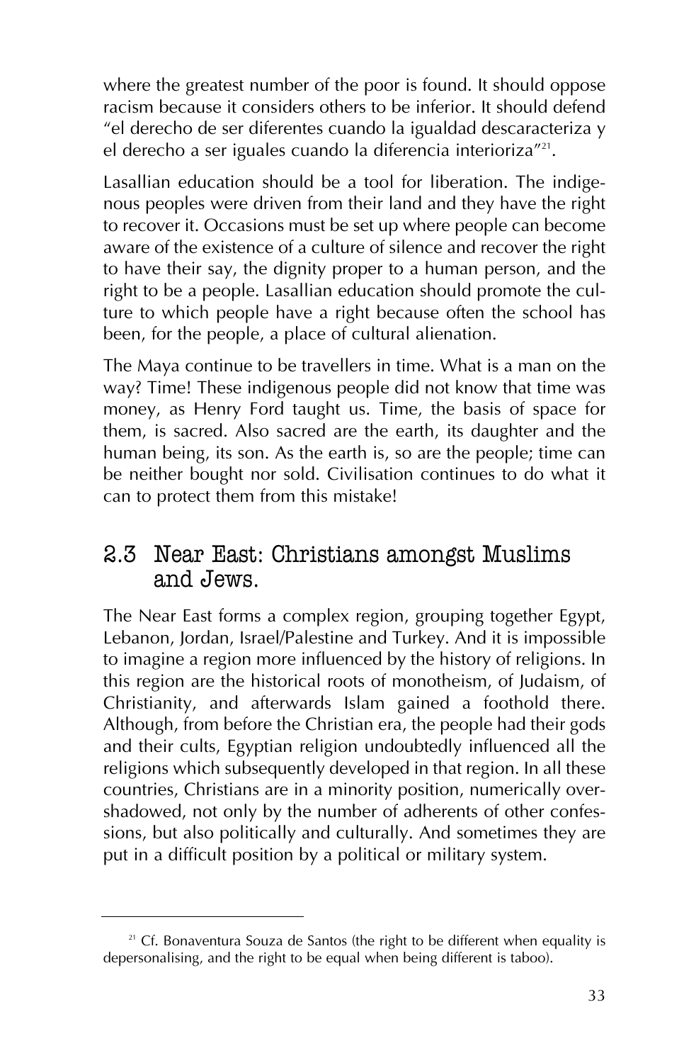where the greatest number of the poor is found. It should oppose racism because it considers others to be inferior. It should defend "el derecho de ser diferentes cuando la igualdad descaracteriza y el derecho a ser iguales cuando la diferencia interioriza"[21].

Lasallian education should be a tool for liberation. The indigenous peoples were driven from their land and they have the right to recover it. Occasions must be set up where people can become aware of the existence of a culture of silence and recover the right to have their say, the dignity proper to a human person, and the right to be a people. Lasallian education should promote the culture to which people have a right because often the school has been, for the people, a place of cultural alienation.

The Maya continue to be travellers in time. What is a man on the way? Time! These indigenous people did not know that time was money, as Henry Ford taught us. Time, the basis of space for them, is sacred. Also sacred are the earth, its daughter and the human being, its son. As the earth is, so are the people; time can be neither bought nor sold. Civilisation continues to do what it can to protect them from this mistake!

## 2.3 Near East: Christians amongst Muslims and Jews.

The Near East forms a complex region, grouping together Egypt, Lebanon, Jordan, Israel/Palestine and Turkey. And it is impossible to imagine a region more influenced by the history of religions. In this region are the historical roots of monotheism, of Judaism, of Christianity, and afterwards Islam gained a foothold there. Although, from before the Christian era, the people had their gods and their cults, Egyptian religion undoubtedly influenced all the religions which subsequently developed in that region. In all these countries, Christians are in a minority position, numerically overshadowed, not only by the number of adherents of other confessions, but also politically and culturally. And sometimes they are put in a difficult position by a political or military system.

---

[21] Cf. Bonaventura Souza de Santos (the right to be different when equality is depersonalising, and the right to be equal when being different is taboo).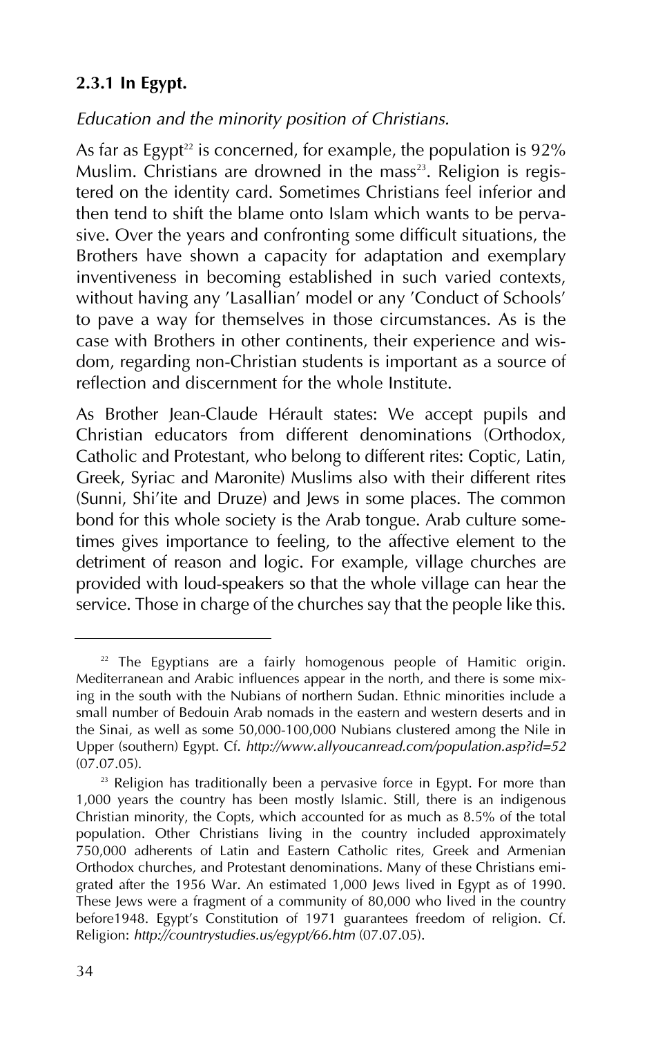### 2.3.1 In Egypt.

*Education and the minority position of Christians.*

As far as Egypt[22] is concerned, for example, the population is 92% Muslim. Christians are drowned in the mass[23]. Religion is registered on the identity card. Sometimes Christians feel inferior and then tend to shift the blame onto Islam which wants to be pervasive. Over the years and confronting some difficult situations, the Brothers have shown a capacity for adaptation and exemplary inventiveness in becoming established in such varied contexts, without having any 'Lasallian' model or any 'Conduct of Schools' to pave a way for themselves in those circumstances. As is the case with Brothers in other continents, their experience and wisdom, regarding non-Christian students is important as a source of reflection and discernment for the whole Institute.

As Brother Jean-Claude Hérault states: We accept pupils and Christian educators from different denominations (Orthodox, Catholic and Protestant, who belong to different rites: Coptic, Latin, Greek, Syriac and Maronite) Muslims also with their different rites (Sunni, Shi'ite and Druze) and Jews in some places. The common bond for this whole society is the Arab tongue. Arab culture sometimes gives importance to feeling, to the affective element to the detriment of reason and logic. For example, village churches are provided with loud-speakers so that the whole village can hear the service. Those in charge of the churches say that the people like this.

---

[22] The Egyptians are a fairly homogenous people of Hamitic origin. Mediterranean and Arabic influences appear in the north, and there is some mixing in the south with the Nubians of northern Sudan. Ethnic minorities include a small number of Bedouin Arab nomads in the eastern and western deserts and in the Sinai, as well as some 50,000-100,000 Nubians clustered among the Nile in Upper (southern) Egypt. Cf. *http://www.allyoucanread.com/population.asp?id=52* (07.07.05).

[23] Religion has traditionally been a pervasive force in Egypt. For more than 1,000 years the country has been mostly Islamic. Still, there is an indigenous Christian minority, the Copts, which accounted for as much as 8.5% of the total population. Other Christians living in the country included approximately 750,000 adherents of Latin and Eastern Catholic rites, Greek and Armenian Orthodox churches, and Protestant denominations. Many of these Christians emigrated after the 1956 War. An estimated 1,000 Jews lived in Egypt as of 1990. These Jews were a fragment of a community of 80,000 who lived in the country before1948. Egypt's Constitution of 1971 guarantees freedom of religion. Cf. Religion: *http://countrystudies.us/egypt/66.htm* (07.07.05).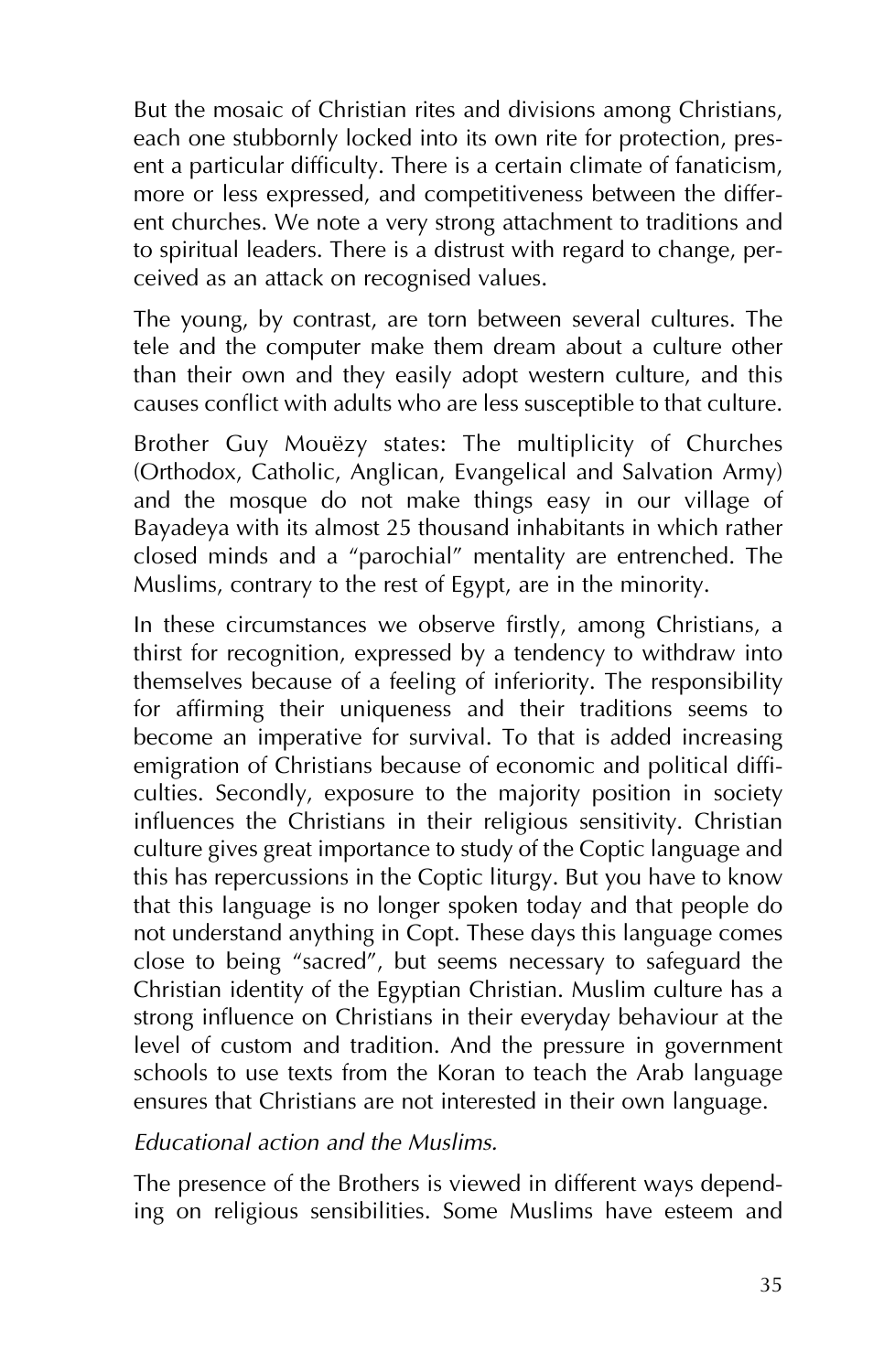But the mosaic of Christian rites and divisions among Christians, each one stubbornly locked into its own rite for protection, present a particular difficulty. There is a certain climate of fanaticism, more or less expressed, and competitiveness between the different churches. We note a very strong attachment to traditions and to spiritual leaders. There is a distrust with regard to change, perceived as an attack on recognised values.

The young, by contrast, are torn between several cultures. The tele and the computer make them dream about a culture other than their own and they easily adopt western culture, and this causes conflict with adults who are less susceptible to that culture.

Brother Guy Mouëzy states: The multiplicity of Churches (Orthodox, Catholic, Anglican, Evangelical and Salvation Army) and the mosque do not make things easy in our village of Bayadeya with its almost 25 thousand inhabitants in which rather closed minds and a "parochial" mentality are entrenched. The Muslims, contrary to the rest of Egypt, are in the minority.

In these circumstances we observe firstly, among Christians, a thirst for recognition, expressed by a tendency to withdraw into themselves because of a feeling of inferiority. The responsibility for affirming their uniqueness and their traditions seems to become an imperative for survival. To that is added increasing emigration of Christians because of economic and political difficulties. Secondly, exposure to the majority position in society influences the Christians in their religious sensitivity. Christian culture gives great importance to study of the Coptic language and this has repercussions in the Coptic liturgy. But you have to know that this language is no longer spoken today and that people do not understand anything in Copt. These days this language comes close to being "sacred", but seems necessary to safeguard the Christian identity of the Egyptian Christian. Muslim culture has a strong influence on Christians in their everyday behaviour at the level of custom and tradition. And the pressure in government schools to use texts from the Koran to teach the Arab language ensures that Christians are not interested in their own language.

*Educational action and the Muslims.*

The presence of the Brothers is viewed in different ways depending on religious sensibilities. Some Muslims have esteem and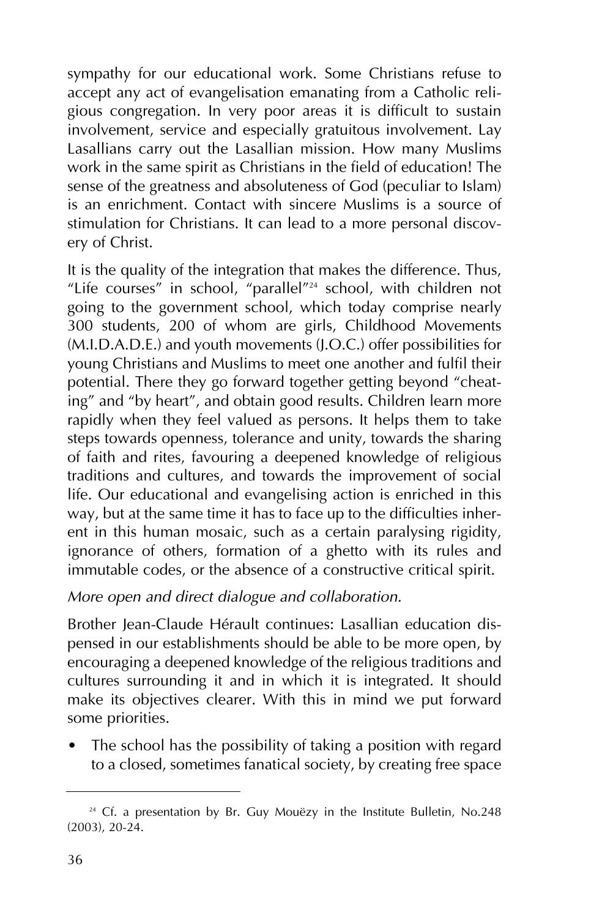sympathy for our educational work. Some Christians refuse to accept any act of evangelisation emanating from a Catholic religious congregation. In very poor areas it is difficult to sustain involvement, service and especially gratuitous involvement. Lay Lasallians carry out the Lasallian mission. How many Muslims work in the same spirit as Christians in the field of education! The sense of the greatness and absoluteness of God (peculiar to Islam) is an enrichment. Contact with sincere Muslims is a source of stimulation for Christians. It can lead to a more personal discovery of Christ.

It is the quality of the integration that makes the difference. Thus, "Life courses" in school, "parallel"[24] school, with children not going to the government school, which today comprise nearly 300 students, 200 of whom are girls, Childhood Movements (M.I.D.A.D.E.) and youth movements (J.O.C.) offer possibilities for young Christians and Muslims to meet one another and fulfil their potential. There they go forward together getting beyond "cheating" and "by heart", and obtain good results. Children learn more rapidly when they feel valued as persons. It helps them to take steps towards openness, tolerance and unity, towards the sharing of faith and rites, favouring a deepened knowledge of religious traditions and cultures, and towards the improvement of social life. Our educational and evangelising action is enriched in this way, but at the same time it has to face up to the difficulties inherent in this human mosaic, such as a certain paralysing rigidity, ignorance of others, formation of a ghetto with its rules and immutable codes, or the absence of a constructive critical spirit.

*More open and direct dialogue and collaboration.*

Brother Jean-Claude Hérault continues: Lasallian education dispensed in our establishments should be able to be more open, by encouraging a deepened knowledge of the religious traditions and cultures surrounding it and in which it is integrated. It should make its objectives clearer. With this in mind we put forward some priorities.

- The school has the possibility of taking a position with regard to a closed, sometimes fanatical society, by creating free space

[24] Cf. a presentation by Br. Guy Mouëzy in the Institute Bulletin, No.248 (2003), 20-24.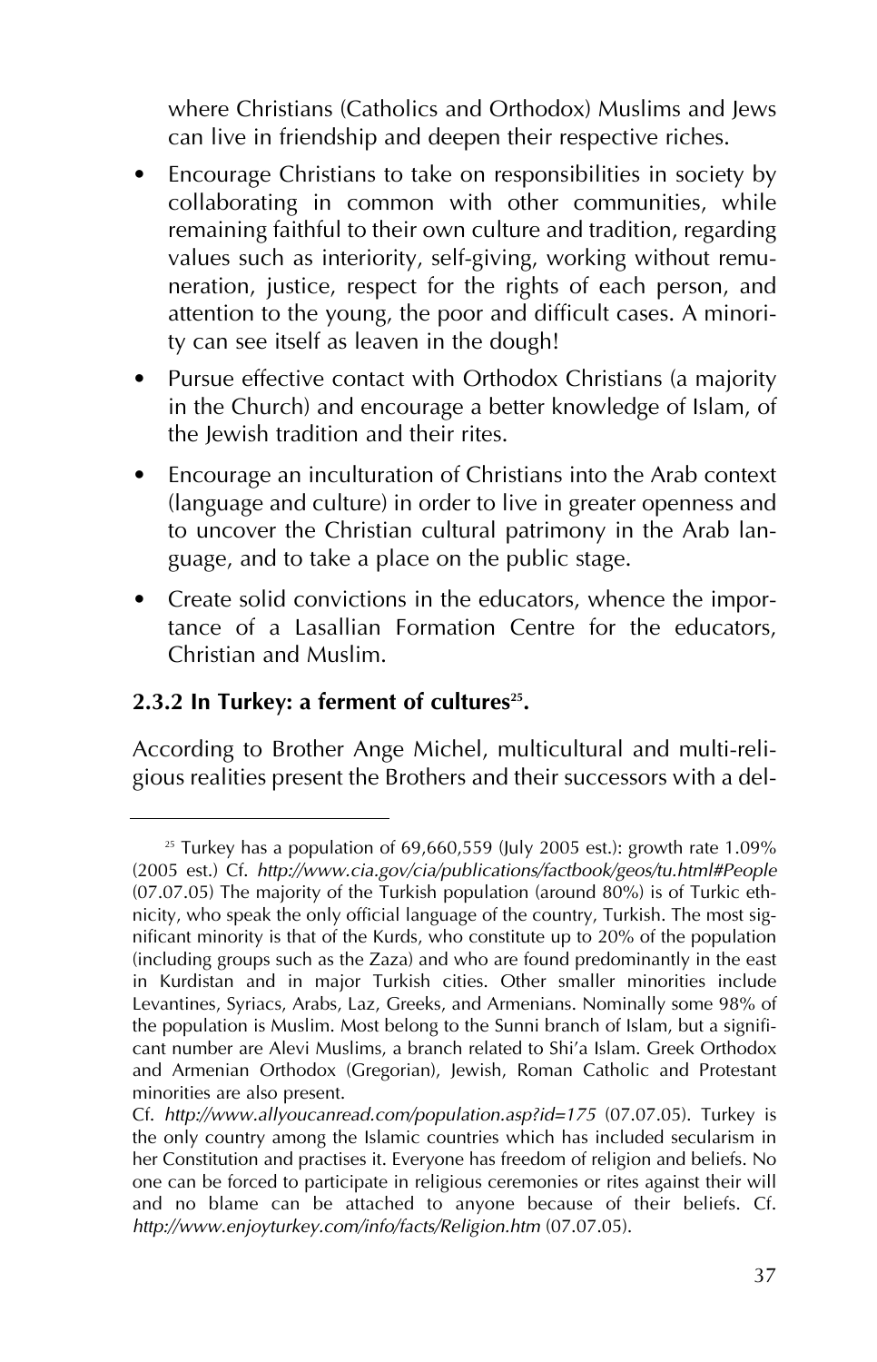where Christians (Catholics and Orthodox) Muslims and Jews can live in friendship and deepen their respective riches.

- Encourage Christians to take on responsibilities in society by collaborating in common with other communities, while remaining faithful to their own culture and tradition, regarding values such as interiority, self-giving, working without remuneration, justice, respect for the rights of each person, and attention to the young, the poor and difficult cases. A minority can see itself as leaven in the dough!
- Pursue effective contact with Orthodox Christians (a majority in the Church) and encourage a better knowledge of Islam, of the Jewish tradition and their rites.
- Encourage an inculturation of Christians into the Arab context (language and culture) in order to live in greater openness and to uncover the Christian cultural patrimony in the Arab language, and to take a place on the public stage.
- Create solid convictions in the educators, whence the importance of a Lasallian Formation Centre for the educators, Christian and Muslim.

### 2.3.2 In Turkey: a ferment of cultures[25].

According to Brother Ange Michel, multicultural and multi-religious realities present the Brothers and their successors with a del-

---

[25] Turkey has a population of 69,660,559 (July 2005 est.): growth rate 1.09% (2005 est.) Cf. *http://www.cia.gov/cia/publications/factbook/geos/tu.html#People* (07.07.05) The majority of the Turkish population (around 80%) is of Turkic ethnicity, who speak the only official language of the country, Turkish. The most significant minority is that of the Kurds, who constitute up to 20% of the population (including groups such as the Zaza) and who are found predominantly in the east in Kurdistan and in major Turkish cities. Other smaller minorities include Levantines, Syriacs, Arabs, Laz, Greeks, and Armenians. Nominally some 98% of the population is Muslim. Most belong to the Sunni branch of Islam, but a significant number are Alevi Muslims, a branch related to Shi'a Islam. Greek Orthodox and Armenian Orthodox (Gregorian), Jewish, Roman Catholic and Protestant minorities are also present.

Cf. *http://www.allyoucanread.com/population.asp?id=175* (07.07.05). Turkey is the only country among the Islamic countries which has included secularism in her Constitution and practises it. Everyone has freedom of religion and beliefs. No one can be forced to participate in religious ceremonies or rites against their will and no blame can be attached to anyone because of their beliefs. Cf. *http://www.enjoyturkey.com/info/facts/Religion.htm* (07.07.05).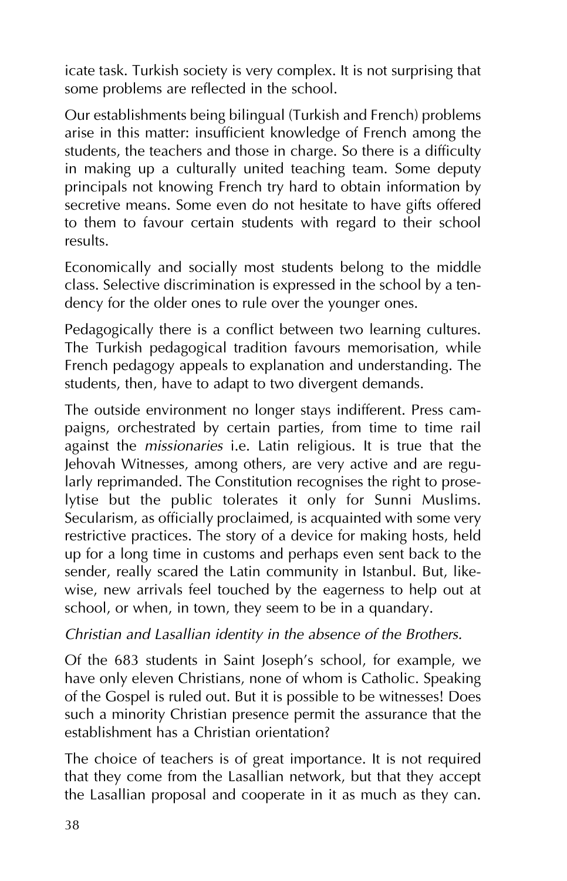icate task. Turkish society is very complex. It is not surprising that some problems are reflected in the school.

Our establishments being bilingual (Turkish and French) problems arise in this matter: insufficient knowledge of French among the students, the teachers and those in charge. So there is a difficulty in making up a culturally united teaching team. Some deputy principals not knowing French try hard to obtain information by secretive means. Some even do not hesitate to have gifts offered to them to favour certain students with regard to their school results.

Economically and socially most students belong to the middle class. Selective discrimination is expressed in the school by a tendency for the older ones to rule over the younger ones.

Pedagogically there is a conflict between two learning cultures. The Turkish pedagogical tradition favours memorisation, while French pedagogy appeals to explanation and understanding. The students, then, have to adapt to two divergent demands.

The outside environment no longer stays indifferent. Press campaigns, orchestrated by certain parties, from time to time rail against the *missionaries* i.e. Latin religious. It is true that the Jehovah Witnesses, among others, are very active and are regularly reprimanded. The Constitution recognises the right to proselytise but the public tolerates it only for Sunni Muslims. Secularism, as officially proclaimed, is acquainted with some very restrictive practices. The story of a device for making hosts, held up for a long time in customs and perhaps even sent back to the sender, really scared the Latin community in Istanbul. But, likewise, new arrivals feel touched by the eagerness to help out at school, or when, in town, they seem to be in a quandary.

*Christian and Lasallian identity in the absence of the Brothers.*

Of the 683 students in Saint Joseph's school, for example, we have only eleven Christians, none of whom is Catholic. Speaking of the Gospel is ruled out. But it is possible to be witnesses! Does such a minority Christian presence permit the assurance that the establishment has a Christian orientation?

The choice of teachers is of great importance. It is not required that they come from the Lasallian network, but that they accept the Lasallian proposal and cooperate in it as much as they can.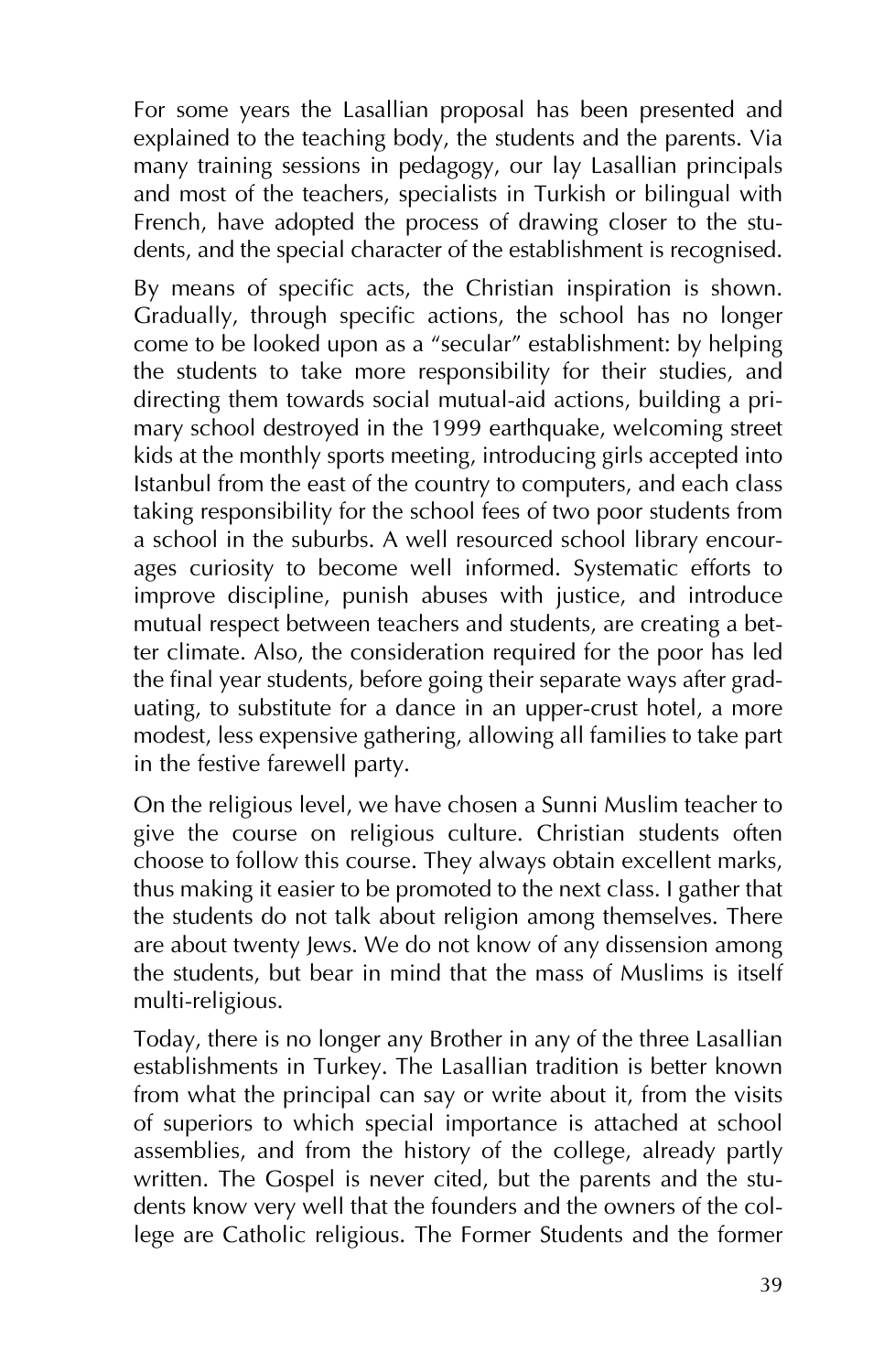For some years the Lasallian proposal has been presented and explained to the teaching body, the students and the parents. Via many training sessions in pedagogy, our lay Lasallian principals and most of the teachers, specialists in Turkish or bilingual with French, have adopted the process of drawing closer to the students, and the special character of the establishment is recognised.

By means of specific acts, the Christian inspiration is shown. Gradually, through specific actions, the school has no longer come to be looked upon as a "secular" establishment: by helping the students to take more responsibility for their studies, and directing them towards social mutual-aid actions, building a primary school destroyed in the 1999 earthquake, welcoming street kids at the monthly sports meeting, introducing girls accepted into Istanbul from the east of the country to computers, and each class taking responsibility for the school fees of two poor students from a school in the suburbs. A well resourced school library encourages curiosity to become well informed. Systematic efforts to improve discipline, punish abuses with justice, and introduce mutual respect between teachers and students, are creating a better climate. Also, the consideration required for the poor has led the final year students, before going their separate ways after graduating, to substitute for a dance in an upper-crust hotel, a more modest, less expensive gathering, allowing all families to take part in the festive farewell party.

On the religious level, we have chosen a Sunni Muslim teacher to give the course on religious culture. Christian students often choose to follow this course. They always obtain excellent marks, thus making it easier to be promoted to the next class. I gather that the students do not talk about religion among themselves. There are about twenty Jews. We do not know of any dissension among the students, but bear in mind that the mass of Muslims is itself multi-religious.

Today, there is no longer any Brother in any of the three Lasallian establishments in Turkey. The Lasallian tradition is better known from what the principal can say or write about it, from the visits of superiors to which special importance is attached at school assemblies, and from the history of the college, already partly written. The Gospel is never cited, but the parents and the students know very well that the founders and the owners of the college are Catholic religious. The Former Students and the former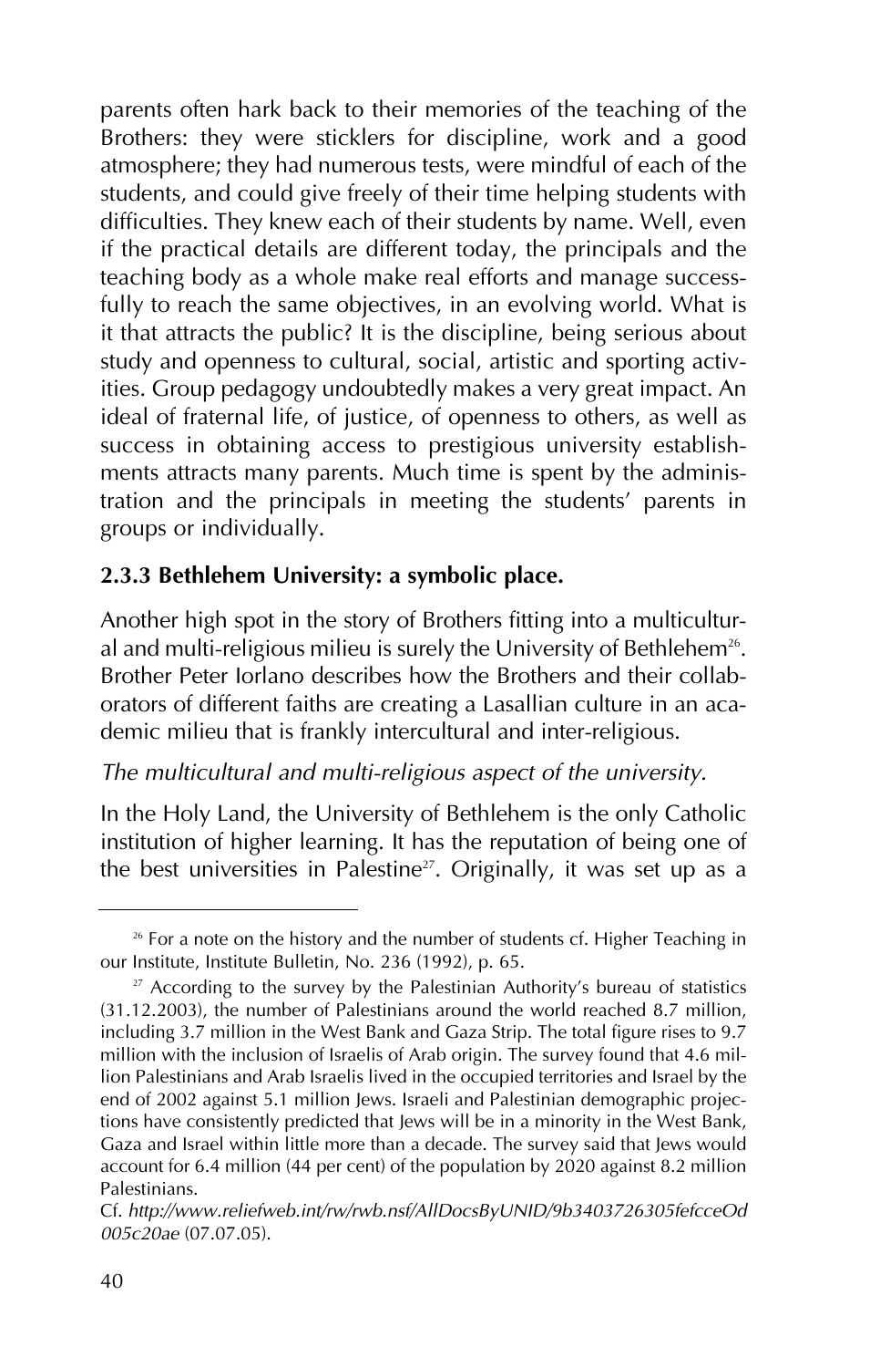parents often hark back to their memories of the teaching of the Brothers: they were sticklers for discipline, work and a good atmosphere; they had numerous tests, were mindful of each of the students, and could give freely of their time helping students with difficulties. They knew each of their students by name. Well, even if the practical details are different today, the principals and the teaching body as a whole make real efforts and manage successfully to reach the same objectives, in an evolving world. What is it that attracts the public? It is the discipline, being serious about study and openness to cultural, social, artistic and sporting activities. Group pedagogy undoubtedly makes a very great impact. An ideal of fraternal life, of justice, of openness to others, as well as success in obtaining access to prestigious university establishments attracts many parents. Much time is spent by the administration and the principals in meeting the students' parents in groups or individually.

### 2.3.3 Bethlehem University: a symbolic place.

Another high spot in the story of Brothers fitting into a multicultural and multi-religious milieu is surely the University of Bethlehem[26]. Brother Peter Iorlano describes how the Brothers and their collaborators of different faiths are creating a Lasallian culture in an academic milieu that is frankly intercultural and inter-religious.

*The multicultural and multi-religious aspect of the university.*

In the Holy Land, the University of Bethlehem is the only Catholic institution of higher learning. It has the reputation of being one of the best universities in Palestine[27]. Originally, it was set up as a

---

[26] For a note on the history and the number of students cf. Higher Teaching in our Institute, Institute Bulletin, No. 236 (1992), p. 65.

[27] According to the survey by the Palestinian Authority's bureau of statistics (31.12.2003), the number of Palestinians around the world reached 8.7 million, including 3.7 million in the West Bank and Gaza Strip. The total figure rises to 9.7 million with the inclusion of Israelis of Arab origin. The survey found that 4.6 million Palestinians and Arab Israelis lived in the occupied territories and Israel by the end of 2002 against 5.1 million Jews. Israeli and Palestinian demographic projections have consistently predicted that Jews will be in a minority in the West Bank, Gaza and Israel within little more than a decade. The survey said that Jews would account for 6.4 million (44 per cent) of the population by 2020 against 8.2 million Palestinians.

Cf. *http://www.reliefweb.int/rw/rwb.nsf/AllDocsByUNID/9b3403726305fefcceOd005c20ae* (07.07.05).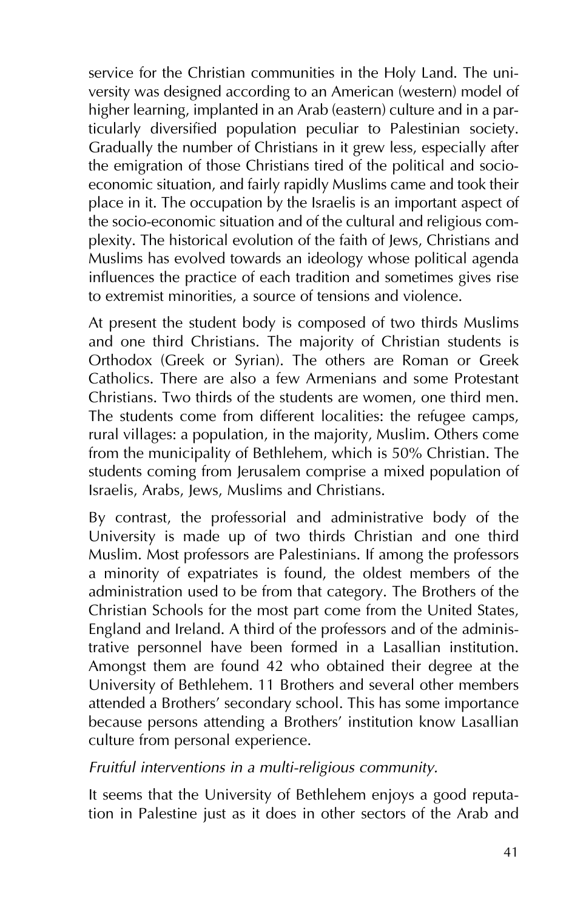service for the Christian communities in the Holy Land. The university was designed according to an American (western) model of higher learning, implanted in an Arab (eastern) culture and in a particularly diversified population peculiar to Palestinian society. Gradually the number of Christians in it grew less, especially after the emigration of those Christians tired of the political and socio-economic situation, and fairly rapidly Muslims came and took their place in it. The occupation by the Israelis is an important aspect of the socio-economic situation and of the cultural and religious complexity. The historical evolution of the faith of Jews, Christians and Muslims has evolved towards an ideology whose political agenda influences the practice of each tradition and sometimes gives rise to extremist minorities, a source of tensions and violence.

At present the student body is composed of two thirds Muslims and one third Christians. The majority of Christian students is Orthodox (Greek or Syrian). The others are Roman or Greek Catholics. There are also a few Armenians and some Protestant Christians. Two thirds of the students are women, one third men. The students come from different localities: the refugee camps, rural villages: a population, in the majority, Muslim. Others come from the municipality of Bethlehem, which is 50% Christian. The students coming from Jerusalem comprise a mixed population of Israelis, Arabs, Jews, Muslims and Christians.

By contrast, the professorial and administrative body of the University is made up of two thirds Christian and one third Muslim. Most professors are Palestinians. If among the professors a minority of expatriates is found, the oldest members of the administration used to be from that category. The Brothers of the Christian Schools for the most part come from the United States, England and Ireland. A third of the professors and of the administrative personnel have been formed in a Lasallian institution. Amongst them are found 42 who obtained their degree at the University of Bethlehem. 11 Brothers and several other members attended a Brothers' secondary school. This has some importance because persons attending a Brothers' institution know Lasallian culture from personal experience.

*Fruitful interventions in a multi-religious community.*

It seems that the University of Bethlehem enjoys a good reputation in Palestine just as it does in other sectors of the Arab and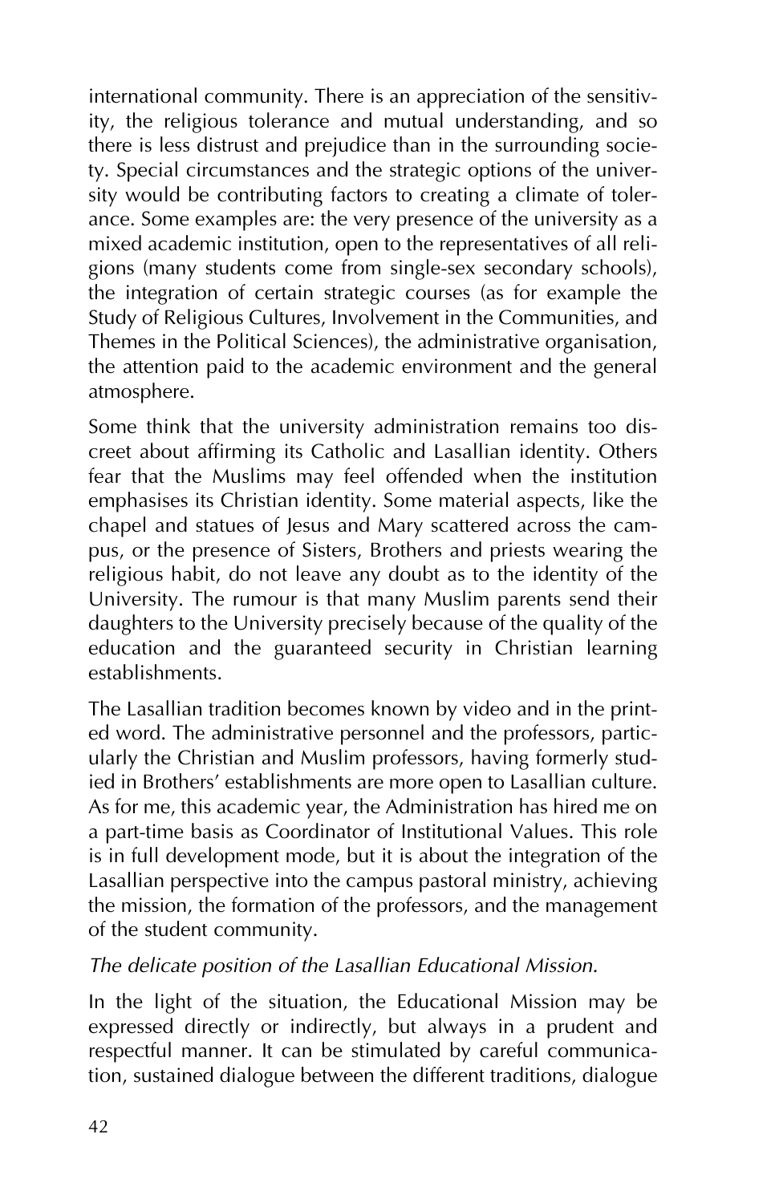international community. There is an appreciation of the sensitivity, the religious tolerance and mutual understanding, and so there is less distrust and prejudice than in the surrounding society. Special circumstances and the strategic options of the university would be contributing factors to creating a climate of tolerance. Some examples are: the very presence of the university as a mixed academic institution, open to the representatives of all religions (many students come from single-sex secondary schools), the integration of certain strategic courses (as for example the Study of Religious Cultures, Involvement in the Communities, and Themes in the Political Sciences), the administrative organisation, the attention paid to the academic environment and the general atmosphere.

Some think that the university administration remains too discreet about affirming its Catholic and Lasallian identity. Others fear that the Muslims may feel offended when the institution emphasises its Christian identity. Some material aspects, like the chapel and statues of Jesus and Mary scattered across the campus, or the presence of Sisters, Brothers and priests wearing the religious habit, do not leave any doubt as to the identity of the University. The rumour is that many Muslim parents send their daughters to the University precisely because of the quality of the education and the guaranteed security in Christian learning establishments.

The Lasallian tradition becomes known by video and in the printed word. The administrative personnel and the professors, particularly the Christian and Muslim professors, having formerly studied in Brothers' establishments are more open to Lasallian culture. As for me, this academic year, the Administration has hired me on a part-time basis as Coordinator of Institutional Values. This role is in full development mode, but it is about the integration of the Lasallian perspective into the campus pastoral ministry, achieving the mission, the formation of the professors, and the management of the student community.

*The delicate position of the Lasallian Educational Mission.*

In the light of the situation, the Educational Mission may be expressed directly or indirectly, but always in a prudent and respectful manner. It can be stimulated by careful communication, sustained dialogue between the different traditions, dialogue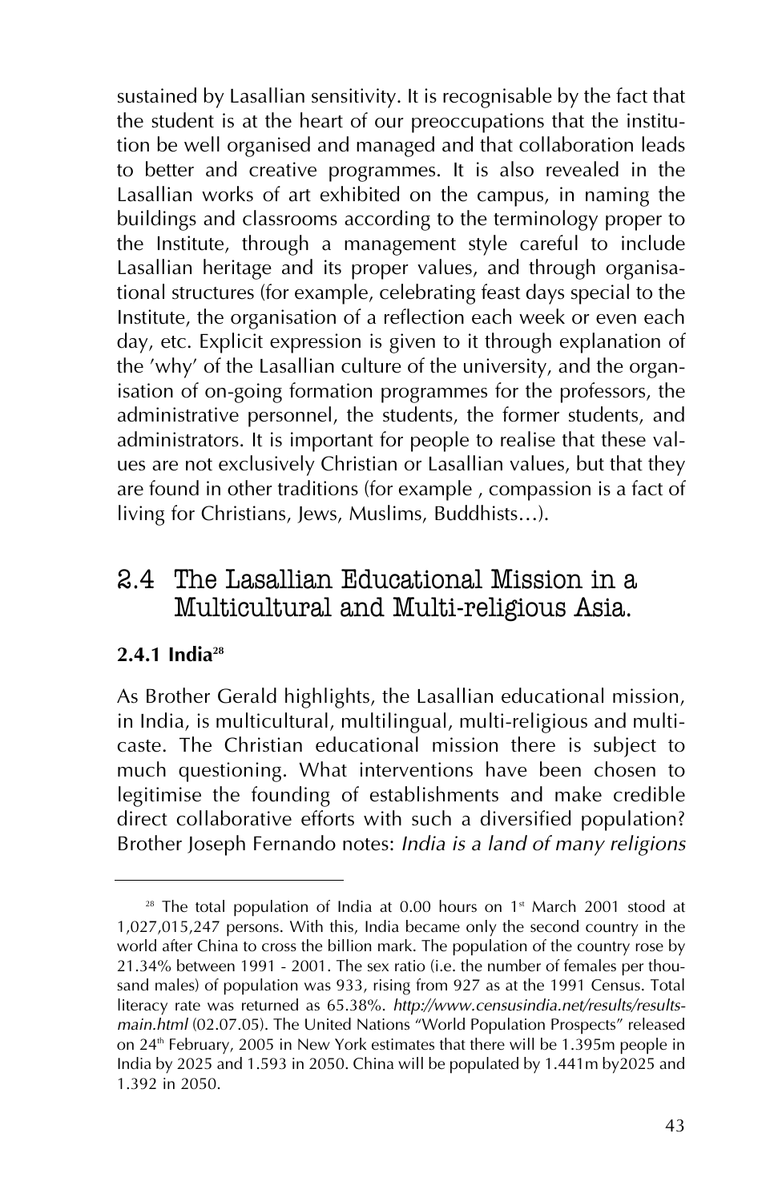sustained by Lasallian sensitivity. It is recognisable by the fact that the student is at the heart of our preoccupations that the institution be well organised and managed and that collaboration leads to better and creative programmes. It is also revealed in the Lasallian works of art exhibited on the campus, in naming the buildings and classrooms according to the terminology proper to the Institute, through a management style careful to include Lasallian heritage and its proper values, and through organisational structures (for example, celebrating feast days special to the Institute, the organisation of a reflection each week or even each day, etc. Explicit expression is given to it through explanation of the 'why' of the Lasallian culture of the university, and the organisation of on-going formation programmes for the professors, the administrative personnel, the students, the former students, and administrators. It is important for people to realise that these values are not exclusively Christian or Lasallian values, but that they are found in other traditions (for example , compassion is a fact of living for Christians, Jews, Muslims, Buddhists…).

## 2.4 The Lasallian Educational Mission in a Multicultural and Multi-religious Asia.

### 2.4.1 India[28]

As Brother Gerald highlights, the Lasallian educational mission, in India, is multicultural, multilingual, multi-religious and multi-caste. The Christian educational mission there is subject to much questioning. What interventions have been chosen to legitimise the founding of establishments and make credible direct collaborative efforts with such a diversified population? Brother Joseph Fernando notes: *India is a land of many religions*

---

[28] The total population of India at 0.00 hours on 1st March 2001 stood at 1,027,015,247 persons. With this, India became only the second country in the world after China to cross the billion mark. The population of the country rose by 21.34% between 1991 - 2001. The sex ratio (i.e. the number of females per thousand males) of population was 933, rising from 927 as at the 1991 Census. Total literacy rate was returned as 65.38%. *http://www.censusindia.net/results/resultsmain.html* (02.07.05). The United Nations "World Population Prospects" released on 24th February, 2005 in New York estimates that there will be 1.395m people in India by 2025 and 1.593 in 2050. China will be populated by 1.441m by2025 and 1.392 in 2050.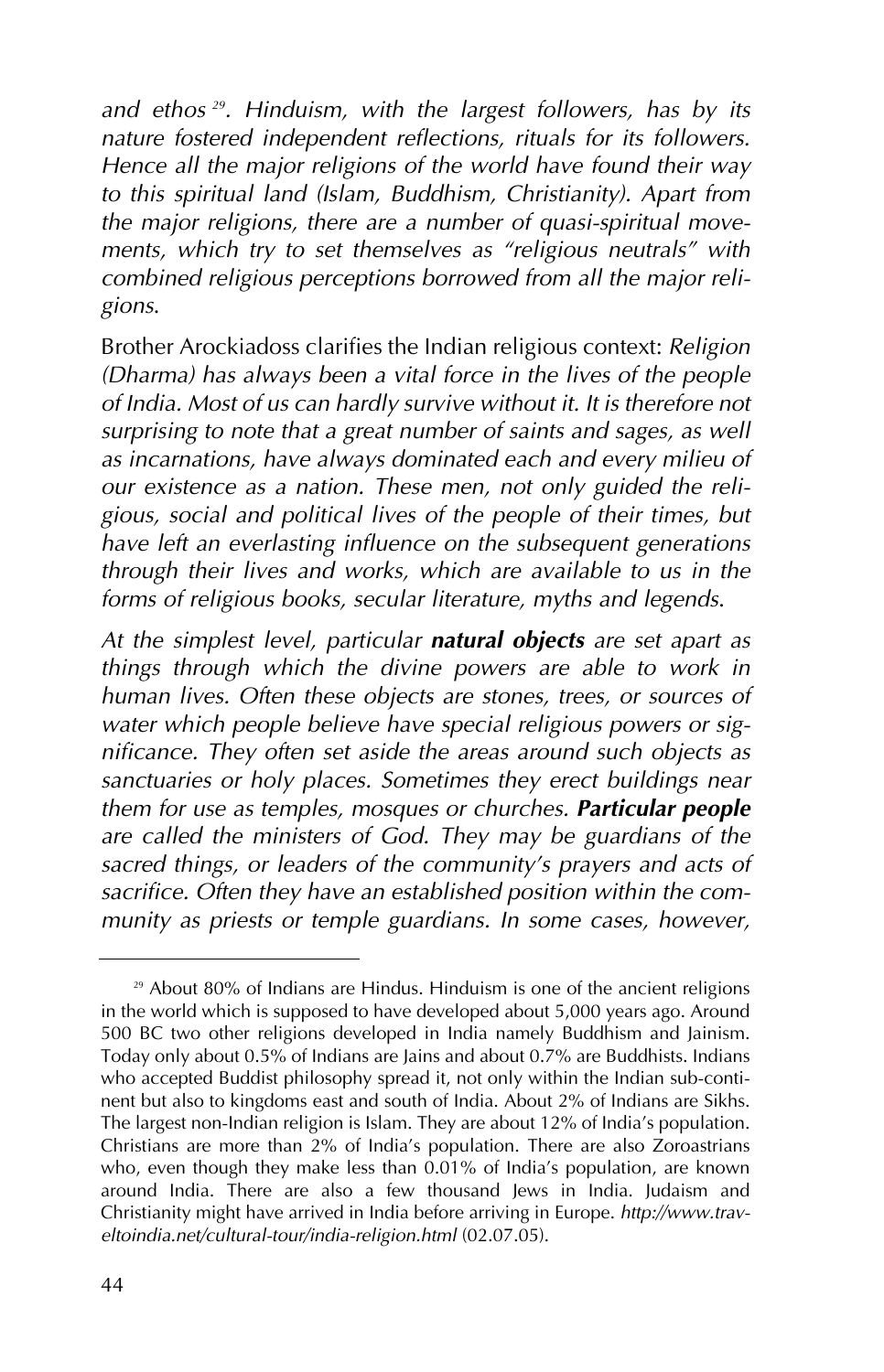*and ethos*[29]*. Hinduism, with the largest followers, has by its nature fostered independent reflections, rituals for its followers. Hence all the major religions of the world have found their way to this spiritual land (Islam, Buddhism, Christianity). Apart from the major religions, there are a number of quasi-spiritual movements, which try to set themselves as "religious neutrals" with combined religious perceptions borrowed from all the major religions.*

Brother Arockiadoss clarifies the Indian religious context: *Religion (Dharma) has always been a vital force in the lives of the people of India. Most of us can hardly survive without it. It is therefore not surprising to note that a great number of saints and sages, as well as incarnations, have always dominated each and every milieu of our existence as a nation. These men, not only guided the religious, social and political lives of the people of their times, but have left an everlasting influence on the subsequent generations through their lives and works, which are available to us in the forms of religious books, secular literature, myths and legends.*

*At the simplest level, particular* ***natural objects*** *are set apart as things through which the divine powers are able to work in human lives. Often these objects are stones, trees, or sources of water which people believe have special religious powers or significance. They often set aside the areas around such objects as sanctuaries or holy places. Sometimes they erect buildings near them for use as temples, mosques or churches.* ***Particular people*** *are called the ministers of God. They may be guardians of the sacred things, or leaders of the community's prayers and acts of sacrifice. Often they have an established position within the community as priests or temple guardians. In some cases, however,*

---

[29] About 80% of Indians are Hindus. Hinduism is one of the ancient religions in the world which is supposed to have developed about 5,000 years ago. Around 500 BC two other religions developed in India namely Buddhism and Jainism. Today only about 0.5% of Indians are Jains and about 0.7% are Buddhists. Indians who accepted Buddist philosophy spread it, not only within the Indian sub-continent but also to kingdoms east and south of India. About 2% of Indians are Sikhs. The largest non-Indian religion is Islam. They are about 12% of India's population. Christians are more than 2% of India's population. There are also Zoroastrians who, even though they make less than 0.01% of India's population, are known around India. There are also a few thousand Jews in India. Judaism and Christianity might have arrived in India before arriving in Europe. *http://www.traveltoindia.net/cultural-tour/india-religion.html* (02.07.05).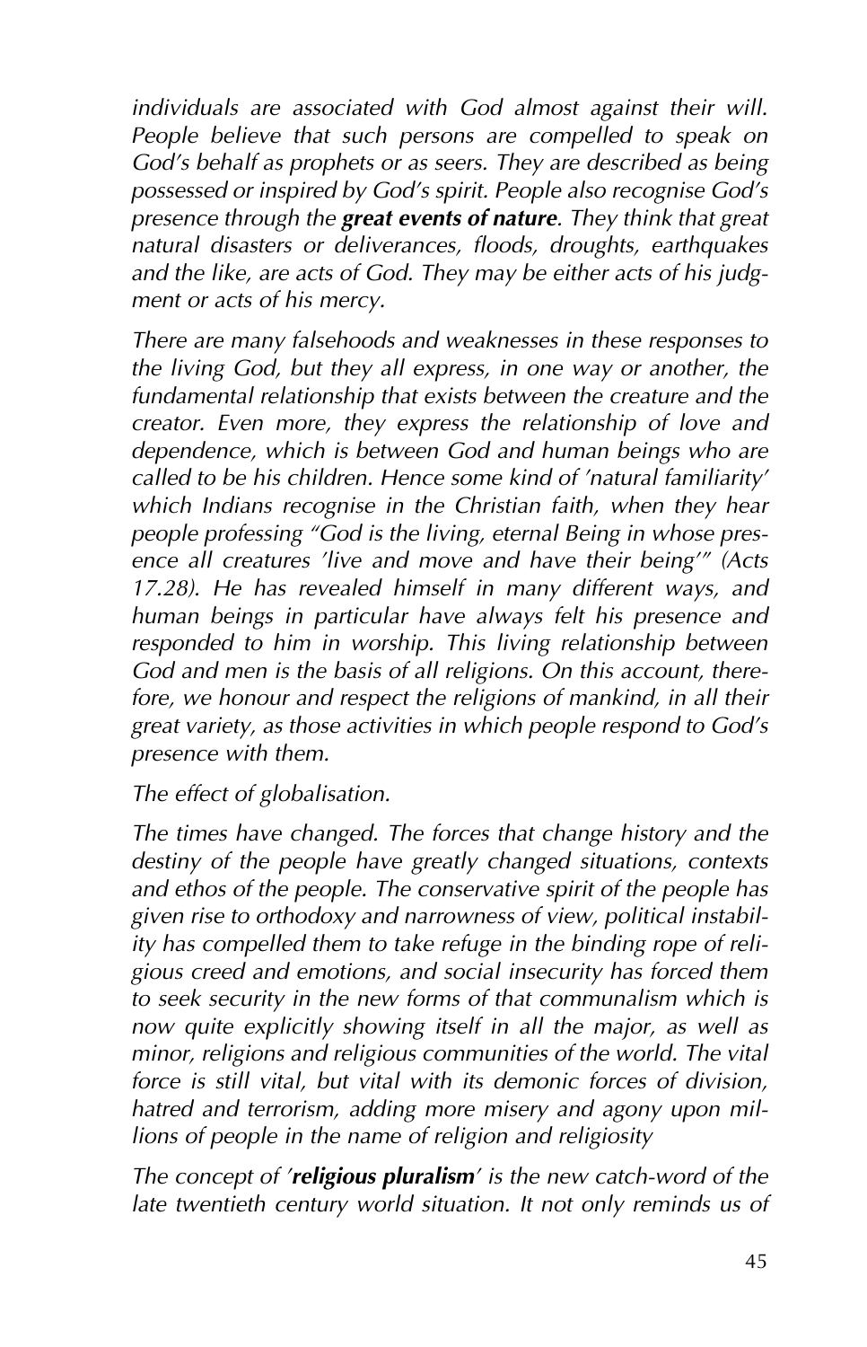*individuals are associated with God almost against their will. People believe that such persons are compelled to speak on God's behalf as prophets or as seers. They are described as being possessed or inspired by God's spirit. People also recognise God's presence through the* ***great events of nature****. They think that great natural disasters or deliverances, floods, droughts, earthquakes and the like, are acts of God. They may be either acts of his judgment or acts of his mercy.*

*There are many falsehoods and weaknesses in these responses to the living God, but they all express, in one way or another, the fundamental relationship that exists between the creature and the creator. Even more, they express the relationship of love and dependence, which is between God and human beings who are called to be his children. Hence some kind of 'natural familiarity' which Indians recognise in the Christian faith, when they hear people professing "God is the living, eternal Being in whose presence all creatures 'live and move and have their being'" (Acts 17.28). He has revealed himself in many different ways, and human beings in particular have always felt his presence and responded to him in worship. This living relationship between God and men is the basis of all religions. On this account, therefore, we honour and respect the religions of mankind, in all their great variety, as those activities in which people respond to God's presence with them.*

*The effect of globalisation.*

*The times have changed. The forces that change history and the destiny of the people have greatly changed situations, contexts and ethos of the people. The conservative spirit of the people has given rise to orthodoxy and narrowness of view, political instability has compelled them to take refuge in the binding rope of religious creed and emotions, and social insecurity has forced them to seek security in the new forms of that communalism which is now quite explicitly showing itself in all the major, as well as minor, religions and religious communities of the world. The vital force is still vital, but vital with its demonic forces of division, hatred and terrorism, adding more misery and agony upon millions of people in the name of religion and religiosity*

*The concept of '****religious pluralism****' is the new catch-word of the late twentieth century world situation. It not only reminds us of*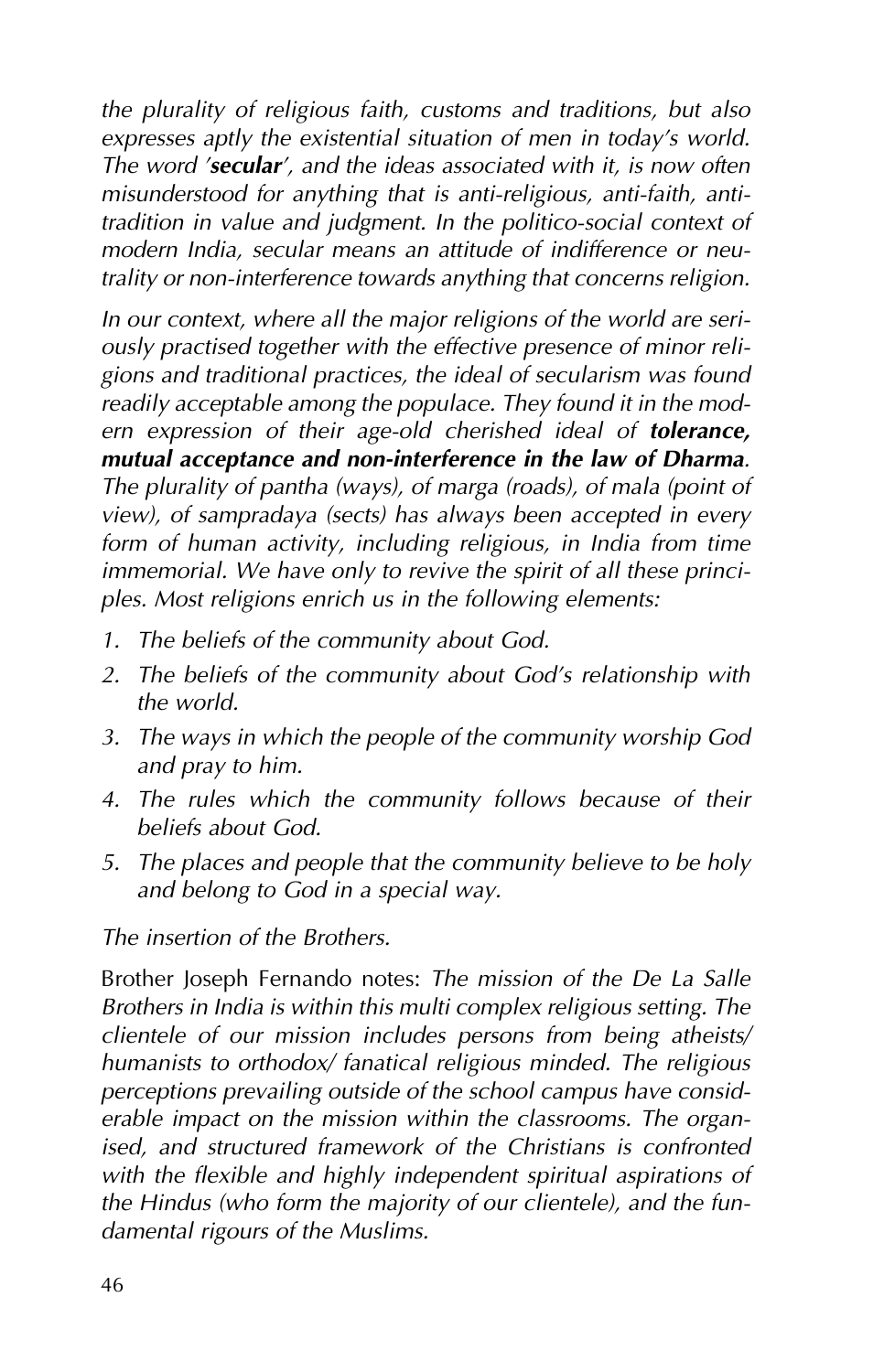*the plurality of religious faith, customs and traditions, but also expresses aptly the existential situation of men in today's world. The word '**secular**', and the ideas associated with it, is now often misunderstood for anything that is anti-religious, anti-faith, anti-tradition in value and judgment. In the politico-social context of modern India, secular means an attitude of indifference or neutrality or non-interference towards anything that concerns religion.*

*In our context, where all the major religions of the world are seriously practised together with the effective presence of minor religions and traditional practices, the ideal of secularism was found readily acceptable among the populace. They found it in the modern expression of their age-old cherished ideal of **tolerance, mutual acceptance and non-interference in the law of Dharma**. The plurality of pantha (ways), of marga (roads), of mala (point of view), of sampradaya (sects) has always been accepted in every form of human activity, including religious, in India from time immemorial. We have only to revive the spirit of all these principles. Most religions enrich us in the following elements:*

1. *The beliefs of the community about God.*
2. *The beliefs of the community about God's relationship with the world.*
3. *The ways in which the people of the community worship God and pray to him.*
4. *The rules which the community follows because of their beliefs about God.*
5. *The places and people that the community believe to be holy and belong to God in a special way.*

*The insertion of the Brothers.*

Brother Joseph Fernando notes: *The mission of the De La Salle Brothers in India is within this multi complex religious setting. The clientele of our mission includes persons from being atheists/ humanists to orthodox/ fanatical religious minded. The religious perceptions prevailing outside of the school campus have considerable impact on the mission within the classrooms. The organised, and structured framework of the Christians is confronted with the flexible and highly independent spiritual aspirations of the Hindus (who form the majority of our clientele), and the fundamental rigours of the Muslims.*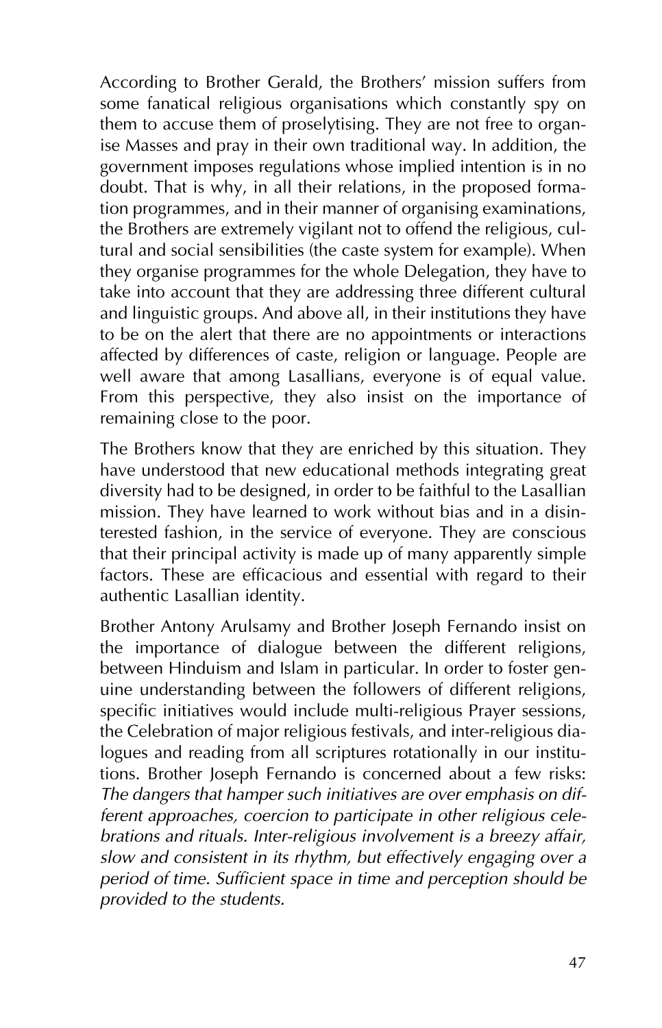According to Brother Gerald, the Brothers' mission suffers from some fanatical religious organisations which constantly spy on them to accuse them of proselytising. They are not free to organise Masses and pray in their own traditional way. In addition, the government imposes regulations whose implied intention is in no doubt. That is why, in all their relations, in the proposed formation programmes, and in their manner of organising examinations, the Brothers are extremely vigilant not to offend the religious, cultural and social sensibilities (the caste system for example). When they organise programmes for the whole Delegation, they have to take into account that they are addressing three different cultural and linguistic groups. And above all, in their institutions they have to be on the alert that there are no appointments or interactions affected by differences of caste, religion or language. People are well aware that among Lasallians, everyone is of equal value. From this perspective, they also insist on the importance of remaining close to the poor.

The Brothers know that they are enriched by this situation. They have understood that new educational methods integrating great diversity had to be designed, in order to be faithful to the Lasallian mission. They have learned to work without bias and in a disinterested fashion, in the service of everyone. They are conscious that their principal activity is made up of many apparently simple factors. These are efficacious and essential with regard to their authentic Lasallian identity.

Brother Antony Arulsamy and Brother Joseph Fernando insist on the importance of dialogue between the different religions, between Hinduism and Islam in particular. In order to foster genuine understanding between the followers of different religions, specific initiatives would include multi-religious Prayer sessions, the Celebration of major religious festivals, and inter-religious dialogues and reading from all scriptures rotationally in our institutions. Brother Joseph Fernando is concerned about a few risks: *The dangers that hamper such initiatives are over emphasis on different approaches, coercion to participate in other religious celebrations and rituals. Inter-religious involvement is a breezy affair, slow and consistent in its rhythm, but effectively engaging over a period of time. Sufficient space in time and perception should be provided to the students.*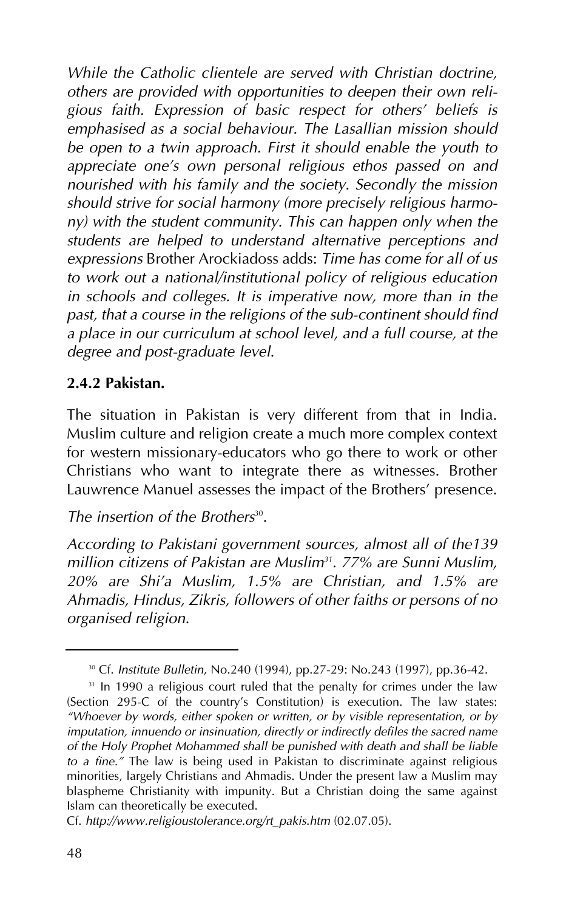*While the Catholic clientele are served with Christian doctrine, others are provided with opportunities to deepen their own religious faith. Expression of basic respect for others' beliefs is emphasised as a social behaviour. The Lasallian mission should be open to a twin approach. First it should enable the youth to appreciate one's own personal religious ethos passed on and nourished with his family and the society. Secondly the mission should strive for social harmony (more precisely religious harmony) with the student community. This can happen only when the students are helped to understand alternative perceptions and expressions* Brother Arockiadoss adds: *Time has come for all of us to work out a national/institutional policy of religious education in schools and colleges. It is imperative now, more than in the past, that a course in the religions of the sub-continent should find a place in our curriculum at school level, and a full course, at the degree and post-graduate level.*

### 2.4.2 Pakistan.

The situation in Pakistan is very different from that in India. Muslim culture and religion create a much more complex context for western missionary-educators who go there to work or other Christians who want to integrate there as witnesses. Brother Lauwrence Manuel assesses the impact of the Brothers' presence.

*The insertion of the Brothers*[30].

*According to Pakistani government sources, almost all of the139 million citizens of Pakistan are Muslim*[31]*. 77% are Sunni Muslim, 20% are Shi'a Muslim, 1.5% are Christian, and 1.5% are Ahmadis, Hindus, Zikris, followers of other faiths or persons of no organised religion.*

---

[30] Cf. *Institute Bulletin*, No.240 (1994), pp.27-29: No.243 (1997), pp.36-42.

[31] In 1990 a religious court ruled that the penalty for crimes under the law (Section 295-C of the country's Constitution) is execution. The law states: *"Whoever by words, either spoken or written, or by visible representation, or by imputation, innuendo or insinuation, directly or indirectly defiles the sacred name of the Holy Prophet Mohammed shall be punished with death and shall be liable to a fine."* The law is being used in Pakistan to discriminate against religious minorities, largely Christians and Ahmadis. Under the present law a Muslim may blaspheme Christianity with impunity. But a Christian doing the same against Islam can theoretically be executed.

Cf. *http://www.religioustolerance.org/rt_pakis.htm* (02.07.05).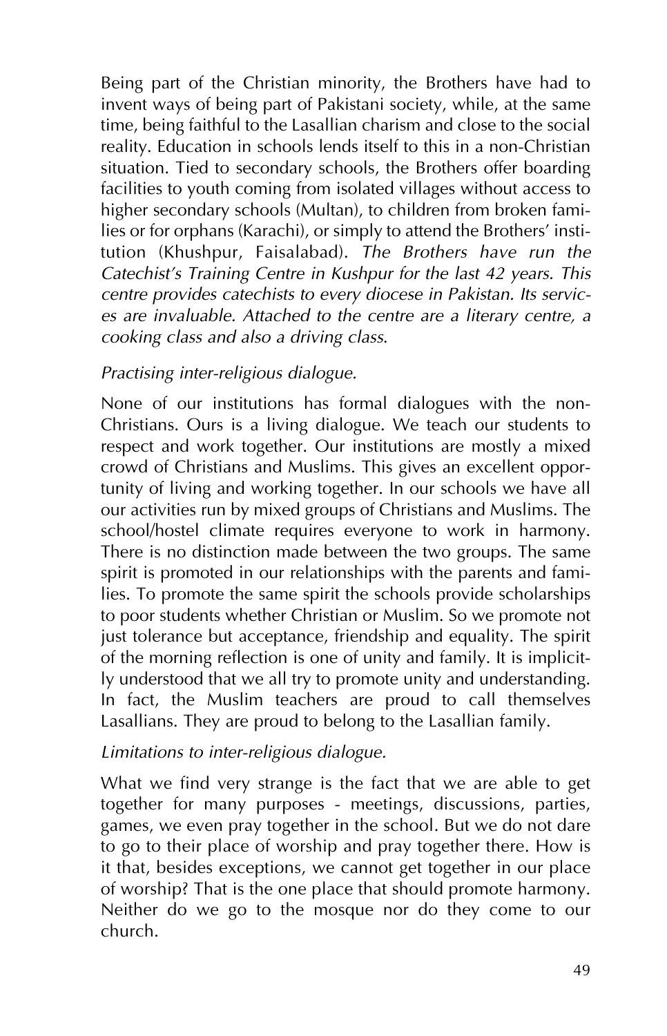Being part of the Christian minority, the Brothers have had to invent ways of being part of Pakistani society, while, at the same time, being faithful to the Lasallian charism and close to the social reality. Education in schools lends itself to this in a non-Christian situation. Tied to secondary schools, the Brothers offer boarding facilities to youth coming from isolated villages without access to higher secondary schools (Multan), to children from broken families or for orphans (Karachi), or simply to attend the Brothers' institution (Khushpur, Faisalabad). *The Brothers have run the Catechist's Training Centre in Kushpur for the last 42 years. This centre provides catechists to every diocese in Pakistan. Its services are invaluable. Attached to the centre are a literary centre, a cooking class and also a driving class.*

*Practising inter-religious dialogue.*

None of our institutions has formal dialogues with the non-Christians. Ours is a living dialogue. We teach our students to respect and work together. Our institutions are mostly a mixed crowd of Christians and Muslims. This gives an excellent opportunity of living and working together. In our schools we have all our activities run by mixed groups of Christians and Muslims. The school/hostel climate requires everyone to work in harmony. There is no distinction made between the two groups. The same spirit is promoted in our relationships with the parents and families. To promote the same spirit the schools provide scholarships to poor students whether Christian or Muslim. So we promote not just tolerance but acceptance, friendship and equality. The spirit of the morning reflection is one of unity and family. It is implicitly understood that we all try to promote unity and understanding. In fact, the Muslim teachers are proud to call themselves Lasallians. They are proud to belong to the Lasallian family.

*Limitations to inter-religious dialogue.*

What we find very strange is the fact that we are able to get together for many purposes - meetings, discussions, parties, games, we even pray together in the school. But we do not dare to go to their place of worship and pray together there. How is it that, besides exceptions, we cannot get together in our place of worship? That is the one place that should promote harmony. Neither do we go to the mosque nor do they come to our church.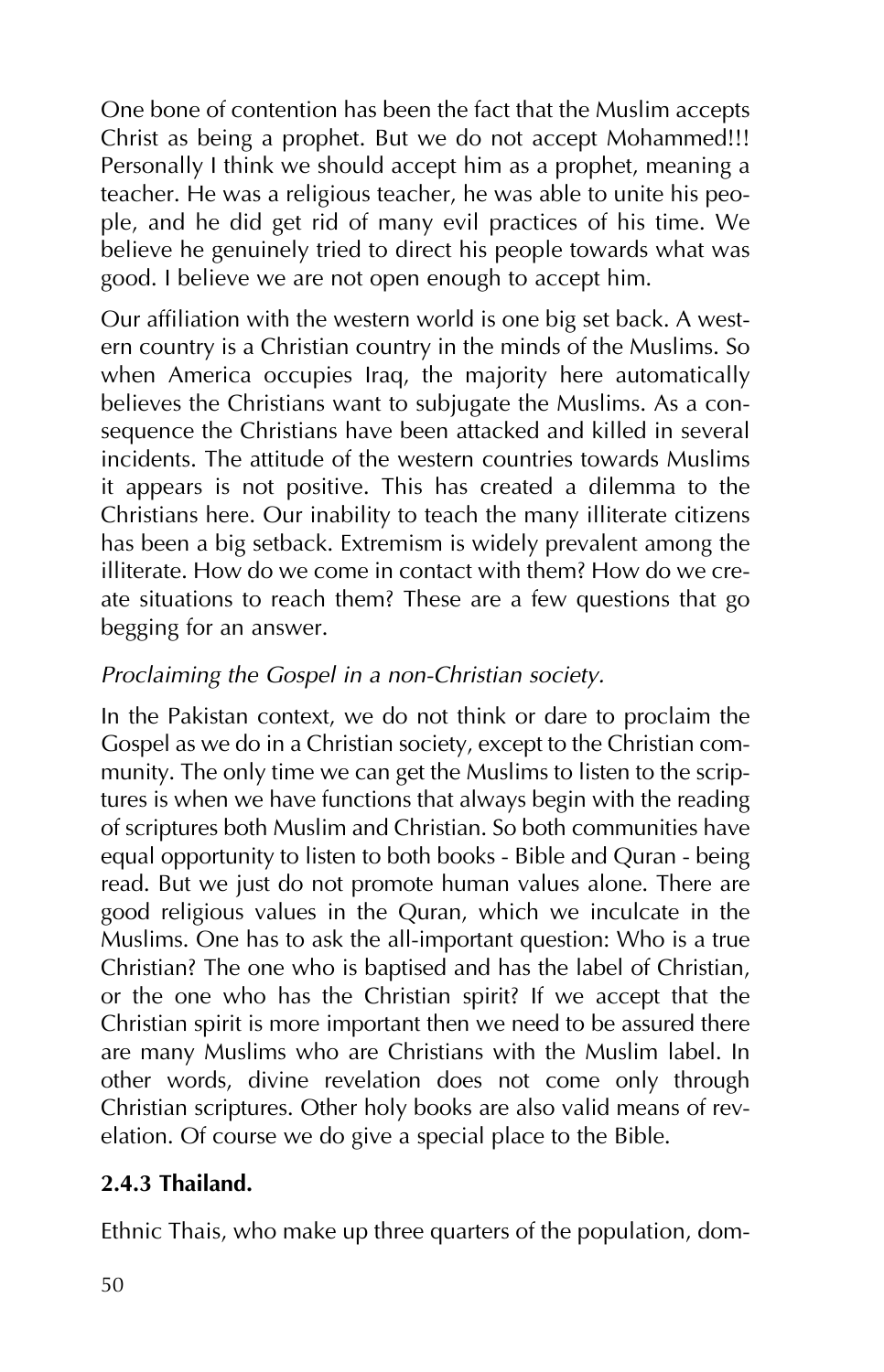One bone of contention has been the fact that the Muslim accepts Christ as being a prophet. But we do not accept Mohammed!!! Personally I think we should accept him as a prophet, meaning a teacher. He was a religious teacher, he was able to unite his people, and he did get rid of many evil practices of his time. We believe he genuinely tried to direct his people towards what was good. I believe we are not open enough to accept him.

Our affiliation with the western world is one big set back. A western country is a Christian country in the minds of the Muslims. So when America occupies Iraq, the majority here automatically believes the Christians want to subjugate the Muslims. As a consequence the Christians have been attacked and killed in several incidents. The attitude of the western countries towards Muslims it appears is not positive. This has created a dilemma to the Christians here. Our inability to teach the many illiterate citizens has been a big setback. Extremism is widely prevalent among the illiterate. How do we come in contact with them? How do we create situations to reach them? These are a few questions that go begging for an answer.

*Proclaiming the Gospel in a non-Christian society.*

In the Pakistan context, we do not think or dare to proclaim the Gospel as we do in a Christian society, except to the Christian community. The only time we can get the Muslims to listen to the scriptures is when we have functions that always begin with the reading of scriptures both Muslim and Christian. So both communities have equal opportunity to listen to both books - Bible and Quran - being read. But we just do not promote human values alone. There are good religious values in the Quran, which we inculcate in the Muslims. One has to ask the all-important question: Who is a true Christian? The one who is baptised and has the label of Christian, or the one who has the Christian spirit? If we accept that the Christian spirit is more important then we need to be assured there are many Muslims who are Christians with the Muslim label. In other words, divine revelation does not come only through Christian scriptures. Other holy books are also valid means of revelation. Of course we do give a special place to the Bible.

### 2.4.3 Thailand.

Ethnic Thais, who make up three quarters of the population, dom-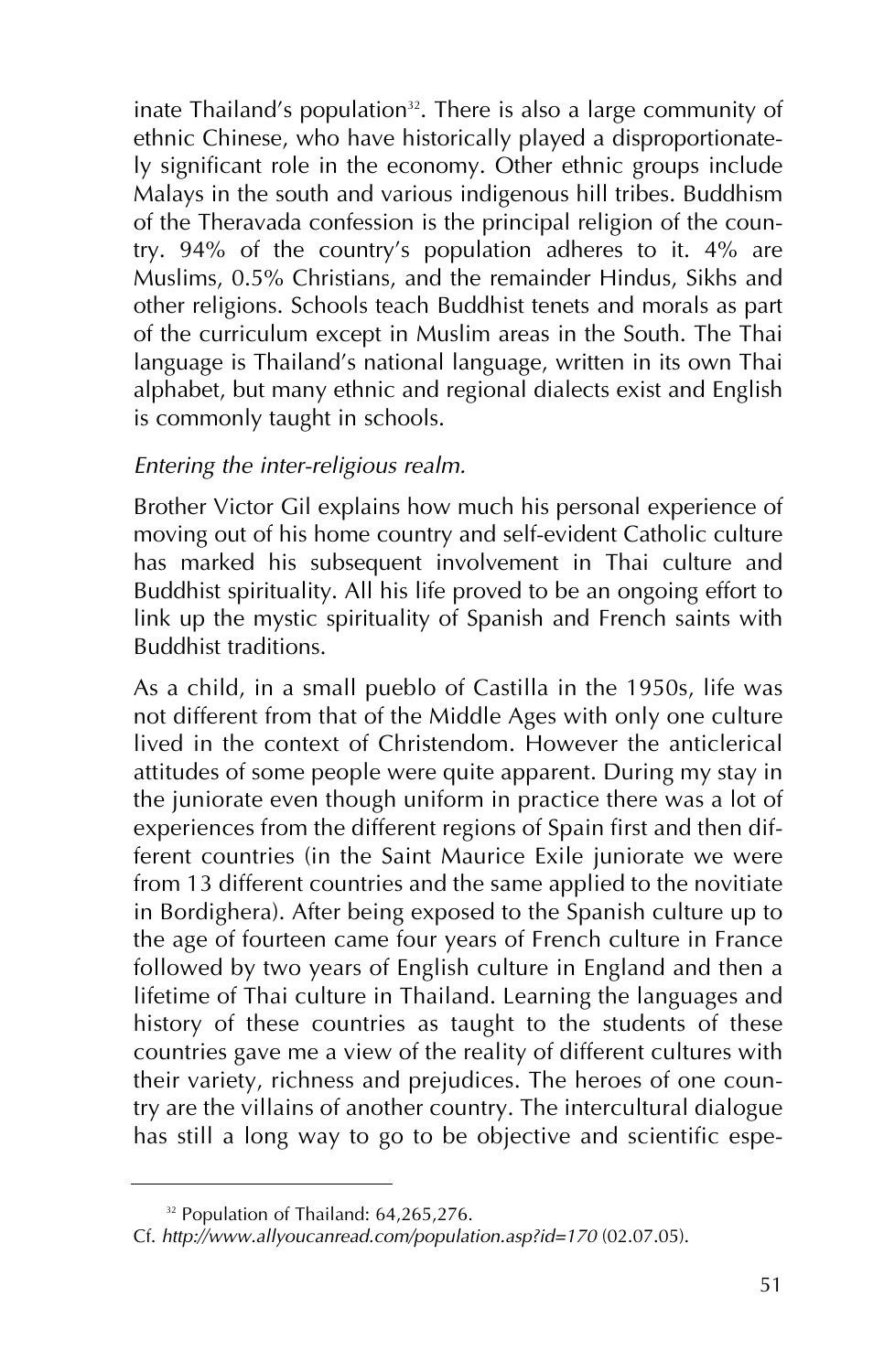inate Thailand's population[32]. There is also a large community of ethnic Chinese, who have historically played a disproportionately significant role in the economy. Other ethnic groups include Malays in the south and various indigenous hill tribes. Buddhism of the Theravada confession is the principal religion of the country. 94% of the country's population adheres to it. 4% are Muslims, 0.5% Christians, and the remainder Hindus, Sikhs and other religions. Schools teach Buddhist tenets and morals as part of the curriculum except in Muslim areas in the South. The Thai language is Thailand's national language, written in its own Thai alphabet, but many ethnic and regional dialects exist and English is commonly taught in schools.

*Entering the inter-religious realm.*

Brother Victor Gil explains how much his personal experience of moving out of his home country and self-evident Catholic culture has marked his subsequent involvement in Thai culture and Buddhist spirituality. All his life proved to be an ongoing effort to link up the mystic spirituality of Spanish and French saints with Buddhist traditions.

As a child, in a small pueblo of Castilla in the 1950s, life was not different from that of the Middle Ages with only one culture lived in the context of Christendom. However the anticlerical attitudes of some people were quite apparent. During my stay in the juniorate even though uniform in practice there was a lot of experiences from the different regions of Spain first and then different countries (in the Saint Maurice Exile juniorate we were from 13 different countries and the same applied to the novitiate in Bordighera). After being exposed to the Spanish culture up to the age of fourteen came four years of French culture in France followed by two years of English culture in England and then a lifetime of Thai culture in Thailand. Learning the languages and history of these countries as taught to the students of these countries gave me a view of the reality of different cultures with their variety, richness and prejudices. The heroes of one country are the villains of another country. The intercultural dialogue has still a long way to go to be objective and scientific espe-

---

[32] Population of Thailand: 64,265,276.
Cf. *http://www.allyoucanread.com/population.asp?id=170* (02.07.05).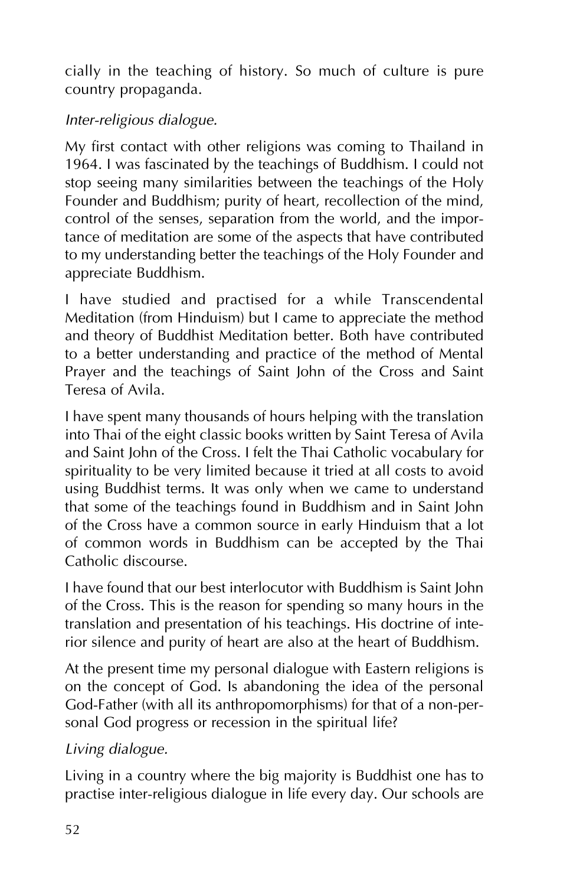cially in the teaching of history. So much of culture is pure country propaganda.

*Inter-religious dialogue.*

My first contact with other religions was coming to Thailand in 1964. I was fascinated by the teachings of Buddhism. I could not stop seeing many similarities between the teachings of the Holy Founder and Buddhism; purity of heart, recollection of the mind, control of the senses, separation from the world, and the importance of meditation are some of the aspects that have contributed to my understanding better the teachings of the Holy Founder and appreciate Buddhism.

I have studied and practised for a while Transcendental Meditation (from Hinduism) but I came to appreciate the method and theory of Buddhist Meditation better. Both have contributed to a better understanding and practice of the method of Mental Prayer and the teachings of Saint John of the Cross and Saint Teresa of Avila.

I have spent many thousands of hours helping with the translation into Thai of the eight classic books written by Saint Teresa of Avila and Saint John of the Cross. I felt the Thai Catholic vocabulary for spirituality to be very limited because it tried at all costs to avoid using Buddhist terms. It was only when we came to understand that some of the teachings found in Buddhism and in Saint John of the Cross have a common source in early Hinduism that a lot of common words in Buddhism can be accepted by the Thai Catholic discourse.

I have found that our best interlocutor with Buddhism is Saint John of the Cross. This is the reason for spending so many hours in the translation and presentation of his teachings. His doctrine of interior silence and purity of heart are also at the heart of Buddhism.

At the present time my personal dialogue with Eastern religions is on the concept of God. Is abandoning the idea of the personal God-Father (with all its anthropomorphisms) for that of a non-personal God progress or recession in the spiritual life?

*Living dialogue.*

Living in a country where the big majority is Buddhist one has to practise inter-religious dialogue in life every day. Our schools are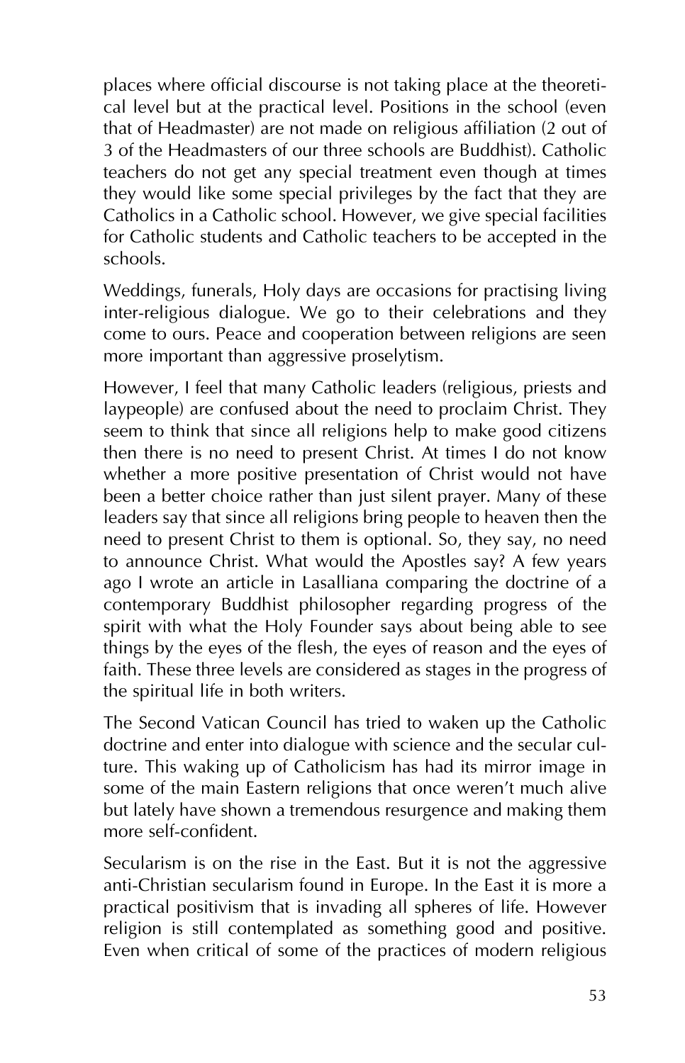places where official discourse is not taking place at the theoretical level but at the practical level. Positions in the school (even that of Headmaster) are not made on religious affiliation (2 out of 3 of the Headmasters of our three schools are Buddhist). Catholic teachers do not get any special treatment even though at times they would like some special privileges by the fact that they are Catholics in a Catholic school. However, we give special facilities for Catholic students and Catholic teachers to be accepted in the schools.

Weddings, funerals, Holy days are occasions for practising living inter-religious dialogue. We go to their celebrations and they come to ours. Peace and cooperation between religions are seen more important than aggressive proselytism.

However, I feel that many Catholic leaders (religious, priests and laypeople) are confused about the need to proclaim Christ. They seem to think that since all religions help to make good citizens then there is no need to present Christ. At times I do not know whether a more positive presentation of Christ would not have been a better choice rather than just silent prayer. Many of these leaders say that since all religions bring people to heaven then the need to present Christ to them is optional. So, they say, no need to announce Christ. What would the Apostles say? A few years ago I wrote an article in Lasalliana comparing the doctrine of a contemporary Buddhist philosopher regarding progress of the spirit with what the Holy Founder says about being able to see things by the eyes of the flesh, the eyes of reason and the eyes of faith. These three levels are considered as stages in the progress of the spiritual life in both writers.

The Second Vatican Council has tried to waken up the Catholic doctrine and enter into dialogue with science and the secular culture. This waking up of Catholicism has had its mirror image in some of the main Eastern religions that once weren't much alive but lately have shown a tremendous resurgence and making them more self-confident.

Secularism is on the rise in the East. But it is not the aggressive anti-Christian secularism found in Europe. In the East it is more a practical positivism that is invading all spheres of life. However religion is still contemplated as something good and positive. Even when critical of some of the practices of modern religious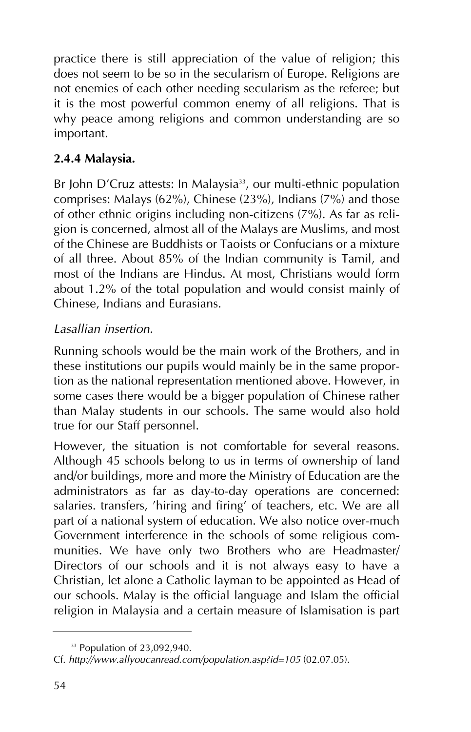practice there is still appreciation of the value of religion; this does not seem to be so in the secularism of Europe. Religions are not enemies of each other needing secularism as the referee; but it is the most powerful common enemy of all religions. That is why peace among religions and common understanding are so important.

### 2.4.4 Malaysia.

Br John D'Cruz attests: In Malaysia[33], our multi-ethnic population comprises: Malays (62%), Chinese (23%), Indians (7%) and those of other ethnic origins including non-citizens (7%). As far as religion is concerned, almost all of the Malays are Muslims, and most of the Chinese are Buddhists or Taoists or Confucians or a mixture of all three. About 85% of the Indian community is Tamil, and most of the Indians are Hindus. At most, Christians would form about 1.2% of the total population and would consist mainly of Chinese, Indians and Eurasians.

*Lasallian insertion.*

Running schools would be the main work of the Brothers, and in these institutions our pupils would mainly be in the same proportion as the national representation mentioned above. However, in some cases there would be a bigger population of Chinese rather than Malay students in our schools. The same would also hold true for our Staff personnel.

However, the situation is not comfortable for several reasons. Although 45 schools belong to us in terms of ownership of land and/or buildings, more and more the Ministry of Education are the administrators as far as day-to-day operations are concerned: salaries. transfers, 'hiring and firing' of teachers, etc. We are all part of a national system of education. We also notice over-much Government interference in the schools of some religious communities. We have only two Brothers who are Headmaster/ Directors of our schools and it is not always easy to have a Christian, let alone a Catholic layman to be appointed as Head of our schools. Malay is the official language and Islam the official religion in Malaysia and a certain measure of Islamisation is part

---

[33] Population of 23,092,940.
Cf. *http://www.allyoucanread.com/population.asp?id=105* (02.07.05).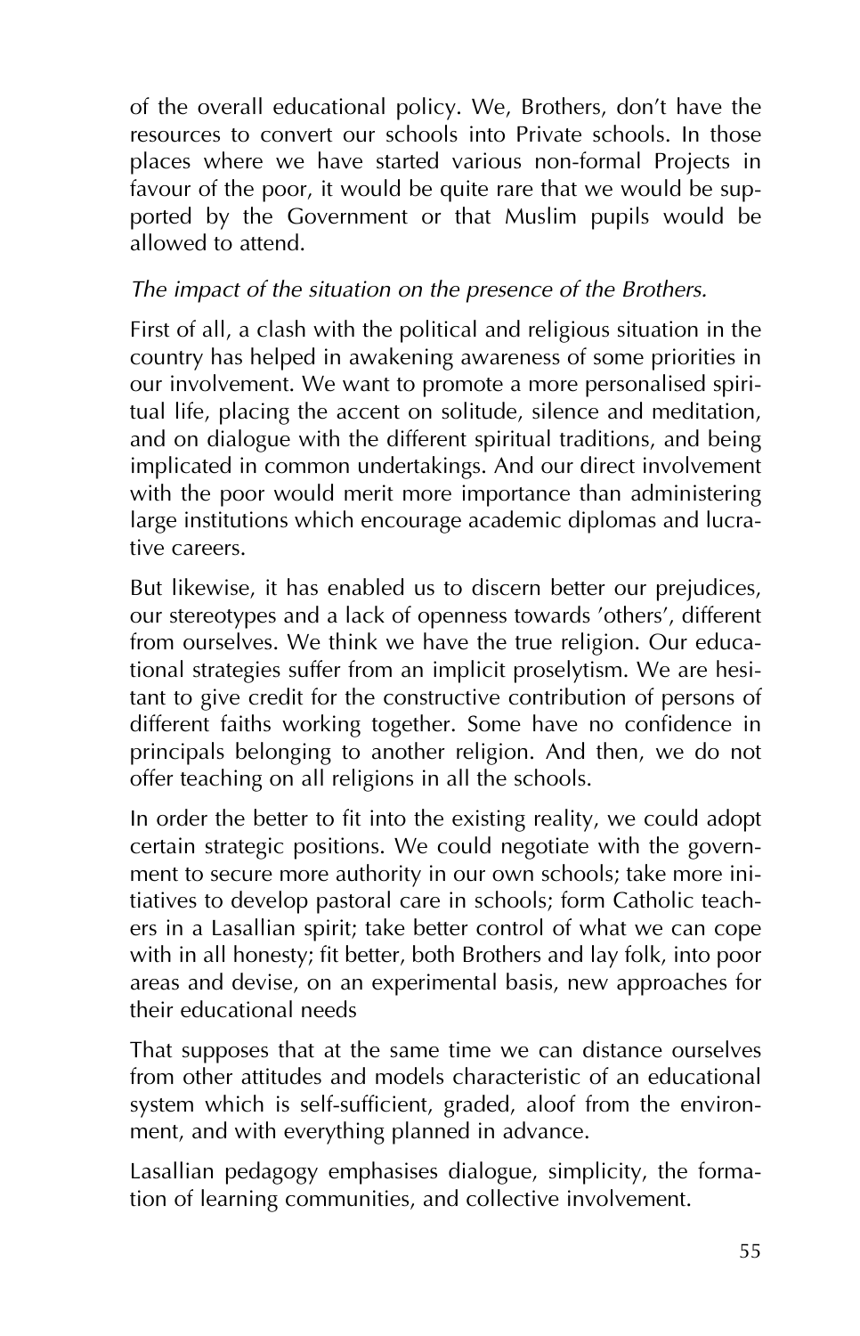of the overall educational policy. We, Brothers, don't have the resources to convert our schools into Private schools. In those places where we have started various non-formal Projects in favour of the poor, it would be quite rare that we would be supported by the Government or that Muslim pupils would be allowed to attend.

*The impact of the situation on the presence of the Brothers.*

First of all, a clash with the political and religious situation in the country has helped in awakening awareness of some priorities in our involvement. We want to promote a more personalised spiritual life, placing the accent on solitude, silence and meditation, and on dialogue with the different spiritual traditions, and being implicated in common undertakings. And our direct involvement with the poor would merit more importance than administering large institutions which encourage academic diplomas and lucrative careers.

But likewise, it has enabled us to discern better our prejudices, our stereotypes and a lack of openness towards 'others', different from ourselves. We think we have the true religion. Our educational strategies suffer from an implicit proselytism. We are hesitant to give credit for the constructive contribution of persons of different faiths working together. Some have no confidence in principals belonging to another religion. And then, we do not offer teaching on all religions in all the schools.

In order the better to fit into the existing reality, we could adopt certain strategic positions. We could negotiate with the government to secure more authority in our own schools; take more initiatives to develop pastoral care in schools; form Catholic teachers in a Lasallian spirit; take better control of what we can cope with in all honesty; fit better, both Brothers and lay folk, into poor areas and devise, on an experimental basis, new approaches for their educational needs

That supposes that at the same time we can distance ourselves from other attitudes and models characteristic of an educational system which is self-sufficient, graded, aloof from the environment, and with everything planned in advance.

Lasallian pedagogy emphasises dialogue, simplicity, the formation of learning communities, and collective involvement.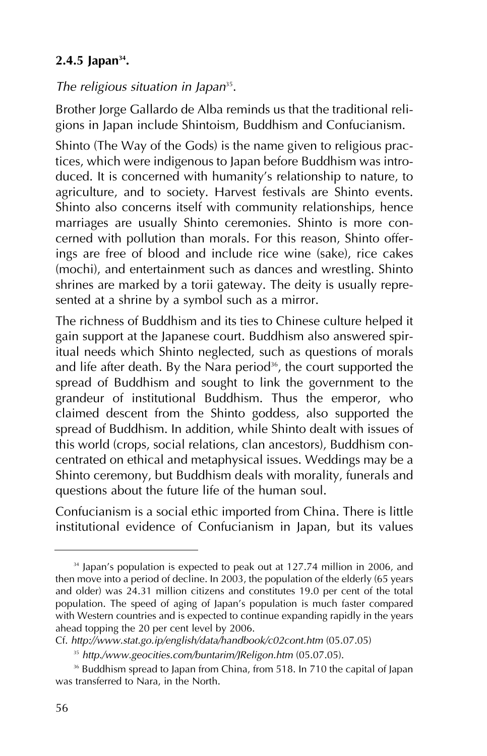### 2.4.5 Japan[34].

*The religious situation in Japan*[35].

Brother Jorge Gallardo de Alba reminds us that the traditional religions in Japan include Shintoism, Buddhism and Confucianism.

Shinto (The Way of the Gods) is the name given to religious practices, which were indigenous to Japan before Buddhism was introduced. It is concerned with humanity's relationship to nature, to agriculture, and to society. Harvest festivals are Shinto events. Shinto also concerns itself with community relationships, hence marriages are usually Shinto ceremonies. Shinto is more concerned with pollution than morals. For this reason, Shinto offerings are free of blood and include rice wine (sake), rice cakes (mochi), and entertainment such as dances and wrestling. Shinto shrines are marked by a torii gateway. The deity is usually represented at a shrine by a symbol such as a mirror.

The richness of Buddhism and its ties to Chinese culture helped it gain support at the Japanese court. Buddhism also answered spiritual needs which Shinto neglected, such as questions of morals and life after death. By the Nara period[36], the court supported the spread of Buddhism and sought to link the government to the grandeur of institutional Buddhism. Thus the emperor, who claimed descent from the Shinto goddess, also supported the spread of Buddhism. In addition, while Shinto dealt with issues of this world (crops, social relations, clan ancestors), Buddhism concentrated on ethical and metaphysical issues. Weddings may be a Shinto ceremony, but Buddhism deals with morality, funerals and questions about the future life of the human soul.

Confucianism is a social ethic imported from China. There is little institutional evidence of Confucianism in Japan, but its values

---

[34] Japan's population is expected to peak out at 127.74 million in 2006, and then move into a period of decline. In 2003, the population of the elderly (65 years and older) was 24.31 million citizens and constitutes 19.0 per cent of the total population. The speed of aging of Japan's population is much faster compared with Western countries and is expected to continue expanding rapidly in the years ahead topping the 20 per cent level by 2006.
Cf. *http://www.stat.go.ip/english/data/handbook/c02cont.htm* (05.07.05)

[35] *http./www.geocities.com/buntarim/JReligon.htm* (05.07.05).

[36] Buddhism spread to Japan from China, from 518. In 710 the capital of Japan was transferred to Nara, in the North.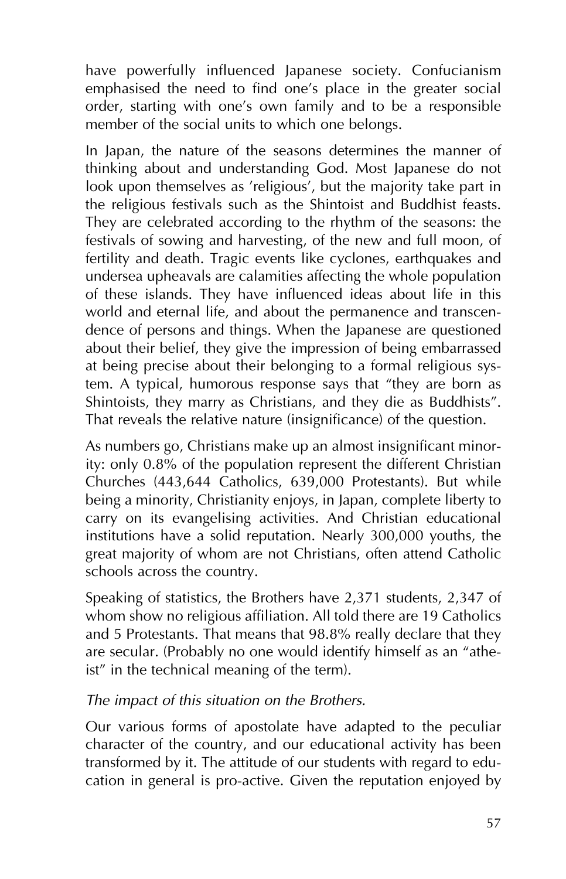have powerfully influenced Japanese society. Confucianism emphasised the need to find one's place in the greater social order, starting with one's own family and to be a responsible member of the social units to which one belongs.

In Japan, the nature of the seasons determines the manner of thinking about and understanding God. Most Japanese do not look upon themselves as 'religious', but the majority take part in the religious festivals such as the Shintoist and Buddhist feasts. They are celebrated according to the rhythm of the seasons: the festivals of sowing and harvesting, of the new and full moon, of fertility and death. Tragic events like cyclones, earthquakes and undersea upheavals are calamities affecting the whole population of these islands. They have influenced ideas about life in this world and eternal life, and about the permanence and transcendence of persons and things. When the Japanese are questioned about their belief, they give the impression of being embarrassed at being precise about their belonging to a formal religious system. A typical, humorous response says that "they are born as Shintoists, they marry as Christians, and they die as Buddhists". That reveals the relative nature (insignificance) of the question.

As numbers go, Christians make up an almost insignificant minority: only 0.8% of the population represent the different Christian Churches (443,644 Catholics, 639,000 Protestants). But while being a minority, Christianity enjoys, in Japan, complete liberty to carry on its evangelising activities. And Christian educational institutions have a solid reputation. Nearly 300,000 youths, the great majority of whom are not Christians, often attend Catholic schools across the country.

Speaking of statistics, the Brothers have 2,371 students, 2,347 of whom show no religious affiliation. All told there are 19 Catholics and 5 Protestants. That means that 98.8% really declare that they are secular. (Probably no one would identify himself as an "atheist" in the technical meaning of the term).

*The impact of this situation on the Brothers.*

Our various forms of apostolate have adapted to the peculiar character of the country, and our educational activity has been transformed by it. The attitude of our students with regard to education in general is pro-active. Given the reputation enjoyed by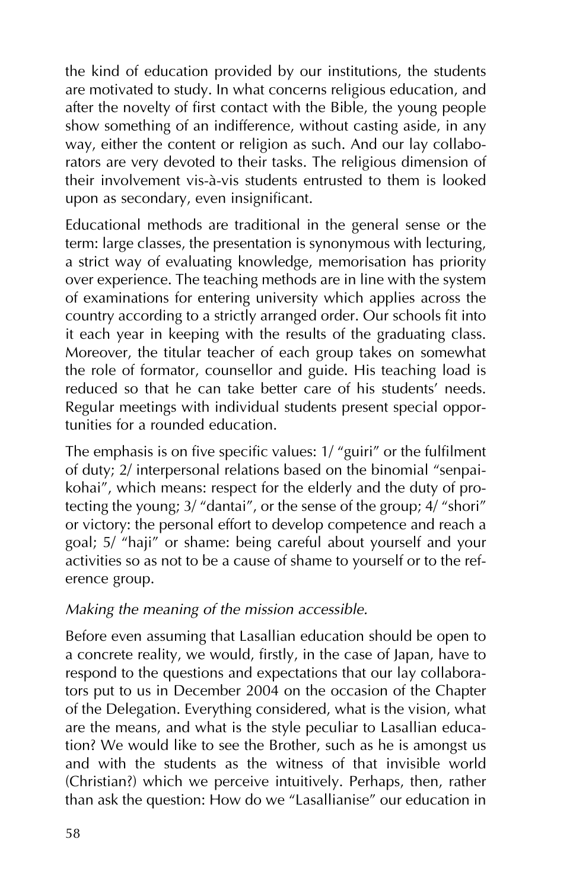the kind of education provided by our institutions, the students are motivated to study. In what concerns religious education, and after the novelty of first contact with the Bible, the young people show something of an indifference, without casting aside, in any way, either the content or religion as such. And our lay collaborators are very devoted to their tasks. The religious dimension of their involvement vis-à-vis students entrusted to them is looked upon as secondary, even insignificant.

Educational methods are traditional in the general sense or the term: large classes, the presentation is synonymous with lecturing, a strict way of evaluating knowledge, memorisation has priority over experience. The teaching methods are in line with the system of examinations for entering university which applies across the country according to a strictly arranged order. Our schools fit into it each year in keeping with the results of the graduating class. Moreover, the titular teacher of each group takes on somewhat the role of formator, counsellor and guide. His teaching load is reduced so that he can take better care of his students' needs. Regular meetings with individual students present special opportunities for a rounded education.

The emphasis is on five specific values: 1/ "guiri" or the fulfilment of duty; 2/ interpersonal relations based on the binomial "senpai-kohai", which means: respect for the elderly and the duty of protecting the young; 3/ "dantai", or the sense of the group; 4/ "shori" or victory: the personal effort to develop competence and reach a goal; 5/ "haji" or shame: being careful about yourself and your activities so as not to be a cause of shame to yourself or to the reference group.

*Making the meaning of the mission accessible.*

Before even assuming that Lasallian education should be open to a concrete reality, we would, firstly, in the case of Japan, have to respond to the questions and expectations that our lay collaborators put to us in December 2004 on the occasion of the Chapter of the Delegation. Everything considered, what is the vision, what are the means, and what is the style peculiar to Lasallian education? We would like to see the Brother, such as he is amongst us and with the students as the witness of that invisible world (Christian?) which we perceive intuitively. Perhaps, then, rather than ask the question: How do we "Lasallianise" our education in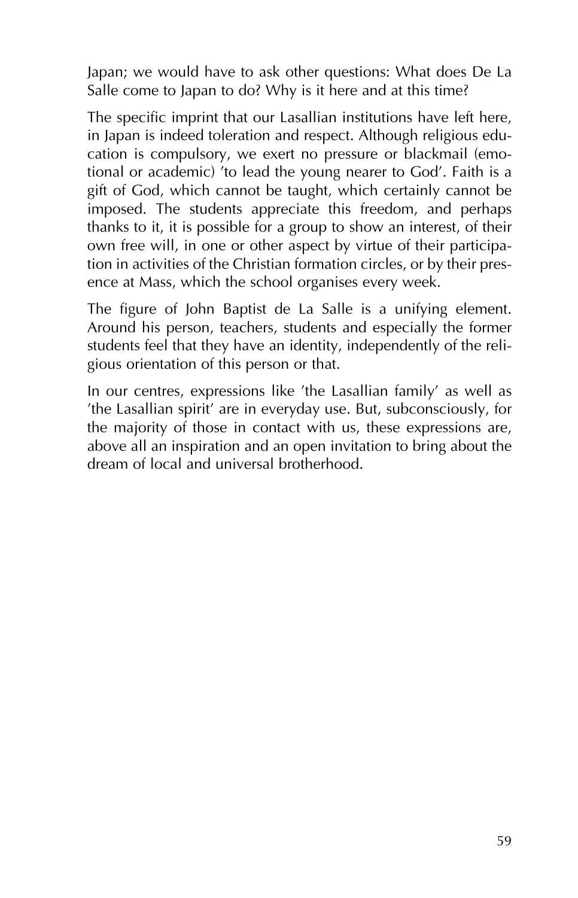Japan; we would have to ask other questions: What does De La Salle come to Japan to do? Why is it here and at this time?

The specific imprint that our Lasallian institutions have left here, in Japan is indeed toleration and respect. Although religious education is compulsory, we exert no pressure or blackmail (emotional or academic) 'to lead the young nearer to God'. Faith is a gift of God, which cannot be taught, which certainly cannot be imposed. The students appreciate this freedom, and perhaps thanks to it, it is possible for a group to show an interest, of their own free will, in one or other aspect by virtue of their participation in activities of the Christian formation circles, or by their presence at Mass, which the school organises every week.

The figure of John Baptist de La Salle is a unifying element. Around his person, teachers, students and especially the former students feel that they have an identity, independently of the religious orientation of this person or that.

In our centres, expressions like 'the Lasallian family' as well as 'the Lasallian spirit' are in everyday use. But, subconsciously, for the majority of those in contact with us, these expressions are, above all an inspiration and an open invitation to bring about the dream of local and universal brotherhood.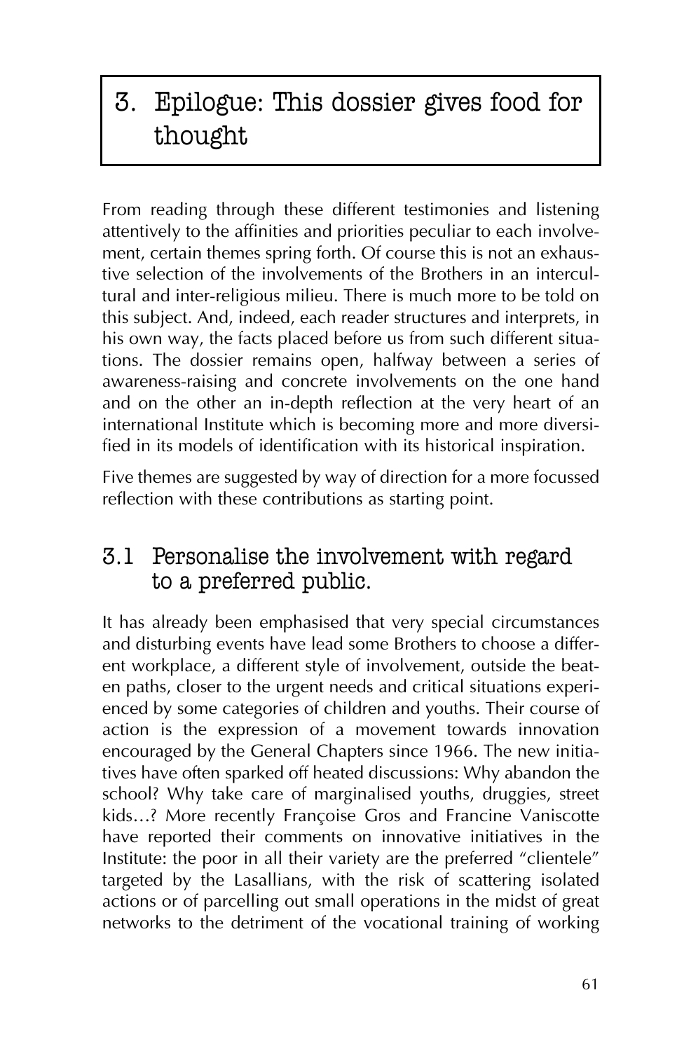## 3. Epilogue: This dossier gives food for thought

From reading through these different testimonies and listening attentively to the affinities and priorities peculiar to each involvement, certain themes spring forth. Of course this is not an exhaustive selection of the involvements of the Brothers in an intercultural and inter-religious milieu. There is much more to be told on this subject. And, indeed, each reader structures and interprets, in his own way, the facts placed before us from such different situations. The dossier remains open, halfway between a series of awareness-raising and concrete involvements on the one hand and on the other an in-depth reflection at the very heart of an international Institute which is becoming more and more diversified in its models of identification with its historical inspiration.

Five themes are suggested by way of direction for a more focussed reflection with these contributions as starting point.

### 3.1 Personalise the involvement with regard to a preferred public.

It has already been emphasised that very special circumstances and disturbing events have lead some Brothers to choose a different workplace, a different style of involvement, outside the beaten paths, closer to the urgent needs and critical situations experienced by some categories of children and youths. Their course of action is the expression of a movement towards innovation encouraged by the General Chapters since 1966. The new initiatives have often sparked off heated discussions: Why abandon the school? Why take care of marginalised youths, druggies, street kids…? More recently Françoise Gros and Francine Vaniscotte have reported their comments on innovative initiatives in the Institute: the poor in all their variety are the preferred "clientele" targeted by the Lasallians, with the risk of scattering isolated actions or of parcelling out small operations in the midst of great networks to the detriment of the vocational training of working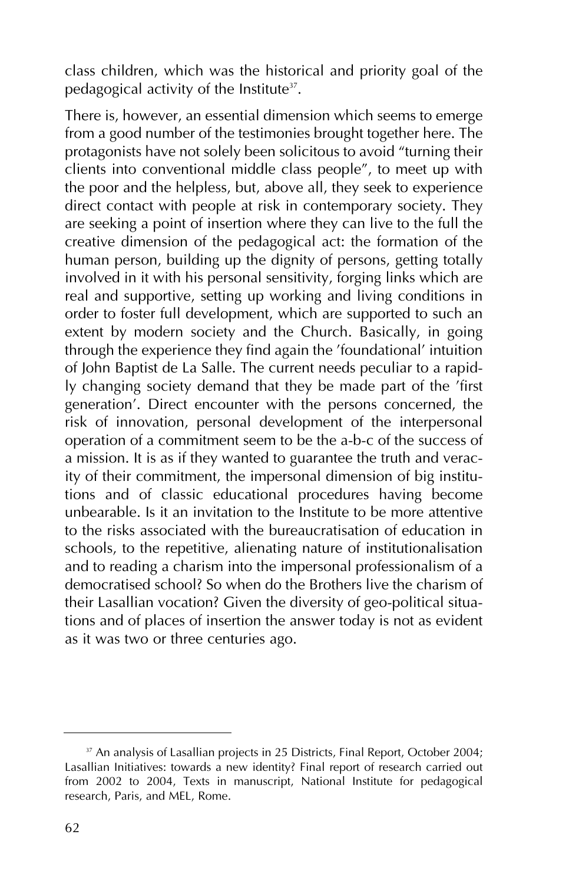class children, which was the historical and priority goal of the pedagogical activity of the Institute[37].

There is, however, an essential dimension which seems to emerge from a good number of the testimonies brought together here. The protagonists have not solely been solicitous to avoid "turning their clients into conventional middle class people", to meet up with the poor and the helpless, but, above all, they seek to experience direct contact with people at risk in contemporary society. They are seeking a point of insertion where they can live to the full the creative dimension of the pedagogical act: the formation of the human person, building up the dignity of persons, getting totally involved in it with his personal sensitivity, forging links which are real and supportive, setting up working and living conditions in order to foster full development, which are supported to such an extent by modern society and the Church. Basically, in going through the experience they find again the 'foundational' intuition of John Baptist de La Salle. The current needs peculiar to a rapidly changing society demand that they be made part of the 'first generation'. Direct encounter with the persons concerned, the risk of innovation, personal development of the interpersonal operation of a commitment seem to be the a-b-c of the success of a mission. It is as if they wanted to guarantee the truth and veracity of their commitment, the impersonal dimension of big institutions and of classic educational procedures having become unbearable. Is it an invitation to the Institute to be more attentive to the risks associated with the bureaucratisation of education in schools, to the repetitive, alienating nature of institutionalisation and to reading a charism into the impersonal professionalism of a democratised school? So when do the Brothers live the charism of their Lasallian vocation? Given the diversity of geo-political situations and of places of insertion the answer today is not as evident as it was two or three centuries ago.

---

[37] An analysis of Lasallian projects in 25 Districts, Final Report, October 2004; Lasallian Initiatives: towards a new identity? Final report of research carried out from 2002 to 2004, Texts in manuscript, National Institute for pedagogical research, Paris, and MEL, Rome.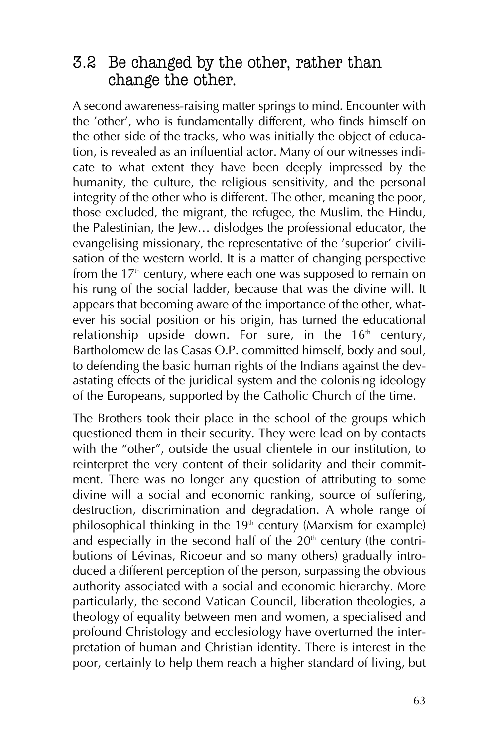## 3.2 Be changed by the other, rather than change the other.

A second awareness-raising matter springs to mind. Encounter with the 'other', who is fundamentally different, who finds himself on the other side of the tracks, who was initially the object of education, is revealed as an influential actor. Many of our witnesses indicate to what extent they have been deeply impressed by the humanity, the culture, the religious sensitivity, and the personal integrity of the other who is different. The other, meaning the poor, those excluded, the migrant, the refugee, the Muslim, the Hindu, the Palestinian, the Jew… dislodges the professional educator, the evangelising missionary, the representative of the 'superior' civilisation of the western world. It is a matter of changing perspective from the 17th century, where each one was supposed to remain on his rung of the social ladder, because that was the divine will. It appears that becoming aware of the importance of the other, whatever his social position or his origin, has turned the educational relationship upside down. For sure, in the 16th century, Bartholomew de las Casas O.P. committed himself, body and soul, to defending the basic human rights of the Indians against the devastating effects of the juridical system and the colonising ideology of the Europeans, supported by the Catholic Church of the time.

The Brothers took their place in the school of the groups which questioned them in their security. They were lead on by contacts with the "other", outside the usual clientele in our institution, to reinterpret the very content of their solidarity and their commitment. There was no longer any question of attributing to some divine will a social and economic ranking, source of suffering, destruction, discrimination and degradation. A whole range of philosophical thinking in the 19th century (Marxism for example) and especially in the second half of the 20th century (the contributions of Lévinas, Ricoeur and so many others) gradually introduced a different perception of the person, surpassing the obvious authority associated with a social and economic hierarchy. More particularly, the second Vatican Council, liberation theologies, a theology of equality between men and women, a specialised and profound Christology and ecclesiology have overturned the interpretation of human and Christian identity. There is interest in the poor, certainly to help them reach a higher standard of living, but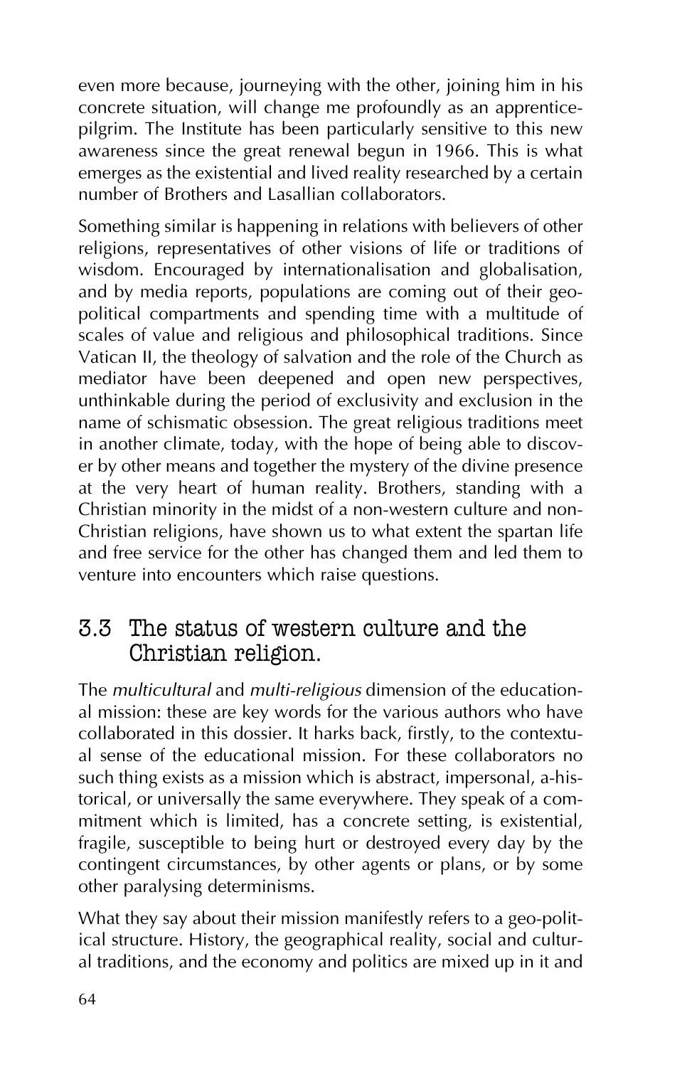even more because, journeying with the other, joining him in his concrete situation, will change me profoundly as an apprentice-pilgrim. The Institute has been particularly sensitive to this new awareness since the great renewal begun in 1966. This is what emerges as the existential and lived reality researched by a certain number of Brothers and Lasallian collaborators.

Something similar is happening in relations with believers of other religions, representatives of other visions of life or traditions of wisdom. Encouraged by internationalisation and globalisation, and by media reports, populations are coming out of their geo-political compartments and spending time with a multitude of scales of value and religious and philosophical traditions. Since Vatican II, the theology of salvation and the role of the Church as mediator have been deepened and open new perspectives, unthinkable during the period of exclusivity and exclusion in the name of schismatic obsession. The great religious traditions meet in another climate, today, with the hope of being able to discover by other means and together the mystery of the divine presence at the very heart of human reality. Brothers, standing with a Christian minority in the midst of a non-western culture and non-Christian religions, have shown us to what extent the spartan life and free service for the other has changed them and led them to venture into encounters which raise questions.

## 3.3 The status of western culture and the Christian religion.

The *multicultural* and *multi-religious* dimension of the educational mission: these are key words for the various authors who have collaborated in this dossier. It harks back, firstly, to the contextual sense of the educational mission. For these collaborators no such thing exists as a mission which is abstract, impersonal, a-historical, or universally the same everywhere. They speak of a commitment which is limited, has a concrete setting, is existential, fragile, susceptible to being hurt or destroyed every day by the contingent circumstances, by other agents or plans, or by some other paralysing determinisms.

What they say about their mission manifestly refers to a geo-political structure. History, the geographical reality, social and cultural traditions, and the economy and politics are mixed up in it and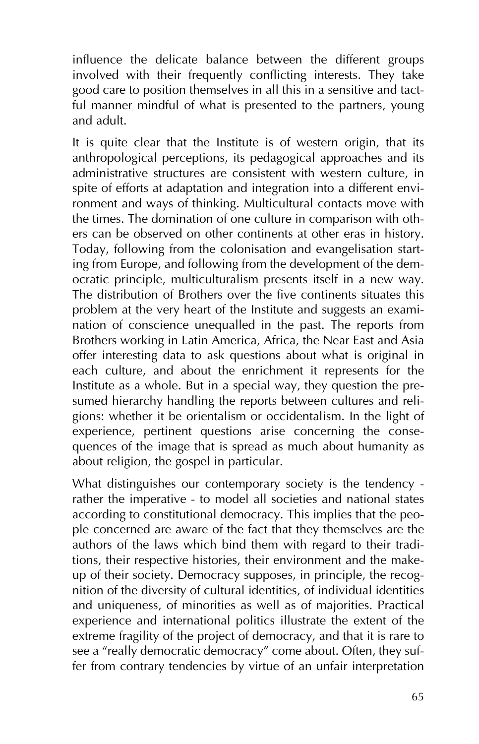influence the delicate balance between the different groups involved with their frequently conflicting interests. They take good care to position themselves in all this in a sensitive and tactful manner mindful of what is presented to the partners, young and adult.

It is quite clear that the Institute is of western origin, that its anthropological perceptions, its pedagogical approaches and its administrative structures are consistent with western culture, in spite of efforts at adaptation and integration into a different environment and ways of thinking. Multicultural contacts move with the times. The domination of one culture in comparison with others can be observed on other continents at other eras in history. Today, following from the colonisation and evangelisation starting from Europe, and following from the development of the democratic principle, multiculturalism presents itself in a new way. The distribution of Brothers over the five continents situates this problem at the very heart of the Institute and suggests an examination of conscience unequalled in the past. The reports from Brothers working in Latin America, Africa, the Near East and Asia offer interesting data to ask questions about what is original in each culture, and about the enrichment it represents for the Institute as a whole. But in a special way, they question the presumed hierarchy handling the reports between cultures and religions: whether it be orientalism or occidentalism. In the light of experience, pertinent questions arise concerning the consequences of the image that is spread as much about humanity as about religion, the gospel in particular.

What distinguishes our contemporary society is the tendency - rather the imperative - to model all societies and national states according to constitutional democracy. This implies that the people concerned are aware of the fact that they themselves are the authors of the laws which bind them with regard to their traditions, their respective histories, their environment and the makeup of their society. Democracy supposes, in principle, the recognition of the diversity of cultural identities, of individual identities and uniqueness, of minorities as well as of majorities. Practical experience and international politics illustrate the extent of the extreme fragility of the project of democracy, and that it is rare to see a "really democratic democracy" come about. Often, they suffer from contrary tendencies by virtue of an unfair interpretation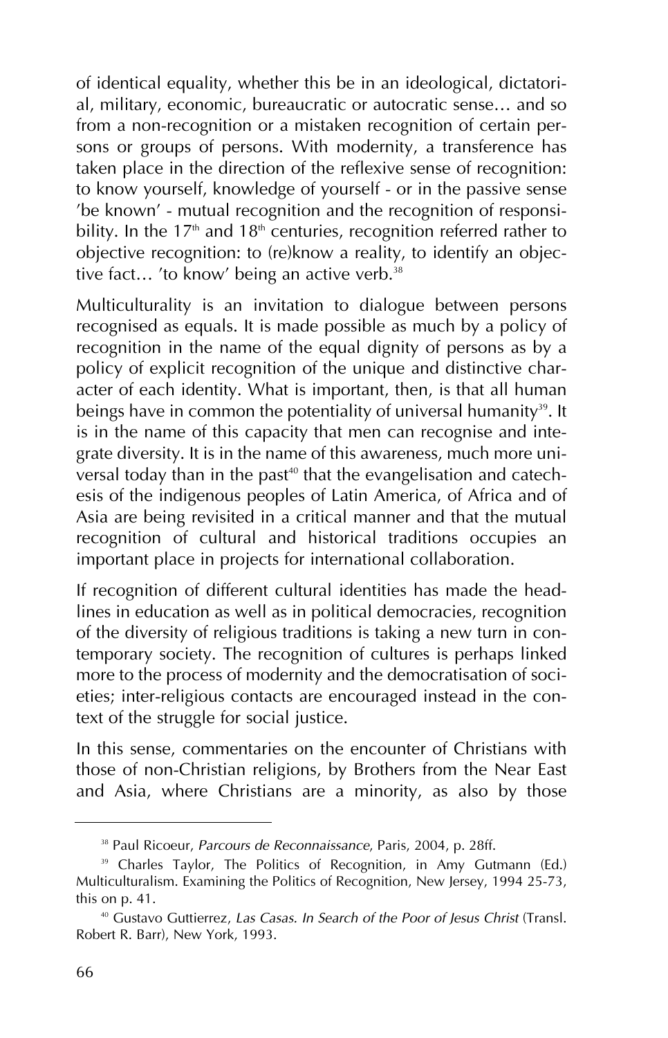of identical equality, whether this be in an ideological, dictatorial, military, economic, bureaucratic or autocratic sense… and so from a non-recognition or a mistaken recognition of certain persons or groups of persons. With modernity, a transference has taken place in the direction of the reflexive sense of recognition: to know yourself, knowledge of yourself - or in the passive sense 'be known' - mutual recognition and the recognition of responsibility. In the 17th and 18th centuries, recognition referred rather to objective recognition: to (re)know a reality, to identify an objective fact… 'to know' being an active verb.[38]

Multiculturality is an invitation to dialogue between persons recognised as equals. It is made possible as much by a policy of recognition in the name of the equal dignity of persons as by a policy of explicit recognition of the unique and distinctive character of each identity. What is important, then, is that all human beings have in common the potentiality of universal humanity[39]. It is in the name of this capacity that men can recognise and integrate diversity. It is in the name of this awareness, much more universal today than in the past[40] that the evangelisation and catechesis of the indigenous peoples of Latin America, of Africa and of Asia are being revisited in a critical manner and that the mutual recognition of cultural and historical traditions occupies an important place in projects for international collaboration.

If recognition of different cultural identities has made the headlines in education as well as in political democracies, recognition of the diversity of religious traditions is taking a new turn in contemporary society. The recognition of cultures is perhaps linked more to the process of modernity and the democratisation of societies; inter-religious contacts are encouraged instead in the context of the struggle for social justice.

In this sense, commentaries on the encounter of Christians with those of non-Christian religions, by Brothers from the Near East and Asia, where Christians are a minority, as also by those

---

[38] Paul Ricoeur, *Parcours de Reconnaissance*, Paris, 2004, p. 28ff.

[39] Charles Taylor, The Politics of Recognition, in Amy Gutmann (Ed.) Multiculturalism. Examining the Politics of Recognition, New Jersey, 1994 25-73, this on p. 41.

[40] Gustavo Guttierrez, *Las Casas. In Search of the Poor of Jesus Christ* (Transl. Robert R. Barr), New York, 1993.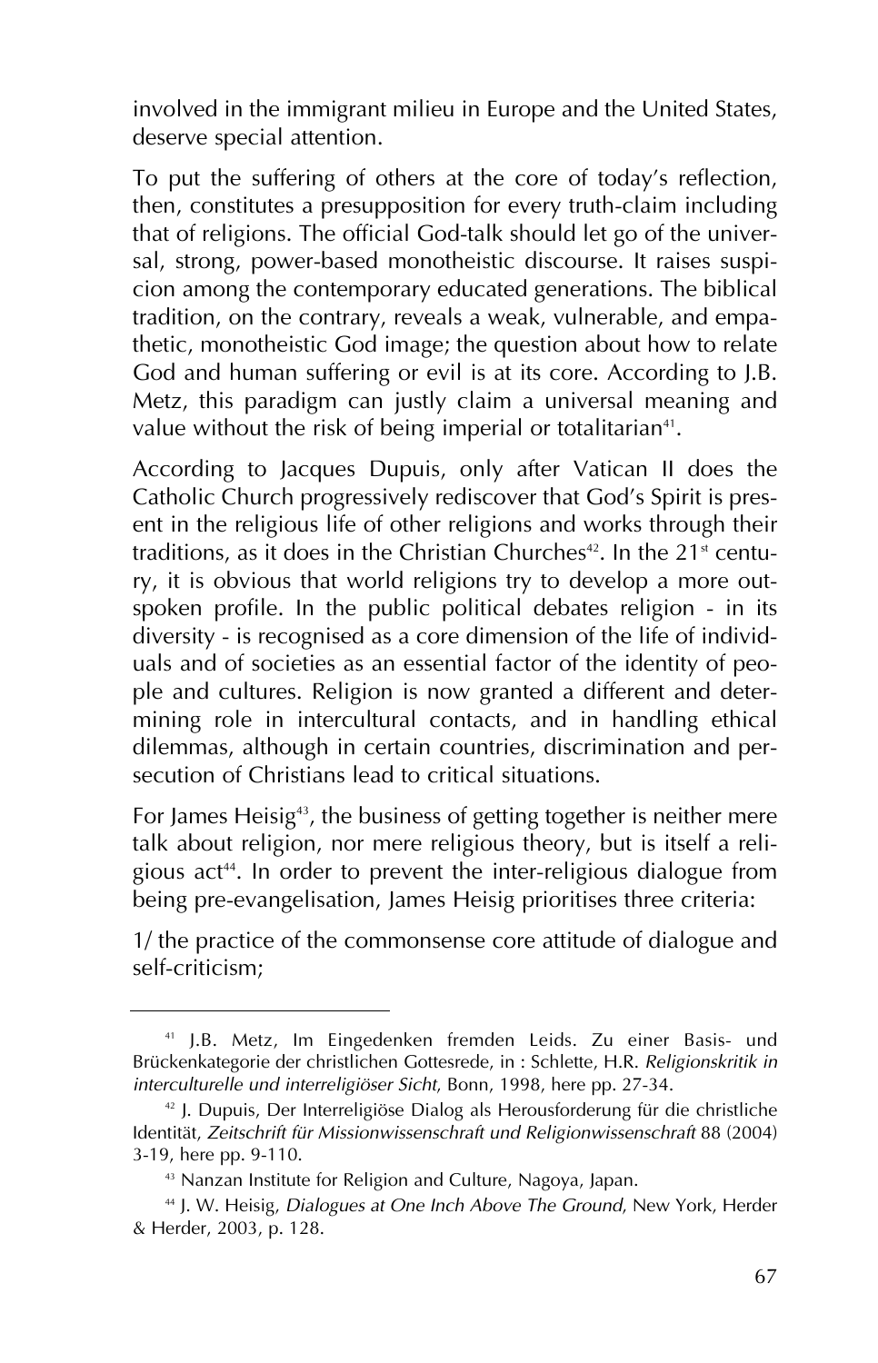involved in the immigrant milieu in Europe and the United States, deserve special attention.

To put the suffering of others at the core of today's reflection, then, constitutes a presupposition for every truth-claim including that of religions. The official God-talk should let go of the universal, strong, power-based monotheistic discourse. It raises suspicion among the contemporary educated generations. The biblical tradition, on the contrary, reveals a weak, vulnerable, and empathetic, monotheistic God image; the question about how to relate God and human suffering or evil is at its core. According to J.B. Metz, this paradigm can justly claim a universal meaning and value without the risk of being imperial or totalitarian[41].

According to Jacques Dupuis, only after Vatican II does the Catholic Church progressively rediscover that God's Spirit is present in the religious life of other religions and works through their traditions, as it does in the Christian Churches[42]. In the 21st century, it is obvious that world religions try to develop a more outspoken profile. In the public political debates religion - in its diversity - is recognised as a core dimension of the life of individuals and of societies as an essential factor of the identity of people and cultures. Religion is now granted a different and determining role in intercultural contacts, and in handling ethical dilemmas, although in certain countries, discrimination and persecution of Christians lead to critical situations.

For James Heisig[43], the business of getting together is neither mere talk about religion, nor mere religious theory, but is itself a religious act[44]. In order to prevent the inter-religious dialogue from being pre-evangelisation, James Heisig prioritises three criteria:

1/ the practice of the commonsense core attitude of dialogue and self-criticism;

---

[41] J.B. Metz, Im Eingedenken fremden Leids. Zu einer Basis- und Brückenkategorie der christlichen Gottesrede, in : Schlette, H.R. *Religionskritik in interculturelle und interreligiöser Sicht*, Bonn, 1998, here pp. 27-34.

[42] J. Dupuis, Der Interreligiöse Dialog als Herousforderung für die christliche Identität, *Zeitschrift für Missionwissenschraft und Religionwissenschraft* 88 (2004) 3-19, here pp. 9-110.

[43] Nanzan Institute for Religion and Culture, Nagoya, Japan.

[44] J. W. Heisig, *Dialogues at One Inch Above The Ground*, New York, Herder & Herder, 2003, p. 128.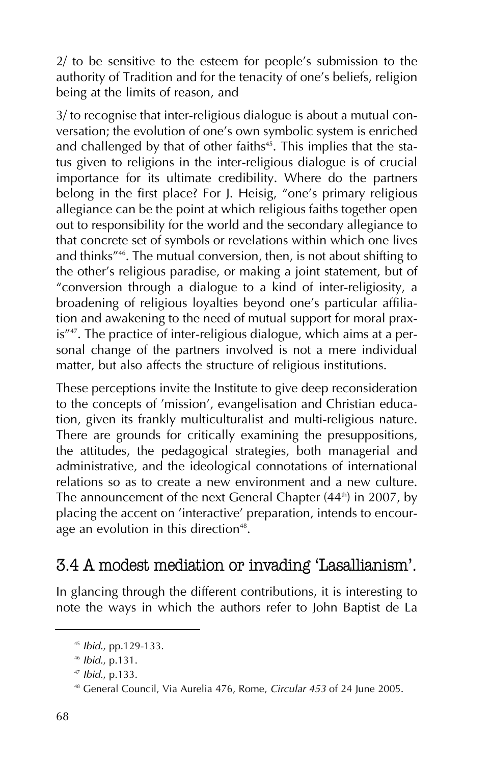2/ to be sensitive to the esteem for people's submission to the authority of Tradition and for the tenacity of one's beliefs, religion being at the limits of reason, and

3/ to recognise that inter-religious dialogue is about a mutual conversation; the evolution of one's own symbolic system is enriched and challenged by that of other faiths[45]. This implies that the status given to religions in the inter-religious dialogue is of crucial importance for its ultimate credibility. Where do the partners belong in the first place? For J. Heisig, "one's primary religious allegiance can be the point at which religious faiths together open out to responsibility for the world and the secondary allegiance to that concrete set of symbols or revelations within which one lives and thinks"[46]. The mutual conversion, then, is not about shifting to the other's religious paradise, or making a joint statement, but of "conversion through a dialogue to a kind of inter-religiosity, a broadening of religious loyalties beyond one's particular affiliation and awakening to the need of mutual support for moral praxis"[47]. The practice of inter-religious dialogue, which aims at a personal change of the partners involved is not a mere individual matter, but also affects the structure of religious institutions.

These perceptions invite the Institute to give deep reconsideration to the concepts of 'mission', evangelisation and Christian education, given its frankly multiculturalist and multi-religious nature. There are grounds for critically examining the presuppositions, the attitudes, the pedagogical strategies, both managerial and administrative, and the ideological connotations of international relations so as to create a new environment and a new culture. The announcement of the next General Chapter (44th) in 2007, by placing the accent on 'interactive' preparation, intends to encourage an evolution in this direction[48].

## 3.4 A modest mediation or invading 'Lasallianism'.

In glancing through the different contributions, it is interesting to note the ways in which the authors refer to John Baptist de La

---

[45] *Ibid.*, pp.129-133.

[46] *Ibid.*, p.131.

[47] *Ibid.*, p.133.

[48] General Council, Via Aurelia 476, Rome, *Circular 453* of 24 June 2005.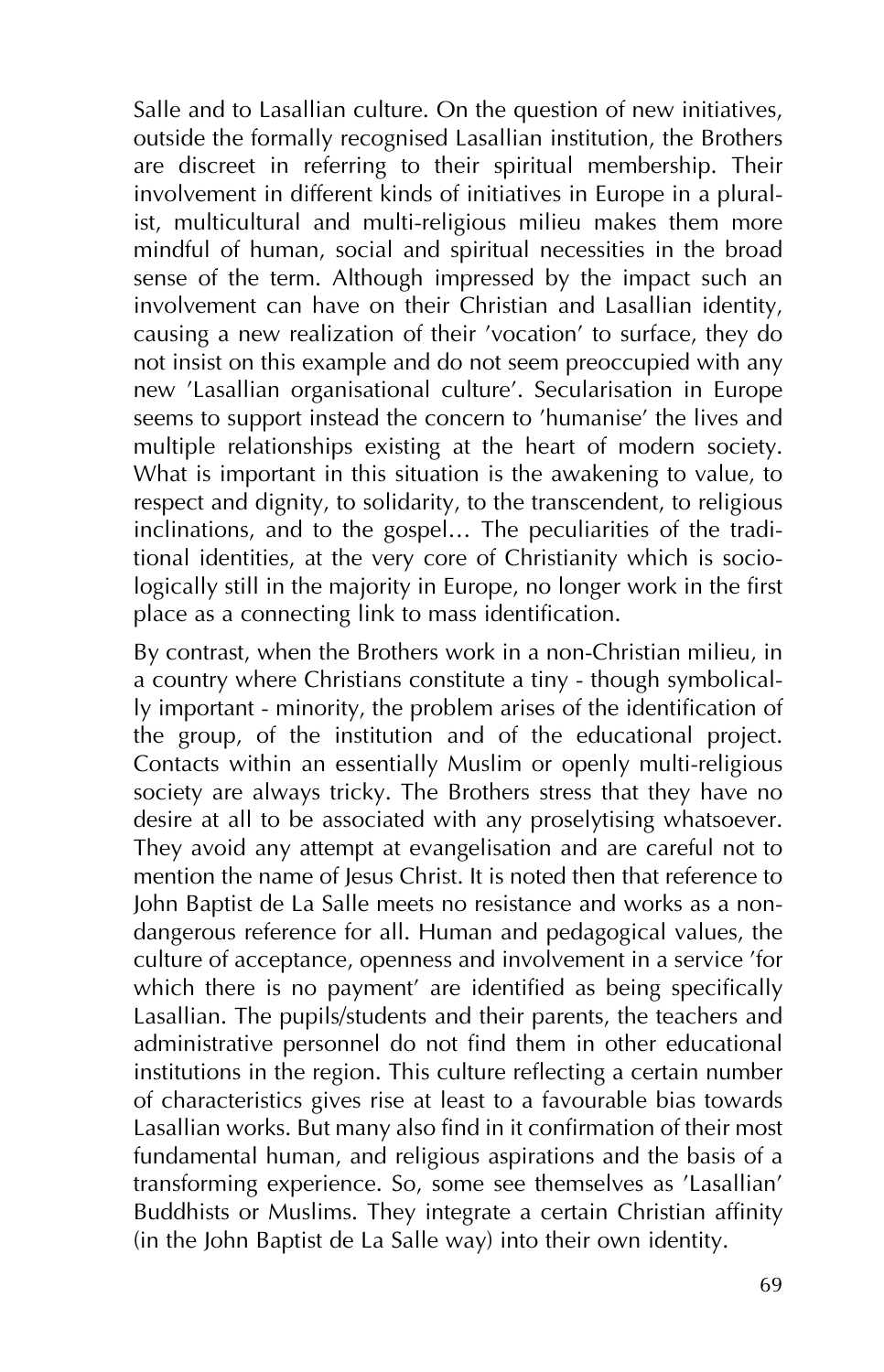Salle and to Lasallian culture. On the question of new initiatives, outside the formally recognised Lasallian institution, the Brothers are discreet in referring to their spiritual membership. Their involvement in different kinds of initiatives in Europe in a pluralist, multicultural and multi-religious milieu makes them more mindful of human, social and spiritual necessities in the broad sense of the term. Although impressed by the impact such an involvement can have on their Christian and Lasallian identity, causing a new realization of their 'vocation' to surface, they do not insist on this example and do not seem preoccupied with any new 'Lasallian organisational culture'. Secularisation in Europe seems to support instead the concern to 'humanise' the lives and multiple relationships existing at the heart of modern society. What is important in this situation is the awakening to value, to respect and dignity, to solidarity, to the transcendent, to religious inclinations, and to the gospel… The peculiarities of the traditional identities, at the very core of Christianity which is sociologically still in the majority in Europe, no longer work in the first place as a connecting link to mass identification.

By contrast, when the Brothers work in a non-Christian milieu, in a country where Christians constitute a tiny - though symbolically important - minority, the problem arises of the identification of the group, of the institution and of the educational project. Contacts within an essentially Muslim or openly multi-religious society are always tricky. The Brothers stress that they have no desire at all to be associated with any proselytising whatsoever. They avoid any attempt at evangelisation and are careful not to mention the name of Jesus Christ. It is noted then that reference to John Baptist de La Salle meets no resistance and works as a non-dangerous reference for all. Human and pedagogical values, the culture of acceptance, openness and involvement in a service 'for which there is no payment' are identified as being specifically Lasallian. The pupils/students and their parents, the teachers and administrative personnel do not find them in other educational institutions in the region. This culture reflecting a certain number of characteristics gives rise at least to a favourable bias towards Lasallian works. But many also find in it confirmation of their most fundamental human, and religious aspirations and the basis of a transforming experience. So, some see themselves as 'Lasallian' Buddhists or Muslims. They integrate a certain Christian affinity (in the John Baptist de La Salle way) into their own identity.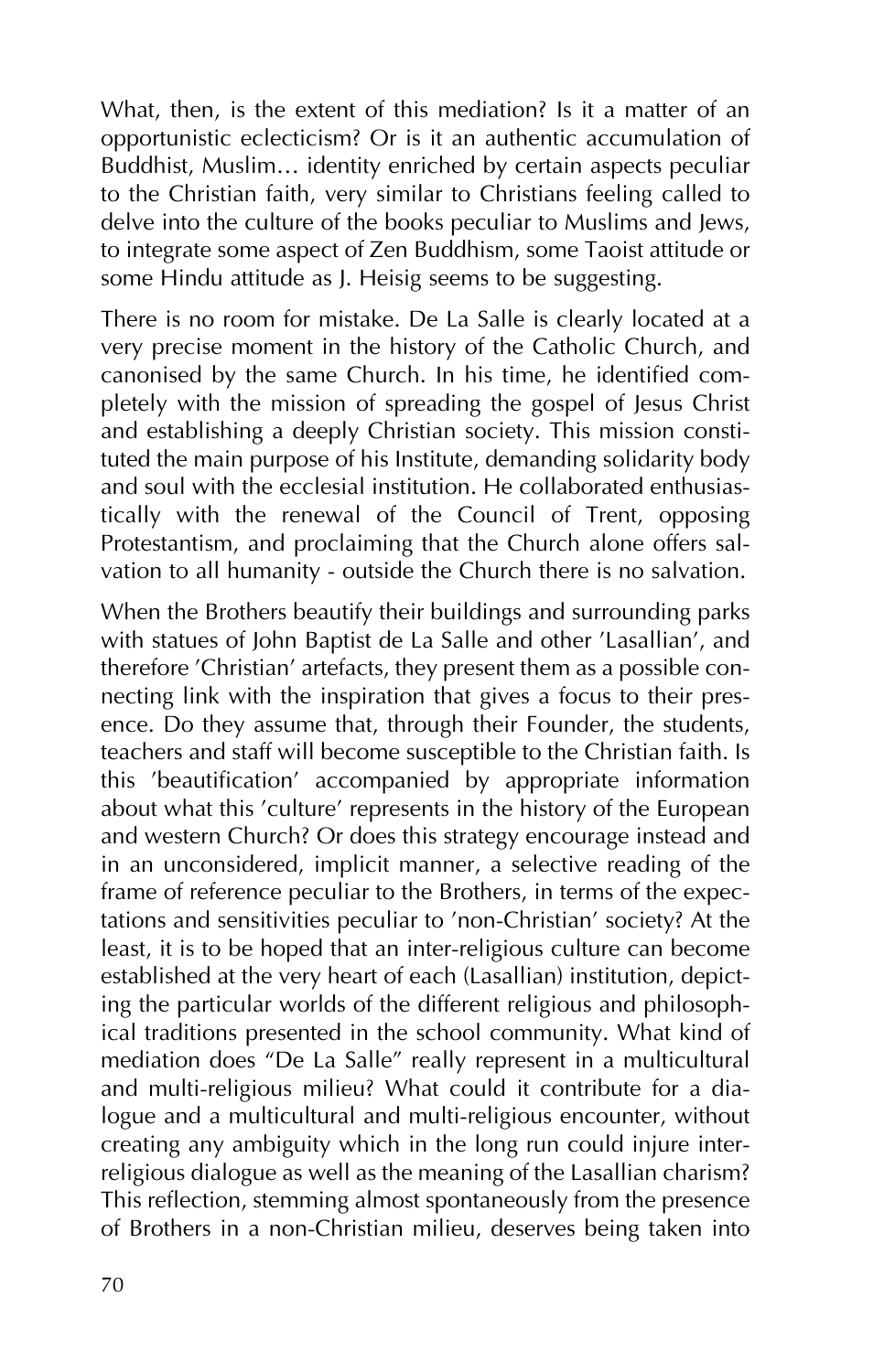What, then, is the extent of this mediation? Is it a matter of an opportunistic eclecticism? Or is it an authentic accumulation of Buddhist, Muslim… identity enriched by certain aspects peculiar to the Christian faith, very similar to Christians feeling called to delve into the culture of the books peculiar to Muslims and Jews, to integrate some aspect of Zen Buddhism, some Taoist attitude or some Hindu attitude as J. Heisig seems to be suggesting.

There is no room for mistake. De La Salle is clearly located at a very precise moment in the history of the Catholic Church, and canonised by the same Church. In his time, he identified completely with the mission of spreading the gospel of Jesus Christ and establishing a deeply Christian society. This mission constituted the main purpose of his Institute, demanding solidarity body and soul with the ecclesial institution. He collaborated enthusiastically with the renewal of the Council of Trent, opposing Protestantism, and proclaiming that the Church alone offers salvation to all humanity - outside the Church there is no salvation.

When the Brothers beautify their buildings and surrounding parks with statues of John Baptist de La Salle and other 'Lasallian', and therefore 'Christian' artefacts, they present them as a possible connecting link with the inspiration that gives a focus to their presence. Do they assume that, through their Founder, the students, teachers and staff will become susceptible to the Christian faith. Is this 'beautification' accompanied by appropriate information about what this 'culture' represents in the history of the European and western Church? Or does this strategy encourage instead and in an unconsidered, implicit manner, a selective reading of the frame of reference peculiar to the Brothers, in terms of the expectations and sensitivities peculiar to 'non-Christian' society? At the least, it is to be hoped that an inter-religious culture can become established at the very heart of each (Lasallian) institution, depicting the particular worlds of the different religious and philosophical traditions presented in the school community. What kind of mediation does "De La Salle" really represent in a multicultural and multi-religious milieu? What could it contribute for a dialogue and a multicultural and multi-religious encounter, without creating any ambiguity which in the long run could injure inter-religious dialogue as well as the meaning of the Lasallian charism? This reflection, stemming almost spontaneously from the presence of Brothers in a non-Christian milieu, deserves being taken into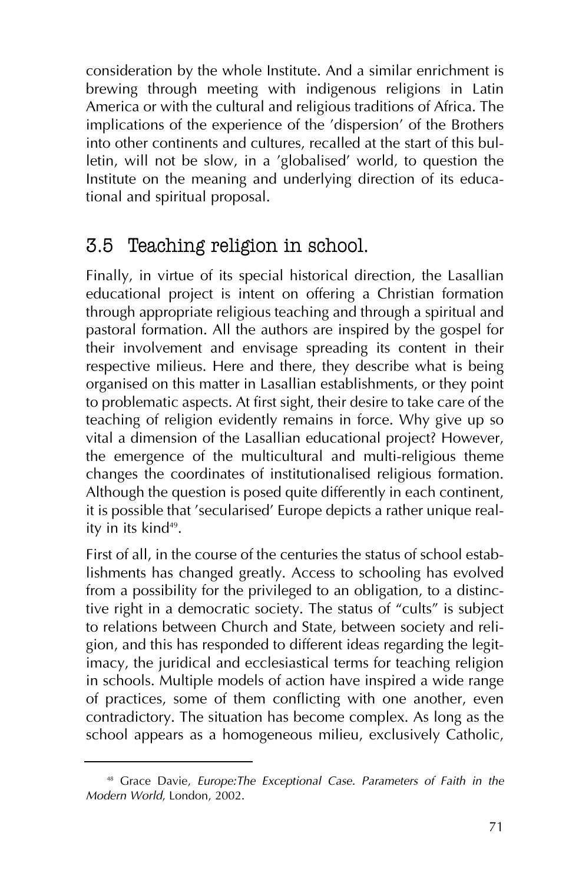consideration by the whole Institute. And a similar enrichment is brewing through meeting with indigenous religions in Latin America or with the cultural and religious traditions of Africa. The implications of the experience of the 'dispersion' of the Brothers into other continents and cultures, recalled at the start of this bulletin, will not be slow, in a 'globalised' world, to question the Institute on the meaning and underlying direction of its educational and spiritual proposal.

## 3.5 Teaching religion in school.

Finally, in virtue of its special historical direction, the Lasallian educational project is intent on offering a Christian formation through appropriate religious teaching and through a spiritual and pastoral formation. All the authors are inspired by the gospel for their involvement and envisage spreading its content in their respective milieus. Here and there, they describe what is being organised on this matter in Lasallian establishments, or they point to problematic aspects. At first sight, their desire to take care of the teaching of religion evidently remains in force. Why give up so vital a dimension of the Lasallian educational project? However, the emergence of the multicultural and multi-religious theme changes the coordinates of institutionalised religious formation. Although the question is posed quite differently in each continent, it is possible that 'secularised' Europe depicts a rather unique reality in its kind[49].

First of all, in the course of the centuries the status of school establishments has changed greatly. Access to schooling has evolved from a possibility for the privileged to an obligation, to a distinctive right in a democratic society. The status of "cults" is subject to relations between Church and State, between society and religion, and this has responded to different ideas regarding the legitimacy, the juridical and ecclesiastical terms for teaching religion in schools. Multiple models of action have inspired a wide range of practices, some of them conflicting with one another, even contradictory. The situation has become complex. As long as the school appears as a homogeneous milieu, exclusively Catholic,

---

[48] Grace Davie, *Europe:The Exceptional Case. Parameters of Faith in the Modern World*, London, 2002.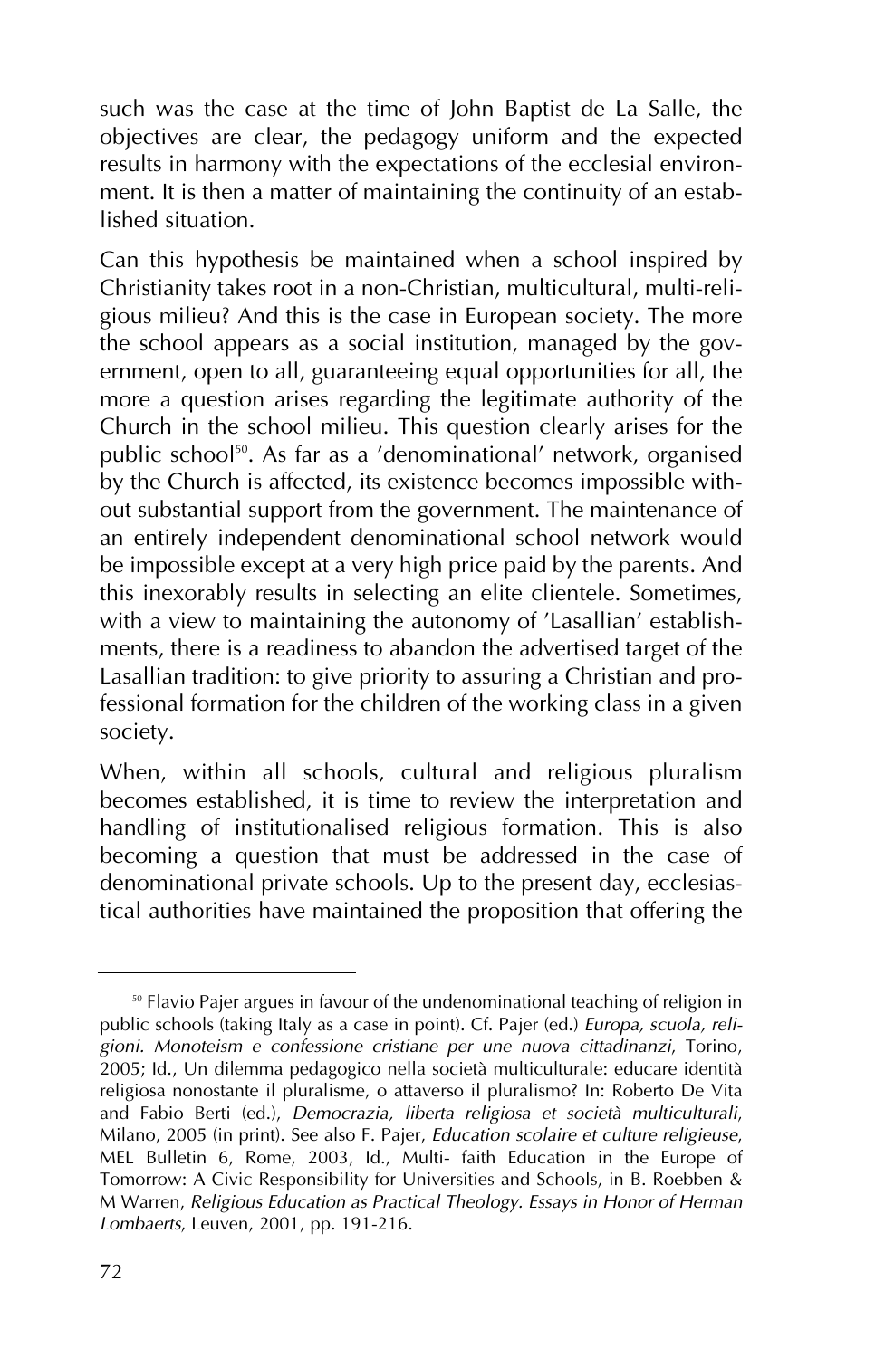such was the case at the time of John Baptist de La Salle, the objectives are clear, the pedagogy uniform and the expected results in harmony with the expectations of the ecclesial environment. It is then a matter of maintaining the continuity of an established situation.

Can this hypothesis be maintained when a school inspired by Christianity takes root in a non-Christian, multicultural, multi-religious milieu? And this is the case in European society. The more the school appears as a social institution, managed by the government, open to all, guaranteeing equal opportunities for all, the more a question arises regarding the legitimate authority of the Church in the school milieu. This question clearly arises for the public school[50]. As far as a 'denominational' network, organised by the Church is affected, its existence becomes impossible without substantial support from the government. The maintenance of an entirely independent denominational school network would be impossible except at a very high price paid by the parents. And this inexorably results in selecting an elite clientele. Sometimes, with a view to maintaining the autonomy of 'Lasallian' establishments, there is a readiness to abandon the advertised target of the Lasallian tradition: to give priority to assuring a Christian and professional formation for the children of the working class in a given society.

When, within all schools, cultural and religious pluralism becomes established, it is time to review the interpretation and handling of institutionalised religious formation. This is also becoming a question that must be addressed in the case of denominational private schools. Up to the present day, ecclesiastical authorities have maintained the proposition that offering the

---

[50] Flavio Pajer argues in favour of the undenominational teaching of religion in public schools (taking Italy as a case in point). Cf. Pajer (ed.) *Europa, scuola, religioni. Monoteism e confessione cristiane per une nuova cittadinanzi*, Torino, 2005; Id., Un dilemma pedagogico nella società multiculturale: educare identità religiosa nonostante il pluralisme, o attaverso il pluralismo? In: Roberto De Vita and Fabio Berti (ed.), *Democrazia, liberta religiosa et società multiculturali*, Milano, 2005 (in print). See also F. Pajer, *Education scolaire et culture religieuse*, MEL Bulletin 6, Rome, 2003, Id., Multi- faith Education in the Europe of Tomorrow: A Civic Responsibility for Universities and Schools, in B. Roebben & M Warren, *Religious Education as Practical Theology. Essays in Honor of Herman Lombaerts*, Leuven, 2001, pp. 191-216.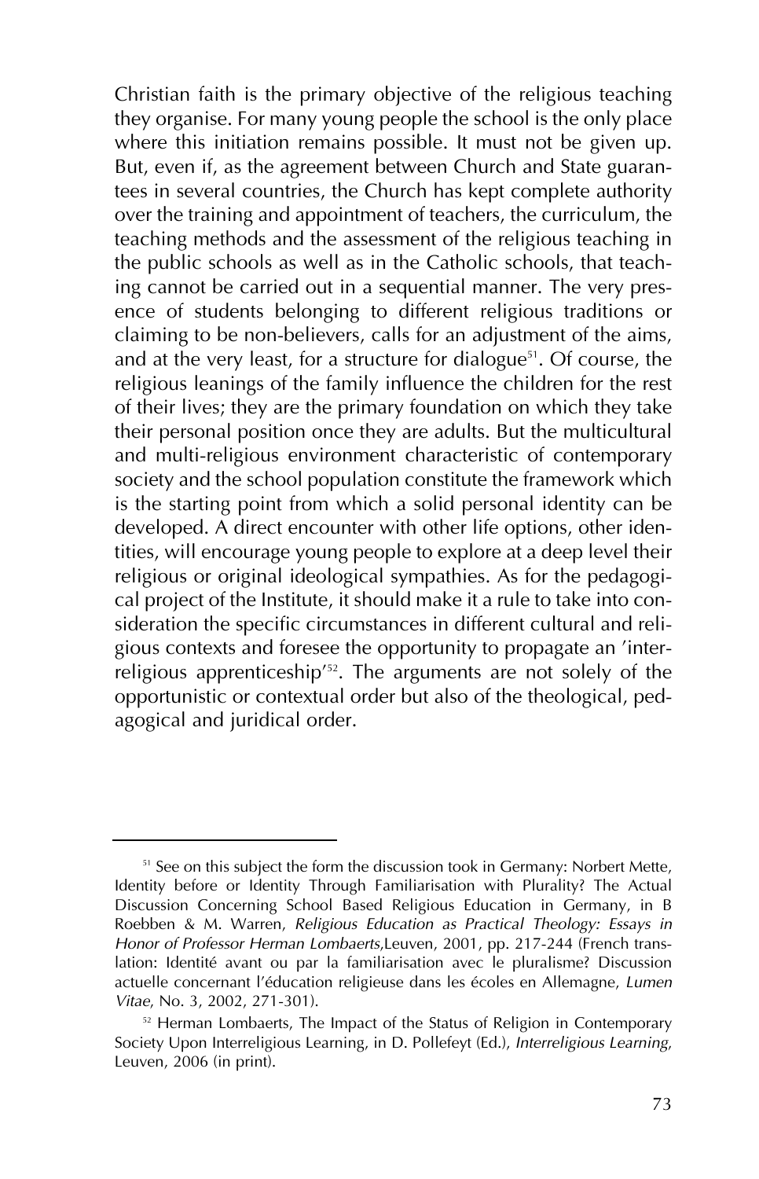Christian faith is the primary objective of the religious teaching they organise. For many young people the school is the only place where this initiation remains possible. It must not be given up. But, even if, as the agreement between Church and State guarantees in several countries, the Church has kept complete authority over the training and appointment of teachers, the curriculum, the teaching methods and the assessment of the religious teaching in the public schools as well as in the Catholic schools, that teaching cannot be carried out in a sequential manner. The very presence of students belonging to different religious traditions or claiming to be non-believers, calls for an adjustment of the aims, and at the very least, for a structure for dialogue[51]. Of course, the religious leanings of the family influence the children for the rest of their lives; they are the primary foundation on which they take their personal position once they are adults. But the multicultural and multi-religious environment characteristic of contemporary society and the school population constitute the framework which is the starting point from which a solid personal identity can be developed. A direct encounter with other life options, other identities, will encourage young people to explore at a deep level their religious or original ideological sympathies. As for the pedagogical project of the Institute, it should make it a rule to take into consideration the specific circumstances in different cultural and religious contexts and foresee the opportunity to propagate an 'interreligious apprenticeship'[52]. The arguments are not solely of the opportunistic or contextual order but also of the theological, pedagogical and juridical order.

---

[51] See on this subject the form the discussion took in Germany: Norbert Mette, Identity before or Identity Through Familiarisation with Plurality? The Actual Discussion Concerning School Based Religious Education in Germany, in B Roebben & M. Warren, *Religious Education as Practical Theology: Essays in Honor of Professor Herman Lombaerts*,Leuven, 2001, pp. 217-244 (French translation: Identité avant ou par la familiarisation avec le pluralisme? Discussion actuelle concernant l'éducation religieuse dans les écoles en Allemagne, *Lumen Vitae*, No. 3, 2002, 271-301).

[52] Herman Lombaerts, The Impact of the Status of Religion in Contemporary Society Upon Interreligious Learning, in D. Pollefeyt (Ed.), *Interreligious Learning*, Leuven, 2006 (in print).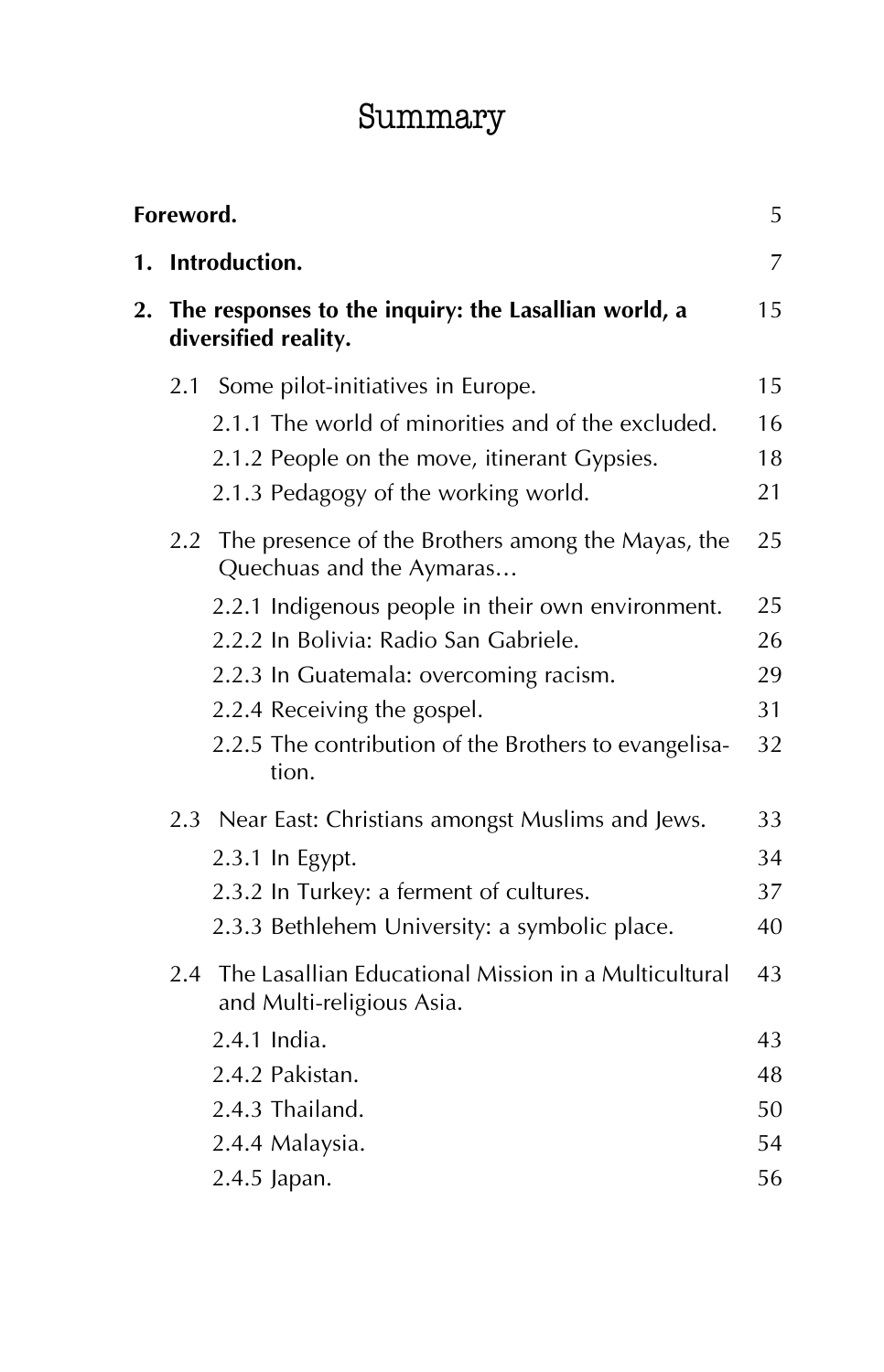# Summary

| | |
|---|---|
| **Foreword.** | 5 |
| **1. Introduction.** | 7 |
| **2. The responses to the inquiry: the Lasallian world, a diversified reality.** | 15 |
| 2.1 Some pilot-initiatives in Europe. | 15 |
| 2.1.1 The world of minorities and of the excluded. | 16 |
| 2.1.2 People on the move, itinerant Gypsies. | 18 |
| 2.1.3 Pedagogy of the working world. | 21 |
| 2.2 The presence of the Brothers among the Mayas, the Quechuas and the Aymaras… | 25 |
| 2.2.1 Indigenous people in their own environment. | 25 |
| 2.2.2 In Bolivia: Radio San Gabriele. | 26 |
| 2.2.3 In Guatemala: overcoming racism. | 29 |
| 2.2.4 Receiving the gospel. | 31 |
| 2.2.5 The contribution of the Brothers to evangelisation. | 32 |
| 2.3 Near East: Christians amongst Muslims and Jews. | 33 |
| 2.3.1 In Egypt. | 34 |
| 2.3.2 In Turkey: a ferment of cultures. | 37 |
| 2.3.3 Bethlehem University: a symbolic place. | 40 |
| 2.4 The Lasallian Educational Mission in a Multicultural and Multi-religious Asia. | 43 |
| 2.4.1 India. | 43 |
| 2.4.2 Pakistan. | 48 |
| 2.4.3 Thailand. | 50 |
| 2.4.4 Malaysia. | 54 |
| 2.4.5 Japan. | 56 |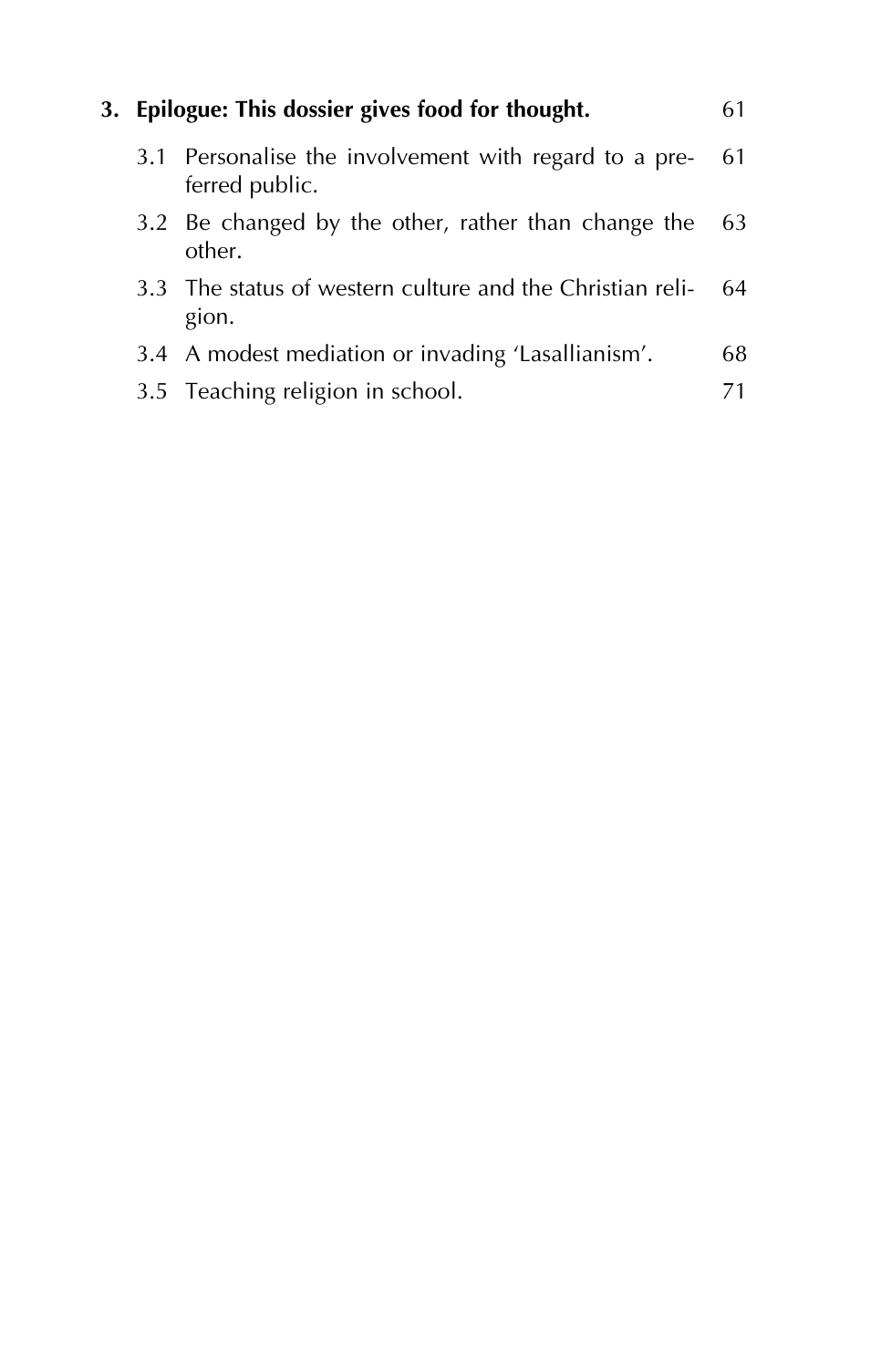**3. Epilogue: This dossier gives food for thought.** 61

3.1 Personalise the involvement with regard to a preferred public. 61

3.2 Be changed by the other, rather than change the other. 63

3.3 The status of western culture and the Christian religion. 64

3.4 A modest mediation or invading 'Lasallianism'. 68

3.5 Teaching religion in school. 71